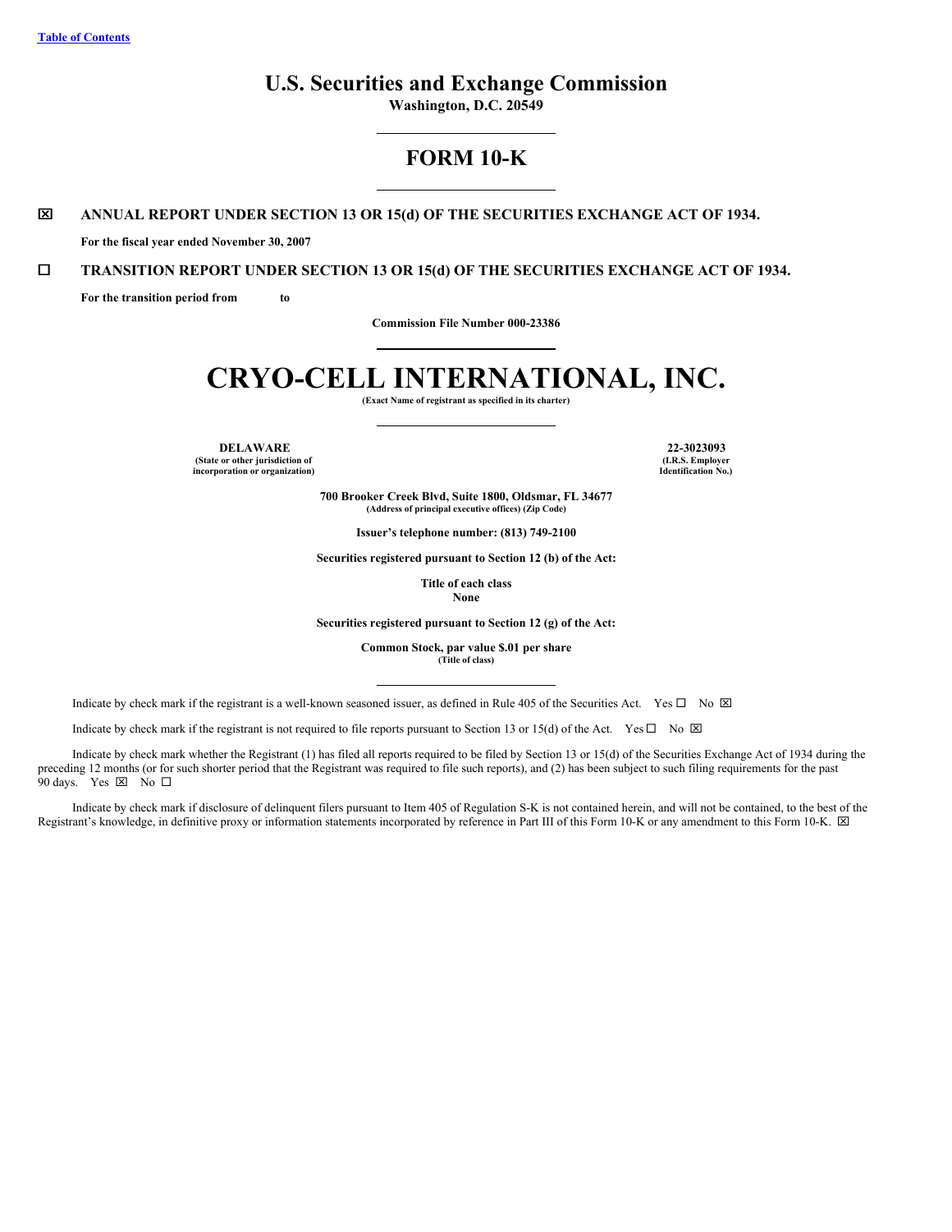Table of Contents

# U.S. Securities and Exchange Commission

**Washington, D.C. 20549**

# FORM 10-K

☒ **ANNUAL REPORT UNDER SECTION 13 OR 15(d) OF THE SECURITIES EXCHANGE ACT OF 1934.**

**For the fiscal year ended November 30, 2007**

☐ **TRANSITION REPORT UNDER SECTION 13 OR 15(d) OF THE SECURITIES EXCHANGE ACT OF 1934.**

**For the transition period from to**

**Commission File Number 000-23386**

# CRYO-CELL INTERNATIONAL, INC.

**(Exact Name of registrant as specified in its charter)**

| **DELAWARE** | **22-3023093** |
|---|---|
| **(State or other jurisdiction of incorporation or organization)** | **(I.R.S. Employer Identification No.)** |

**700 Brooker Creek Blvd, Suite 1800, Oldsmar, FL 34677**
**(Address of principal executive offices) (Zip Code)**

**Issuer's telephone number: (813) 749-2100**

**Securities registered pursuant to Section 12 (b) of the Act:**

**Title of each class**
**None**

**Securities registered pursuant to Section 12 (g) of the Act:**

**Common Stock, par value $.01 per share**
**(Title of class)**

Indicate by check mark if the registrant is a well-known seasoned issuer, as defined in Rule 405 of the Securities Act. Yes ☐ No ☒

Indicate by check mark if the registrant is not required to file reports pursuant to Section 13 or 15(d) of the Act. Yes ☐ No ☒

Indicate by check mark whether the Registrant (1) has filed all reports required to be filed by Section 13 or 15(d) of the Securities Exchange Act of 1934 during the preceding 12 months (or for such shorter period that the Registrant was required to file such reports), and (2) has been subject to such filing requirements for the past 90 days. Yes ☒ No ☐

Indicate by check mark if disclosure of delinquent filers pursuant to Item 405 of Regulation S-K is not contained herein, and will not be contained, to the best of the Registrant's knowledge, in definitive proxy or information statements incorporated by reference in Part III of this Form 10-K or any amendment to this Form 10-K. ☒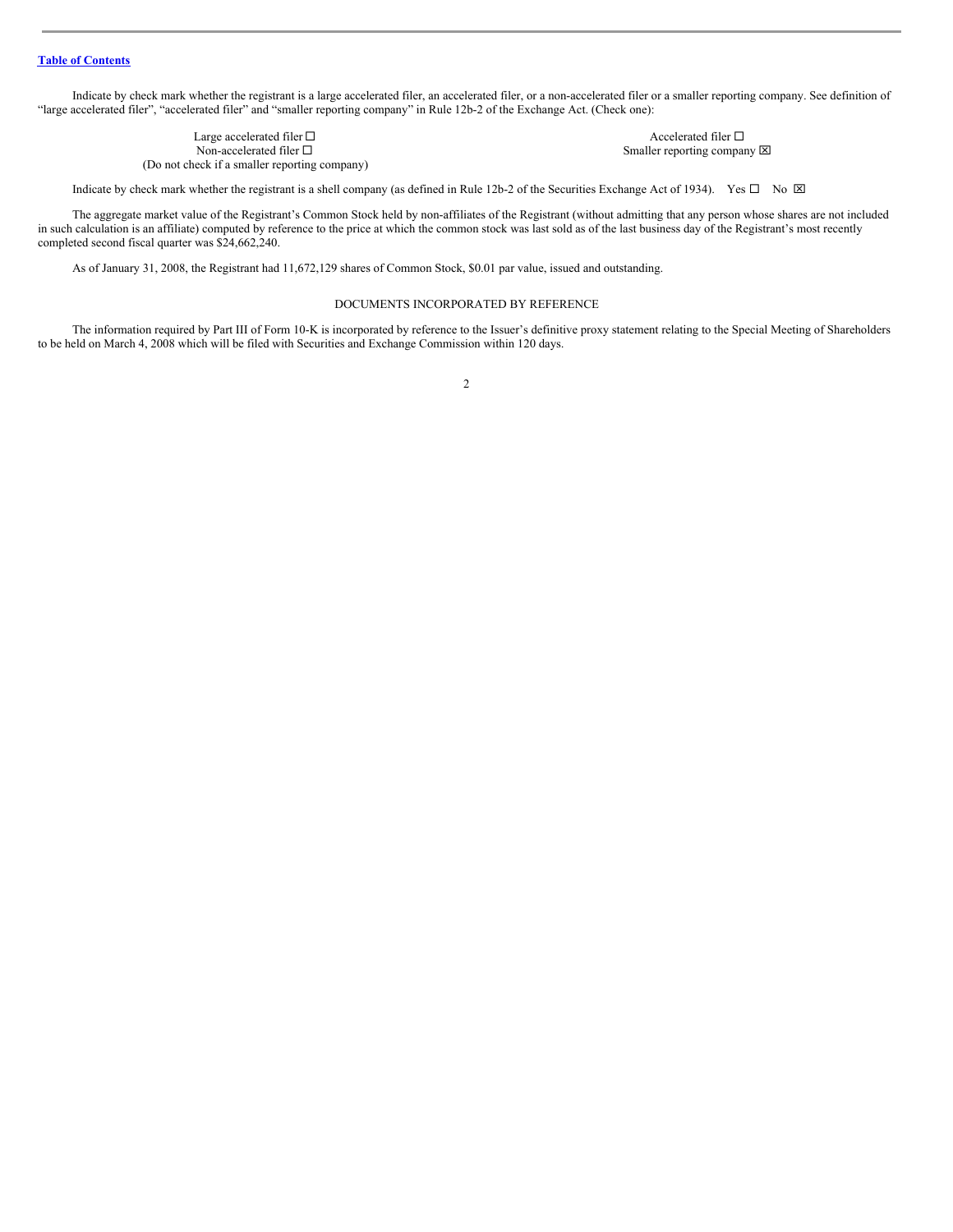Table of Contents

Indicate by check mark whether the registrant is a large accelerated filer, an accelerated filer, or a non-accelerated filer or a smaller reporting company. See definition of "large accelerated filer", "accelerated filer" and "smaller reporting company" in Rule 12b-2 of the Exchange Act. (Check one):

| | |
|---|---|
| Large accelerated filer ☐ | Accelerated filer ☐ |
| Non-accelerated filer ☐ (Do not check if a smaller reporting company) | Smaller reporting company ☒ |

Indicate by check mark whether the registrant is a shell company (as defined in Rule 12b-2 of the Securities Exchange Act of 1934). Yes ☐ No ☒

The aggregate market value of the Registrant's Common Stock held by non-affiliates of the Registrant (without admitting that any person whose shares are not included in such calculation is an affiliate) computed by reference to the price at which the common stock was last sold as of the last business day of the Registrant's most recently completed second fiscal quarter was $24,662,240.

As of January 31, 2008, the Registrant had 11,672,129 shares of Common Stock, $0.01 par value, issued and outstanding.

DOCUMENTS INCORPORATED BY REFERENCE

The information required by Part III of Form 10-K is incorporated by reference to the Issuer's definitive proxy statement relating to the Special Meeting of Shareholders to be held on March 4, 2008 which will be filed with Securities and Exchange Commission within 120 days.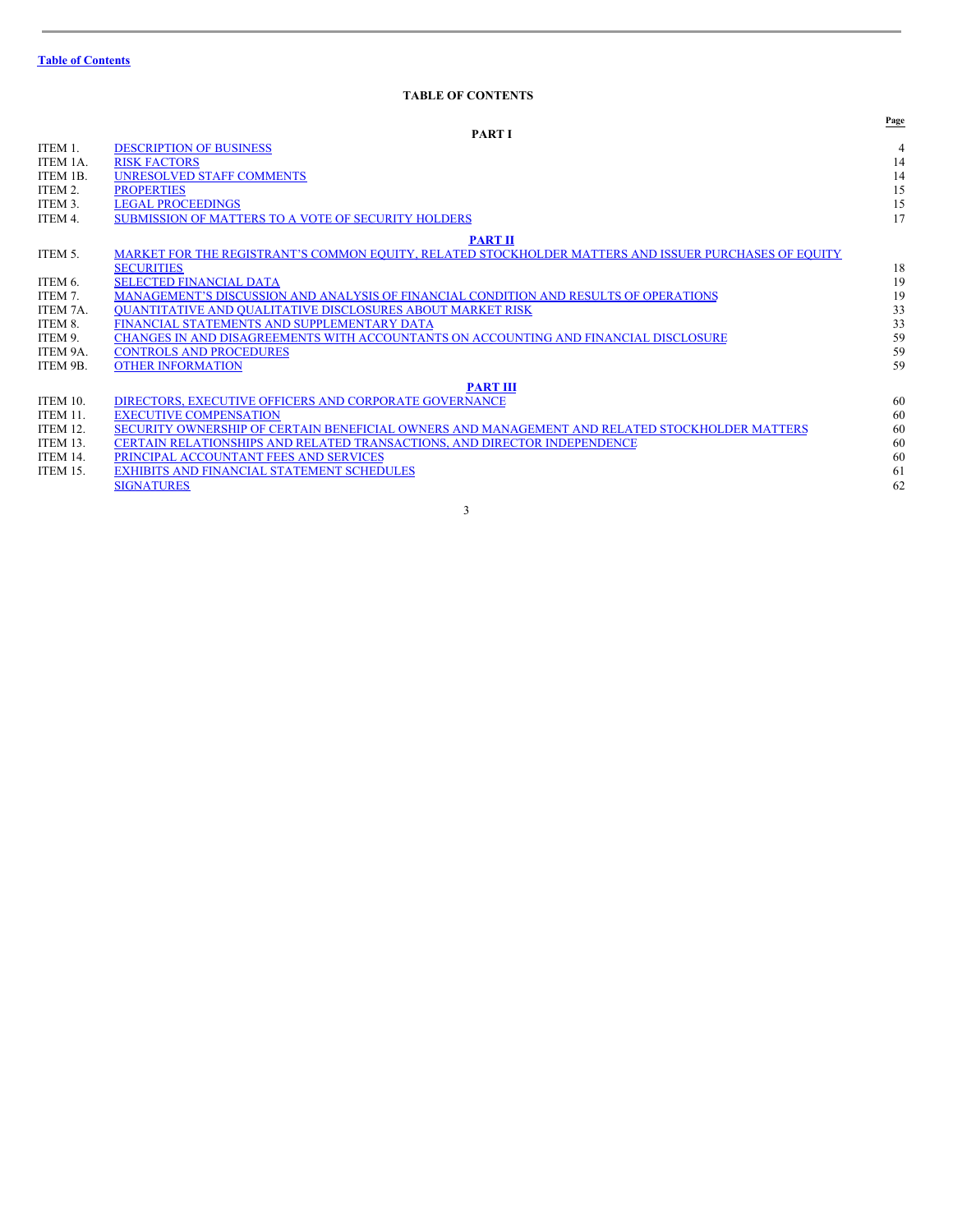Table of Contents

# TABLE OF CONTENTS

| | | Page |
|---|---|---|
| | **PART I** | |
| ITEM 1. | DESCRIPTION OF BUSINESS | 4 |
| ITEM 1A. | RISK FACTORS | 14 |
| ITEM 1B. | UNRESOLVED STAFF COMMENTS | 14 |
| ITEM 2. | PROPERTIES | 15 |
| ITEM 3. | LEGAL PROCEEDINGS | 15 |
| ITEM 4. | SUBMISSION OF MATTERS TO A VOTE OF SECURITY HOLDERS | 17 |
| | **PART II** | |
| ITEM 5. | MARKET FOR THE REGISTRANT'S COMMON EQUITY, RELATED STOCKHOLDER MATTERS AND ISSUER PURCHASES OF EQUITY SECURITIES | 18 |
| ITEM 6. | SELECTED FINANCIAL DATA | 19 |
| ITEM 7. | MANAGEMENT'S DISCUSSION AND ANALYSIS OF FINANCIAL CONDITION AND RESULTS OF OPERATIONS | 19 |
| ITEM 7A. | QUANTITATIVE AND QUALITATIVE DISCLOSURES ABOUT MARKET RISK | 33 |
| ITEM 8. | FINANCIAL STATEMENTS AND SUPPLEMENTARY DATA | 33 |
| ITEM 9. | CHANGES IN AND DISAGREEMENTS WITH ACCOUNTANTS ON ACCOUNTING AND FINANCIAL DISCLOSURE | 59 |
| ITEM 9A. | CONTROLS AND PROCEDURES | 59 |
| ITEM 9B. | OTHER INFORMATION | 59 |
| | **PART III** | |
| ITEM 10. | DIRECTORS, EXECUTIVE OFFICERS AND CORPORATE GOVERNANCE | 60 |
| ITEM 11. | EXECUTIVE COMPENSATION | 60 |
| ITEM 12. | SECURITY OWNERSHIP OF CERTAIN BENEFICIAL OWNERS AND MANAGEMENT AND RELATED STOCKHOLDER MATTERS | 60 |
| ITEM 13. | CERTAIN RELATIONSHIPS AND RELATED TRANSACTIONS, AND DIRECTOR INDEPENDENCE | 60 |
| ITEM 14. | PRINCIPAL ACCOUNTANT FEES AND SERVICES | 60 |
| ITEM 15. | EXHIBITS AND FINANCIAL STATEMENT SCHEDULES | 61 |
| | SIGNATURES | 62 |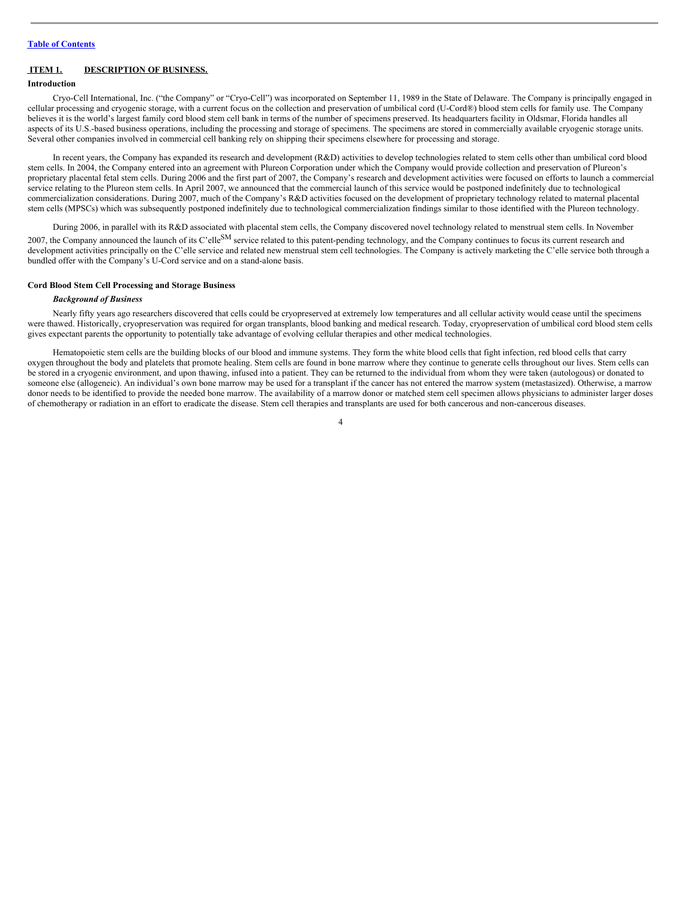[Table of Contents](#)

## ITEM 1. DESCRIPTION OF BUSINESS.

**Introduction**

Cryo-Cell International, Inc. ("the Company" or "Cryo-Cell") was incorporated on September 11, 1989 in the State of Delaware. The Company is principally engaged in cellular processing and cryogenic storage, with a current focus on the collection and preservation of umbilical cord (U-Cord®) blood stem cells for family use. The Company believes it is the world's largest family cord blood stem cell bank in terms of the number of specimens preserved. Its headquarters facility in Oldsmar, Florida handles all aspects of its U.S.-based business operations, including the processing and storage of specimens. The specimens are stored in commercially available cryogenic storage units. Several other companies involved in commercial cell banking rely on shipping their specimens elsewhere for processing and storage.

In recent years, the Company has expanded its research and development (R&D) activities to develop technologies related to stem cells other than umbilical cord blood stem cells. In 2004, the Company entered into an agreement with Plureon Corporation under which the Company would provide collection and preservation of Plureon's proprietary placental fetal stem cells. During 2006 and the first part of 2007, the Company's research and development activities were focused on efforts to launch a commercial service relating to the Plureon stem cells. In April 2007, we announced that the commercial launch of this service would be postponed indefinitely due to technological commercialization considerations. During 2007, much of the Company's R&D activities focused on the development of proprietary technology related to maternal placental stem cells (MPSCs) which was subsequently postponed indefinitely due to technological commercialization findings similar to those identified with the Plureon technology.

During 2006, in parallel with its R&D associated with placental stem cells, the Company discovered novel technology related to menstrual stem cells. In November 2007, the Company announced the launch of its C'elle℠ service related to this patent-pending technology, and the Company continues to focus its current research and development activities principally on the C'elle service and related new menstrual stem cell technologies. The Company is actively marketing the C'elle service both through a bundled offer with the Company's U-Cord service and on a stand-alone basis.

**Cord Blood Stem Cell Processing and Storage Business**

***Background of Business***

Nearly fifty years ago researchers discovered that cells could be cryopreserved at extremely low temperatures and all cellular activity would cease until the specimens were thawed. Historically, cryopreservation was required for organ transplants, blood banking and medical research. Today, cryopreservation of umbilical cord blood stem cells gives expectant parents the opportunity to potentially take advantage of evolving cellular therapies and other medical technologies.

Hematopoietic stem cells are the building blocks of our blood and immune systems. They form the white blood cells that fight infection, red blood cells that carry oxygen throughout the body and platelets that promote healing. Stem cells are found in bone marrow where they continue to generate cells throughout our lives. Stem cells can be stored in a cryogenic environment, and upon thawing, infused into a patient. They can be returned to the individual from whom they were taken (autologous) or donated to someone else (allogeneic). An individual's own bone marrow may be used for a transplant if the cancer has not entered the marrow system (metastasized). Otherwise, a marrow donor needs to be identified to provide the needed bone marrow. The availability of a marrow donor or matched stem cell specimen allows physicians to administer larger doses of chemotherapy or radiation in an effort to eradicate the disease. Stem cell therapies and transplants are used for both cancerous and non-cancerous diseases.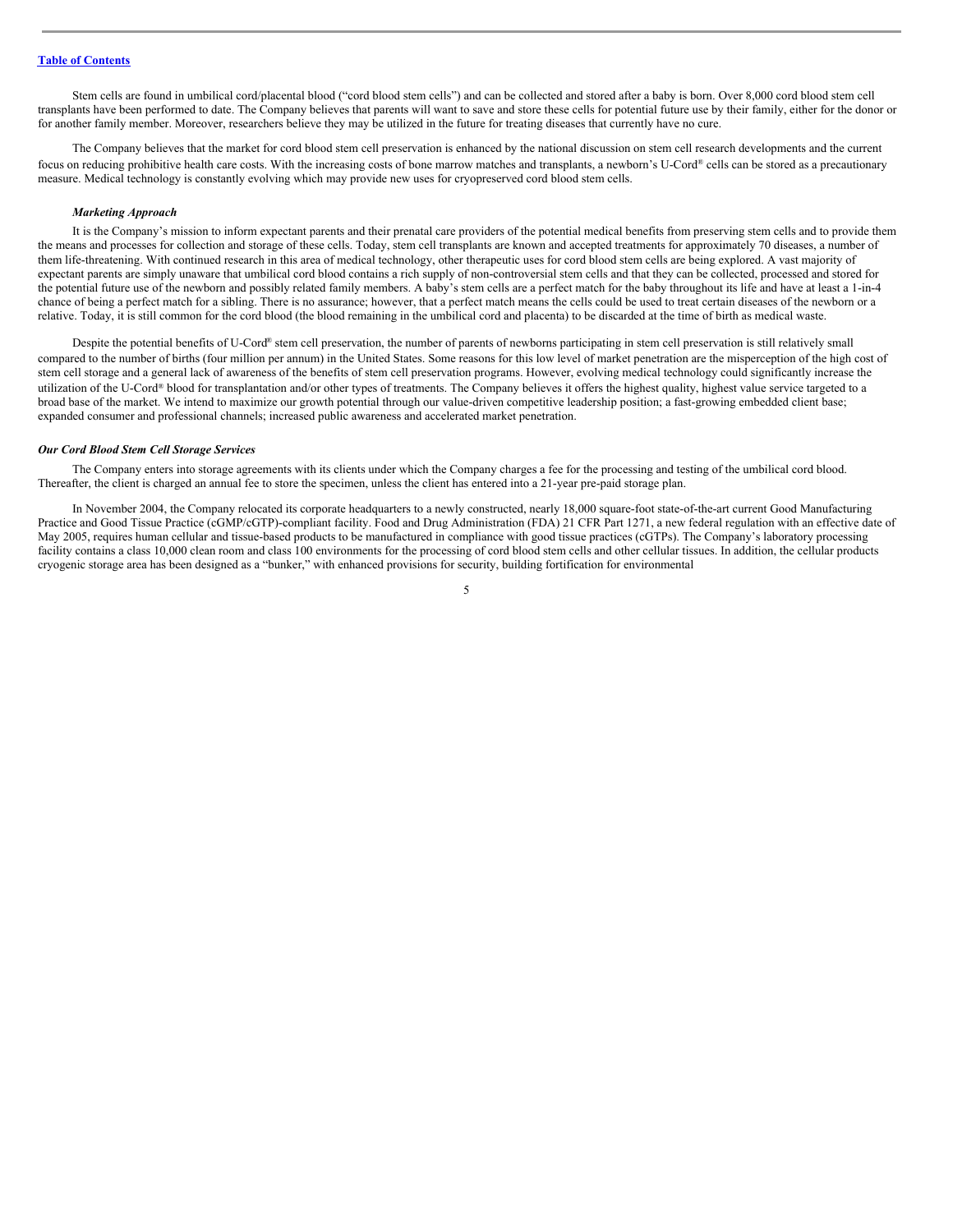Stem cells are found in umbilical cord/placental blood ("cord blood stem cells") and can be collected and stored after a baby is born. Over 8,000 cord blood stem cell transplants have been performed to date. The Company believes that parents will want to save and store these cells for potential future use by their family, either for the donor or for another family member. Moreover, researchers believe they may be utilized in the future for treating diseases that currently have no cure.

The Company believes that the market for cord blood stem cell preservation is enhanced by the national discussion on stem cell research developments and the current focus on reducing prohibitive health care costs. With the increasing costs of bone marrow matches and transplants, a newborn's U-Cord® cells can be stored as a precautionary measure. Medical technology is constantly evolving which may provide new uses for cryopreserved cord blood stem cells.

***Marketing Approach***

It is the Company's mission to inform expectant parents and their prenatal care providers of the potential medical benefits from preserving stem cells and to provide them the means and processes for collection and storage of these cells. Today, stem cell transplants are known and accepted treatments for approximately 70 diseases, a number of them life-threatening. With continued research in this area of medical technology, other therapeutic uses for cord blood stem cells are being explored. A vast majority of expectant parents are simply unaware that umbilical cord blood contains a rich supply of non-controversial stem cells and that they can be collected, processed and stored for the potential future use of the newborn and possibly related family members. A baby's stem cells are a perfect match for the baby throughout its life and have at least a 1-in-4 chance of being a perfect match for a sibling. There is no assurance; however, that a perfect match means the cells could be used to treat certain diseases of the newborn or a relative. Today, it is still common for the cord blood (the blood remaining in the umbilical cord and placenta) to be discarded at the time of birth as medical waste.

Despite the potential benefits of U-Cord® stem cell preservation, the number of parents of newborns participating in stem cell preservation is still relatively small compared to the number of births (four million per annum) in the United States. Some reasons for this low level of market penetration are the misperception of the high cost of stem cell storage and a general lack of awareness of the benefits of stem cell preservation programs. However, evolving medical technology could significantly increase the utilization of the U-Cord® blood for transplantation and/or other types of treatments. The Company believes it offers the highest quality, highest value service targeted to a broad base of the market. We intend to maximize our growth potential through our value-driven competitive leadership position; a fast-growing embedded client base; expanded consumer and professional channels; increased public awareness and accelerated market penetration.

***Our Cord Blood Stem Cell Storage Services***

The Company enters into storage agreements with its clients under which the Company charges a fee for the processing and testing of the umbilical cord blood. Thereafter, the client is charged an annual fee to store the specimen, unless the client has entered into a 21-year pre-paid storage plan.

In November 2004, the Company relocated its corporate headquarters to a newly constructed, nearly 18,000 square-foot state-of-the-art current Good Manufacturing Practice and Good Tissue Practice (cGMP/cGTP)-compliant facility. Food and Drug Administration (FDA) 21 CFR Part 1271, a new federal regulation with an effective date of May 2005, requires human cellular and tissue-based products to be manufactured in compliance with good tissue practices (cGTPs). The Company's laboratory processing facility contains a class 10,000 clean room and class 100 environments for the processing of cord blood stem cells and other cellular tissues. In addition, the cellular products cryogenic storage area has been designed as a "bunker," with enhanced provisions for security, building fortification for environmental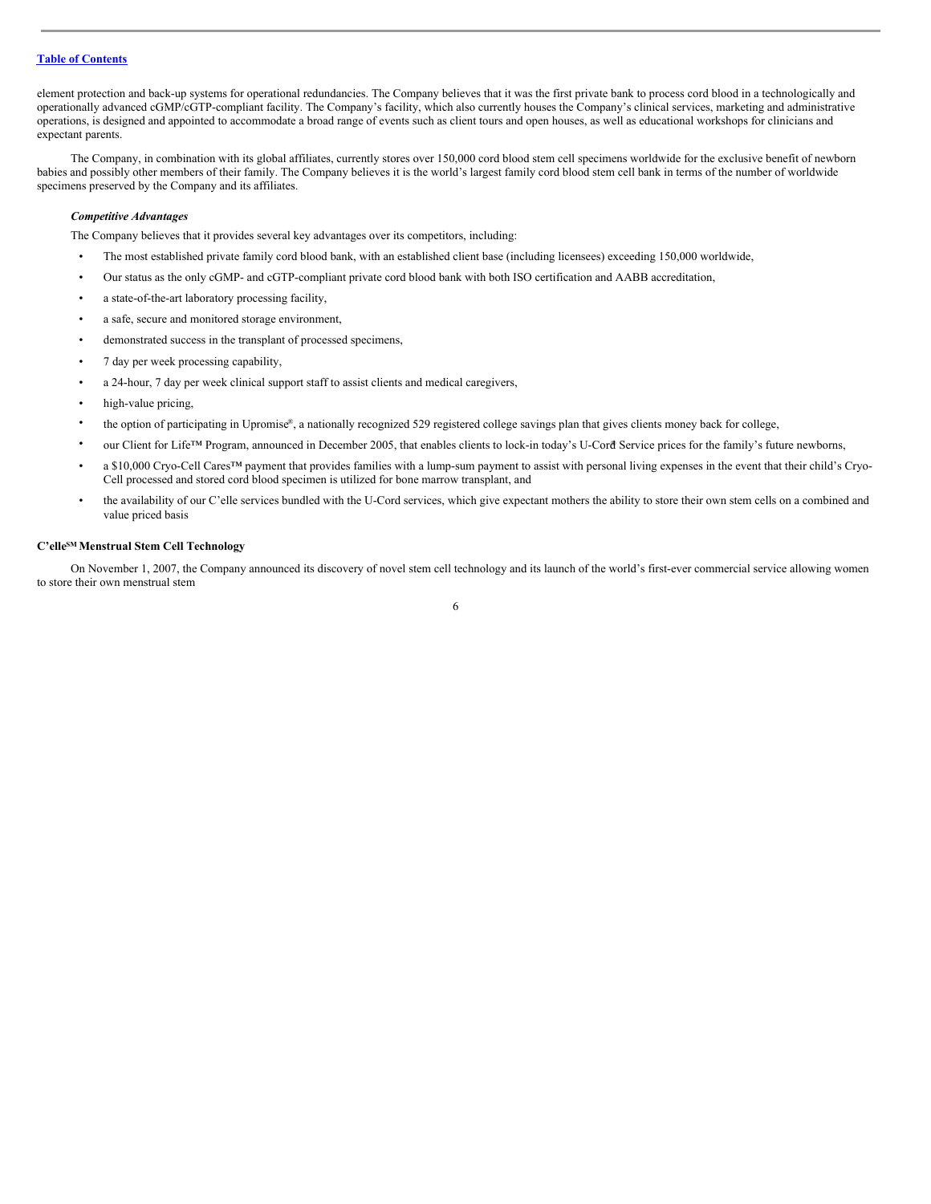element protection and back-up systems for operational redundancies. The Company believes that it was the first private bank to process cord blood in a technologically and operationally advanced cGMP/cGTP-compliant facility. The Company's facility, which also currently houses the Company's clinical services, marketing and administrative operations, is designed and appointed to accommodate a broad range of events such as client tours and open houses, as well as educational workshops for clinicians and expectant parents.

The Company, in combination with its global affiliates, currently stores over 150,000 cord blood stem cell specimens worldwide for the exclusive benefit of newborn babies and possibly other members of their family. The Company believes it is the world's largest family cord blood stem cell bank in terms of the number of worldwide specimens preserved by the Company and its affiliates.

***Competitive Advantages***

The Company believes that it provides several key advantages over its competitors, including:

- The most established private family cord blood bank, with an established client base (including licensees) exceeding 150,000 worldwide,
- Our status as the only cGMP- and cGTP-compliant private cord blood bank with both ISO certification and AABB accreditation,
- a state-of-the-art laboratory processing facility,
- a safe, secure and monitored storage environment,
- demonstrated success in the transplant of processed specimens,
- 7 day per week processing capability,
- a 24-hour, 7 day per week clinical support staff to assist clients and medical caregivers,
- high-value pricing,
- the option of participating in Upromise®, a nationally recognized 529 registered college savings plan that gives clients money back for college,
- our Client for Life™ Program, announced in December 2005, that enables clients to lock-in today's U-Cord® Service prices for the family's future newborns,
- a $10,000 Cryo-Cell Cares™ payment that provides families with a lump-sum payment to assist with personal living expenses in the event that their child's Cryo-Cell processed and stored cord blood specimen is utilized for bone marrow transplant, and
- the availability of our C'elle services bundled with the U-Cord services, which give expectant mothers the ability to store their own stem cells on a combined and value priced basis

**C'elle℠ Menstrual Stem Cell Technology**

On November 1, 2007, the Company announced its discovery of novel stem cell technology and its launch of the world's first-ever commercial service allowing women to store their own menstrual stem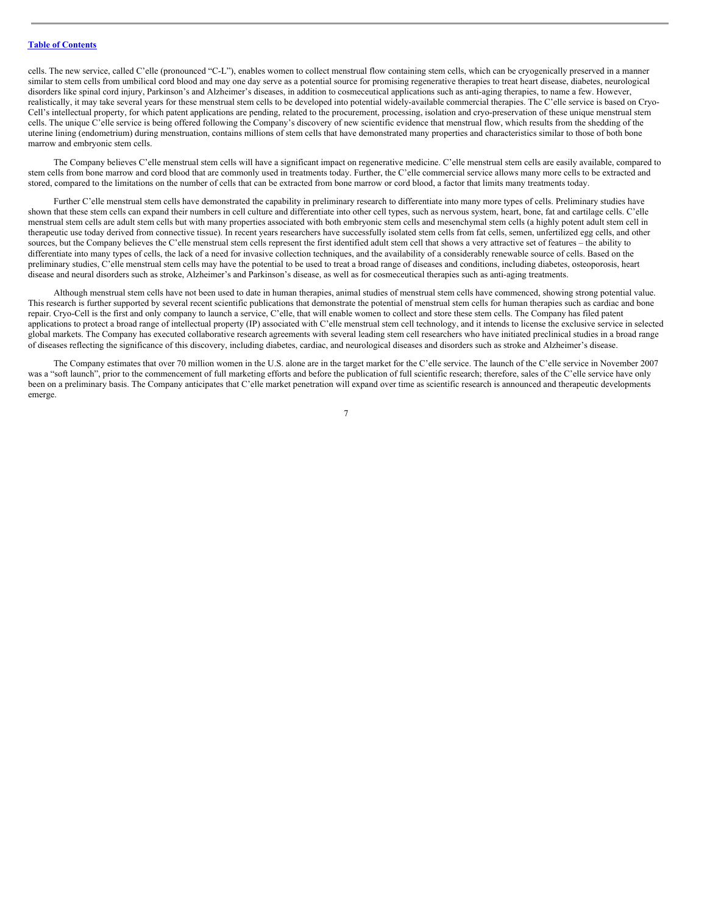cells. The new service, called C'elle (pronounced "C-L"), enables women to collect menstrual flow containing stem cells, which can be cryogenically preserved in a manner similar to stem cells from umbilical cord blood and may one day serve as a potential source for promising regenerative therapies to treat heart disease, diabetes, neurological disorders like spinal cord injury, Parkinson's and Alzheimer's diseases, in addition to cosmeceutical applications such as anti-aging therapies, to name a few. However, realistically, it may take several years for these menstrual stem cells to be developed into potential widely-available commercial therapies. The C'elle service is based on Cryo-Cell's intellectual property, for which patent applications are pending, related to the procurement, processing, isolation and cryo-preservation of these unique menstrual stem cells. The unique C'elle service is being offered following the Company's discovery of new scientific evidence that menstrual flow, which results from the shedding of the uterine lining (endometrium) during menstruation, contains millions of stem cells that have demonstrated many properties and characteristics similar to those of both bone marrow and embryonic stem cells.

The Company believes C'elle menstrual stem cells will have a significant impact on regenerative medicine. C'elle menstrual stem cells are easily available, compared to stem cells from bone marrow and cord blood that are commonly used in treatments today. Further, the C'elle commercial service allows many more cells to be extracted and stored, compared to the limitations on the number of cells that can be extracted from bone marrow or cord blood, a factor that limits many treatments today.

Further C'elle menstrual stem cells have demonstrated the capability in preliminary research to differentiate into many more types of cells. Preliminary studies have shown that these stem cells can expand their numbers in cell culture and differentiate into other cell types, such as nervous system, heart, bone, fat and cartilage cells. C'elle menstrual stem cells are adult stem cells but with many properties associated with both embryonic stem cells and mesenchymal stem cells (a highly potent adult stem cell in therapeutic use today derived from connective tissue). In recent years researchers have successfully isolated stem cells from fat cells, semen, unfertilized egg cells, and other sources, but the Company believes the C'elle menstrual stem cells represent the first identified adult stem cell that shows a very attractive set of features – the ability to differentiate into many types of cells, the lack of a need for invasive collection techniques, and the availability of a considerably renewable source of cells. Based on the preliminary studies, C'elle menstrual stem cells may have the potential to be used to treat a broad range of diseases and conditions, including diabetes, osteoporosis, heart disease and neural disorders such as stroke, Alzheimer's and Parkinson's disease, as well as for cosmeceutical therapies such as anti-aging treatments.

Although menstrual stem cells have not been used to date in human therapies, animal studies of menstrual stem cells have commenced, showing strong potential value. This research is further supported by several recent scientific publications that demonstrate the potential of menstrual stem cells for human therapies such as cardiac and bone repair. Cryo-Cell is the first and only company to launch a service, C'elle, that will enable women to collect and store these stem cells. The Company has filed patent applications to protect a broad range of intellectual property (IP) associated with C'elle menstrual stem cell technology, and it intends to license the exclusive service in selected global markets. The Company has executed collaborative research agreements with several leading stem cell researchers who have initiated preclinical studies in a broad range of diseases reflecting the significance of this discovery, including diabetes, cardiac, and neurological diseases and disorders such as stroke and Alzheimer's disease.

The Company estimates that over 70 million women in the U.S. alone are in the target market for the C'elle service. The launch of the C'elle service in November 2007 was a "soft launch", prior to the commencement of full marketing efforts and before the publication of full scientific research; therefore, sales of the C'elle service have only been on a preliminary basis. The Company anticipates that C'elle market penetration will expand over time as scientific research is announced and therapeutic developments emerge.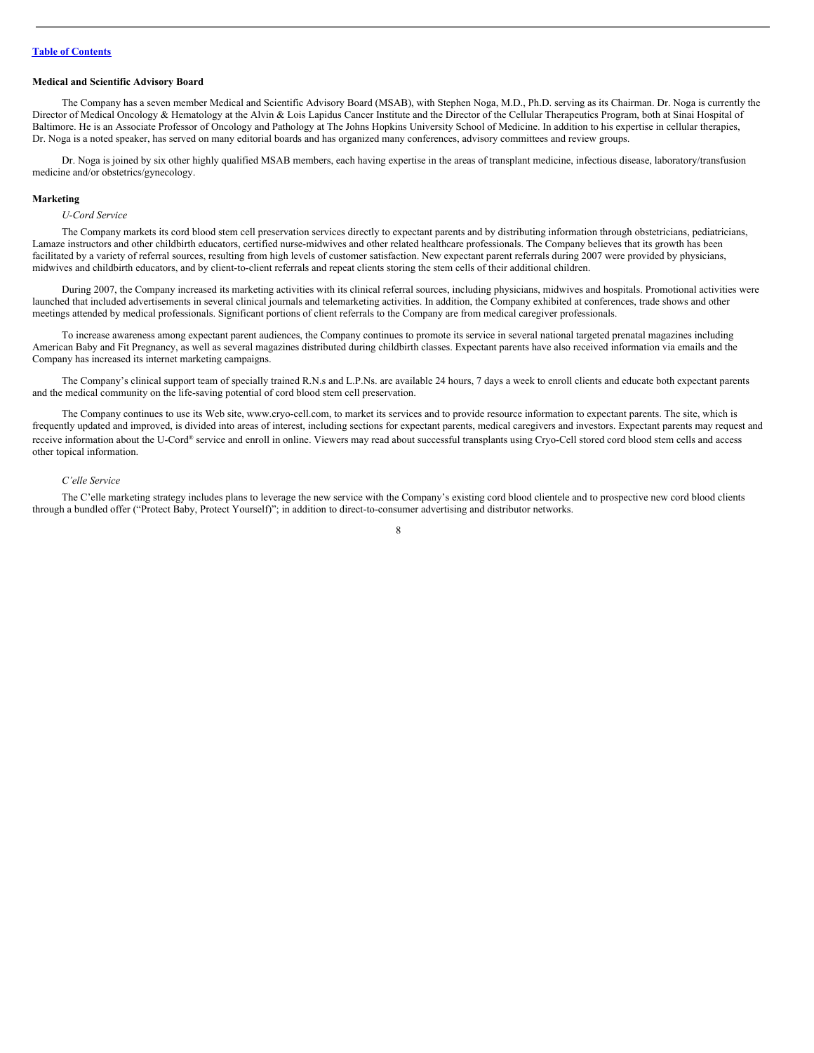**Medical and Scientific Advisory Board**

The Company has a seven member Medical and Scientific Advisory Board (MSAB), with Stephen Noga, M.D., Ph.D. serving as its Chairman. Dr. Noga is currently the Director of Medical Oncology & Hematology at the Alvin & Lois Lapidus Cancer Institute and the Director of the Cellular Therapeutics Program, both at Sinai Hospital of Baltimore. He is an Associate Professor of Oncology and Pathology at The Johns Hopkins University School of Medicine. In addition to his expertise in cellular therapies, Dr. Noga is a noted speaker, has served on many editorial boards and has organized many conferences, advisory committees and review groups.

Dr. Noga is joined by six other highly qualified MSAB members, each having expertise in the areas of transplant medicine, infectious disease, laboratory/transfusion medicine and/or obstetrics/gynecology.

**Marketing**

*U-Cord Service*

The Company markets its cord blood stem cell preservation services directly to expectant parents and by distributing information through obstetricians, pediatricians, Lamaze instructors and other childbirth educators, certified nurse-midwives and other related healthcare professionals. The Company believes that its growth has been facilitated by a variety of referral sources, resulting from high levels of customer satisfaction. New expectant parent referrals during 2007 were provided by physicians, midwives and childbirth educators, and by client-to-client referrals and repeat clients storing the stem cells of their additional children.

During 2007, the Company increased its marketing activities with its clinical referral sources, including physicians, midwives and hospitals. Promotional activities were launched that included advertisements in several clinical journals and telemarketing activities. In addition, the Company exhibited at conferences, trade shows and other meetings attended by medical professionals. Significant portions of client referrals to the Company are from medical caregiver professionals.

To increase awareness among expectant parent audiences, the Company continues to promote its service in several national targeted prenatal magazines including American Baby and Fit Pregnancy, as well as several magazines distributed during childbirth classes. Expectant parents have also received information via emails and the Company has increased its internet marketing campaigns.

The Company's clinical support team of specially trained R.N.s and L.P.Ns. are available 24 hours, 7 days a week to enroll clients and educate both expectant parents and the medical community on the life-saving potential of cord blood stem cell preservation.

The Company continues to use its Web site, www.cryo-cell.com, to market its services and to provide resource information to expectant parents. The site, which is frequently updated and improved, is divided into areas of interest, including sections for expectant parents, medical caregivers and investors. Expectant parents may request and receive information about the U-Cord® service and enroll in online. Viewers may read about successful transplants using Cryo-Cell stored cord blood stem cells and access other topical information.

*C'elle Service*

The C'elle marketing strategy includes plans to leverage the new service with the Company's existing cord blood clientele and to prospective new cord blood clients through a bundled offer ("Protect Baby, Protect Yourself)"; in addition to direct-to-consumer advertising and distributor networks.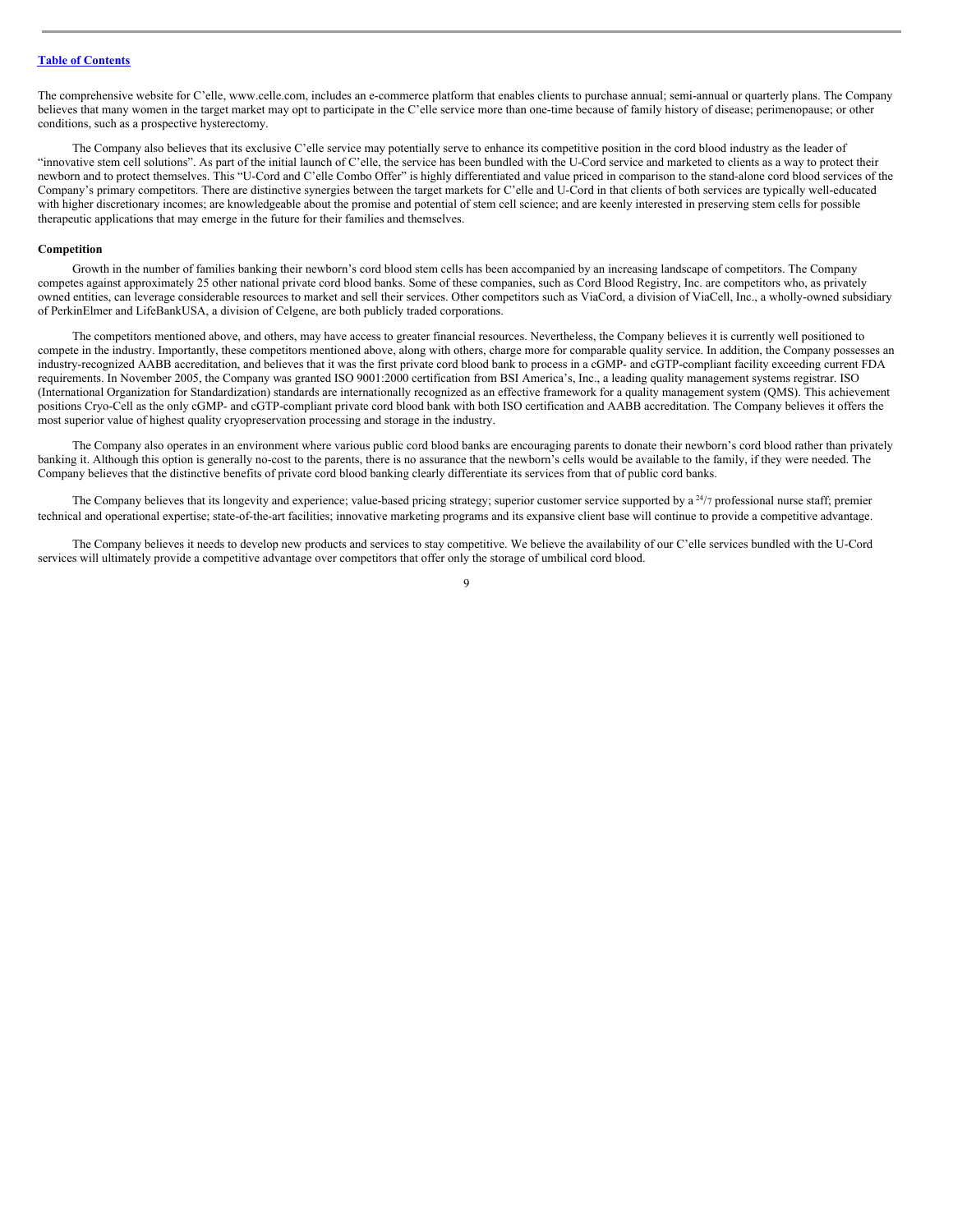The comprehensive website for C'elle, www.celle.com, includes an e-commerce platform that enables clients to purchase annual; semi-annual or quarterly plans. The Company believes that many women in the target market may opt to participate in the C'elle service more than one-time because of family history of disease; perimenopause; or other conditions, such as a prospective hysterectomy.

The Company also believes that its exclusive C'elle service may potentially serve to enhance its competitive position in the cord blood industry as the leader of "innovative stem cell solutions". As part of the initial launch of C'elle, the service has been bundled with the U-Cord service and marketed to clients as a way to protect their newborn and to protect themselves. This "U-Cord and C'elle Combo Offer" is highly differentiated and value priced in comparison to the stand-alone cord blood services of the Company's primary competitors. There are distinctive synergies between the target markets for C'elle and U-Cord in that clients of both services are typically well-educated with higher discretionary incomes; are knowledgeable about the promise and potential of stem cell science; and are keenly interested in preserving stem cells for possible therapeutic applications that may emerge in the future for their families and themselves.

**Competition**

Growth in the number of families banking their newborn's cord blood stem cells has been accompanied by an increasing landscape of competitors. The Company competes against approximately 25 other national private cord blood banks. Some of these companies, such as Cord Blood Registry, Inc. are competitors who, as privately owned entities, can leverage considerable resources to market and sell their services. Other competitors such as ViaCord, a division of ViaCell, Inc., a wholly-owned subsidiary of PerkinElmer and LifeBankUSA, a division of Celgene, are both publicly traded corporations.

The competitors mentioned above, and others, may have access to greater financial resources. Nevertheless, the Company believes it is currently well positioned to compete in the industry. Importantly, these competitors mentioned above, along with others, charge more for comparable quality service. In addition, the Company possesses an industry-recognized AABB accreditation, and believes that it was the first private cord blood bank to process in a cGMP- and cGTP-compliant facility exceeding current FDA requirements. In November 2005, the Company was granted ISO 9001:2000 certification from BSI America's, Inc., a leading quality management systems registrar. ISO (International Organization for Standardization) standards are internationally recognized as an effective framework for a quality management system (QMS). This achievement positions Cryo-Cell as the only cGMP- and cGTP-compliant private cord blood bank with both ISO certification and AABB accreditation. The Company believes it offers the most superior value of highest quality cryopreservation processing and storage in the industry.

The Company also operates in an environment where various public cord blood banks are encouraging parents to donate their newborn's cord blood rather than privately banking it. Although this option is generally no-cost to the parents, there is no assurance that the newborn's cells would be available to the family, if they were needed. The Company believes that the distinctive benefits of private cord blood banking clearly differentiate its services from that of public cord banks.

The Company believes that its longevity and experience; value-based pricing strategy; superior customer service supported by a 24/7 professional nurse staff; premier technical and operational expertise; state-of-the-art facilities; innovative marketing programs and its expansive client base will continue to provide a competitive advantage.

The Company believes it needs to develop new products and services to stay competitive. We believe the availability of our C'elle services bundled with the U-Cord services will ultimately provide a competitive advantage over competitors that offer only the storage of umbilical cord blood.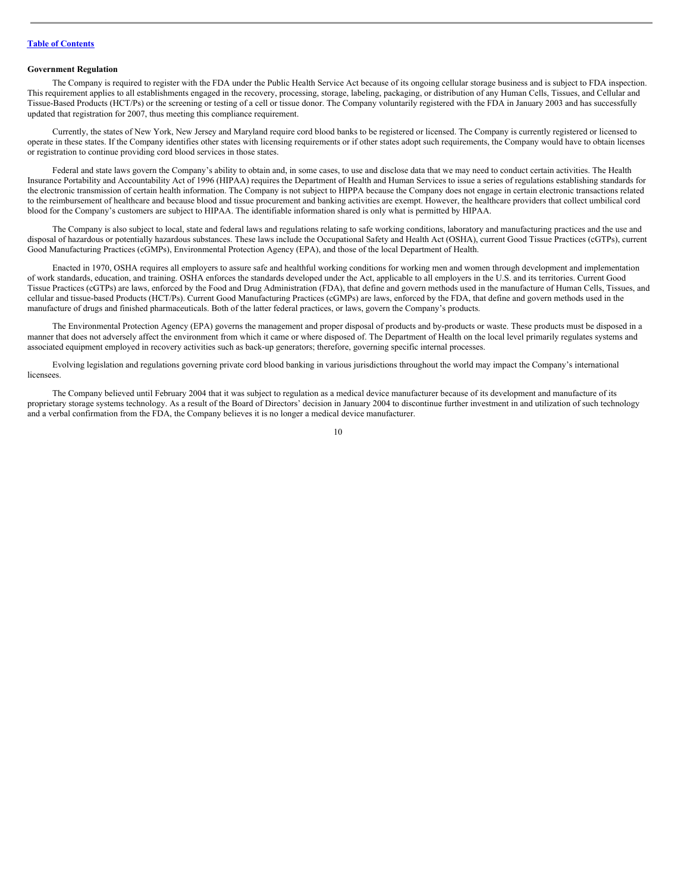**Government Regulation**

The Company is required to register with the FDA under the Public Health Service Act because of its ongoing cellular storage business and is subject to FDA inspection. This requirement applies to all establishments engaged in the recovery, processing, storage, labeling, packaging, or distribution of any Human Cells, Tissues, and Cellular and Tissue-Based Products (HCT/Ps) or the screening or testing of a cell or tissue donor. The Company voluntarily registered with the FDA in January 2003 and has successfully updated that registration for 2007, thus meeting this compliance requirement.

Currently, the states of New York, New Jersey and Maryland require cord blood banks to be registered or licensed. The Company is currently registered or licensed to operate in these states. If the Company identifies other states with licensing requirements or if other states adopt such requirements, the Company would have to obtain licenses or registration to continue providing cord blood services in those states.

Federal and state laws govern the Company's ability to obtain and, in some cases, to use and disclose data that we may need to conduct certain activities. The Health Insurance Portability and Accountability Act of 1996 (HIPAA) requires the Department of Health and Human Services to issue a series of regulations establishing standards for the electronic transmission of certain health information. The Company is not subject to HIPPA because the Company does not engage in certain electronic transactions related to the reimbursement of healthcare and because blood and tissue procurement and banking activities are exempt. However, the healthcare providers that collect umbilical cord blood for the Company's customers are subject to HIPAA. The identifiable information shared is only what is permitted by HIPAA.

The Company is also subject to local, state and federal laws and regulations relating to safe working conditions, laboratory and manufacturing practices and the use and disposal of hazardous or potentially hazardous substances. These laws include the Occupational Safety and Health Act (OSHA), current Good Tissue Practices (cGTPs), current Good Manufacturing Practices (cGMPs), Environmental Protection Agency (EPA), and those of the local Department of Health.

Enacted in 1970, OSHA requires all employers to assure safe and healthful working conditions for working men and women through development and implementation of work standards, education, and training. OSHA enforces the standards developed under the Act, applicable to all employers in the U.S. and its territories. Current Good Tissue Practices (cGTPs) are laws, enforced by the Food and Drug Administration (FDA), that define and govern methods used in the manufacture of Human Cells, Tissues, and cellular and tissue-based Products (HCT/Ps). Current Good Manufacturing Practices (cGMPs) are laws, enforced by the FDA, that define and govern methods used in the manufacture of drugs and finished pharmaceuticals. Both of the latter federal practices, or laws, govern the Company's products.

The Environmental Protection Agency (EPA) governs the management and proper disposal of products and by-products or waste. These products must be disposed in a manner that does not adversely affect the environment from which it came or where disposed of. The Department of Health on the local level primarily regulates systems and associated equipment employed in recovery activities such as back-up generators; therefore, governing specific internal processes.

Evolving legislation and regulations governing private cord blood banking in various jurisdictions throughout the world may impact the Company's international licensees.

The Company believed until February 2004 that it was subject to regulation as a medical device manufacturer because of its development and manufacture of its proprietary storage systems technology. As a result of the Board of Directors' decision in January 2004 to discontinue further investment in and utilization of such technology and a verbal confirmation from the FDA, the Company believes it is no longer a medical device manufacturer.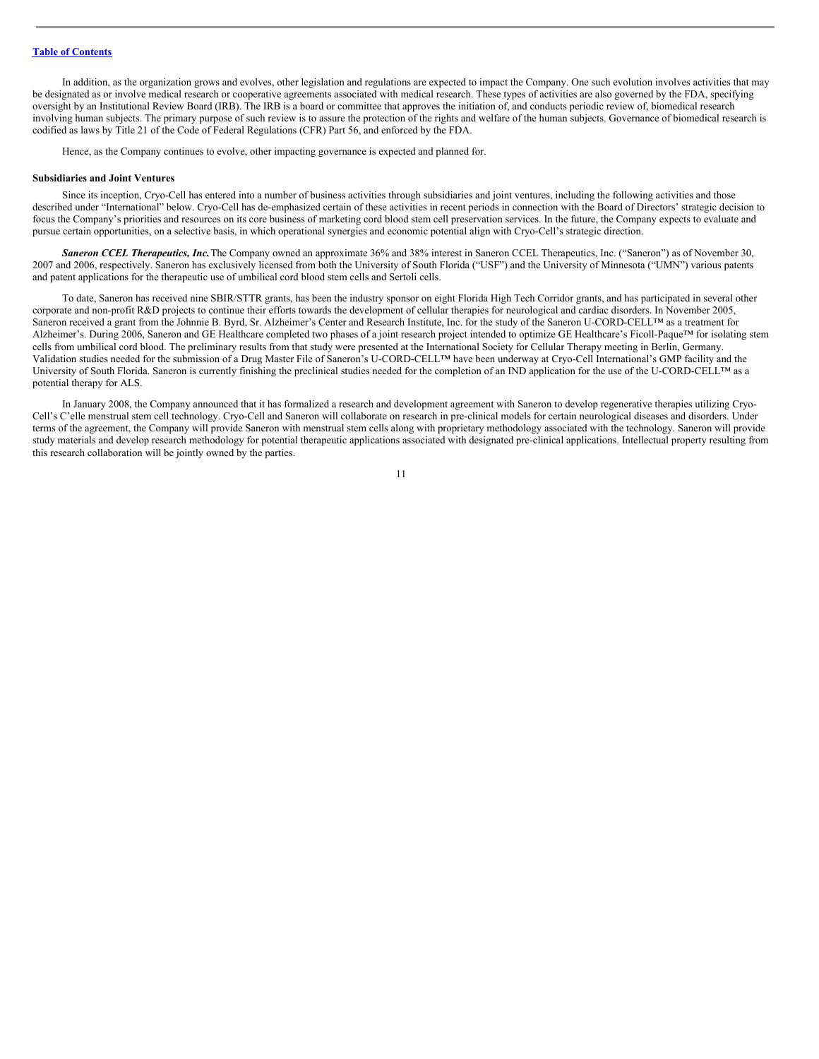In addition, as the organization grows and evolves, other legislation and regulations are expected to impact the Company. One such evolution involves activities that may be designated as or involve medical research or cooperative agreements associated with medical research. These types of activities are also governed by the FDA, specifying oversight by an Institutional Review Board (IRB). The IRB is a board or committee that approves the initiation of, and conducts periodic review of, biomedical research involving human subjects. The primary purpose of such review is to assure the protection of the rights and welfare of the human subjects. Governance of biomedical research is codified as laws by Title 21 of the Code of Federal Regulations (CFR) Part 56, and enforced by the FDA.

Hence, as the Company continues to evolve, other impacting governance is expected and planned for.

**Subsidiaries and Joint Ventures**

Since its inception, Cryo-Cell has entered into a number of business activities through subsidiaries and joint ventures, including the following activities and those described under "International" below. Cryo-Cell has de-emphasized certain of these activities in recent periods in connection with the Board of Directors' strategic decision to focus the Company's priorities and resources on its core business of marketing cord blood stem cell preservation services. In the future, the Company expects to evaluate and pursue certain opportunities, on a selective basis, in which operational synergies and economic potential align with Cryo-Cell's strategic direction.

***Saneron CCEL Therapeutics, Inc.*** The Company owned an approximate 36% and 38% interest in Saneron CCEL Therapeutics, Inc. ("Saneron") as of November 30, 2007 and 2006, respectively. Saneron has exclusively licensed from both the University of South Florida ("USF") and the University of Minnesota ("UMN") various patents and patent applications for the therapeutic use of umbilical cord blood stem cells and Sertoli cells.

To date, Saneron has received nine SBIR/STTR grants, has been the industry sponsor on eight Florida High Tech Corridor grants, and has participated in several other corporate and non-profit R&D projects to continue their efforts towards the development of cellular therapies for neurological and cardiac disorders. In November 2005, Saneron received a grant from the Johnnie B. Byrd, Sr. Alzheimer's Center and Research Institute, Inc. for the study of the Saneron U-CORD-CELL™ as a treatment for Alzheimer's. During 2006, Saneron and GE Healthcare completed two phases of a joint research project intended to optimize GE Healthcare's Ficoll-Paque™ for isolating stem cells from umbilical cord blood. The preliminary results from that study were presented at the International Society for Cellular Therapy meeting in Berlin, Germany. Validation studies needed for the submission of a Drug Master File of Saneron's U-CORD-CELL™ have been underway at Cryo-Cell International's GMP facility and the University of South Florida. Saneron is currently finishing the preclinical studies needed for the completion of an IND application for the use of the U-CORD-CELL™ as a potential therapy for ALS.

In January 2008, the Company announced that it has formalized a research and development agreement with Saneron to develop regenerative therapies utilizing Cryo-Cell's C'elle menstrual stem cell technology. Cryo-Cell and Saneron will collaborate on research in pre-clinical models for certain neurological diseases and disorders. Under terms of the agreement, the Company will provide Saneron with menstrual stem cells along with proprietary methodology associated with the technology. Saneron will provide study materials and develop research methodology for potential therapeutic applications associated with designated pre-clinical applications. Intellectual property resulting from this research collaboration will be jointly owned by the parties.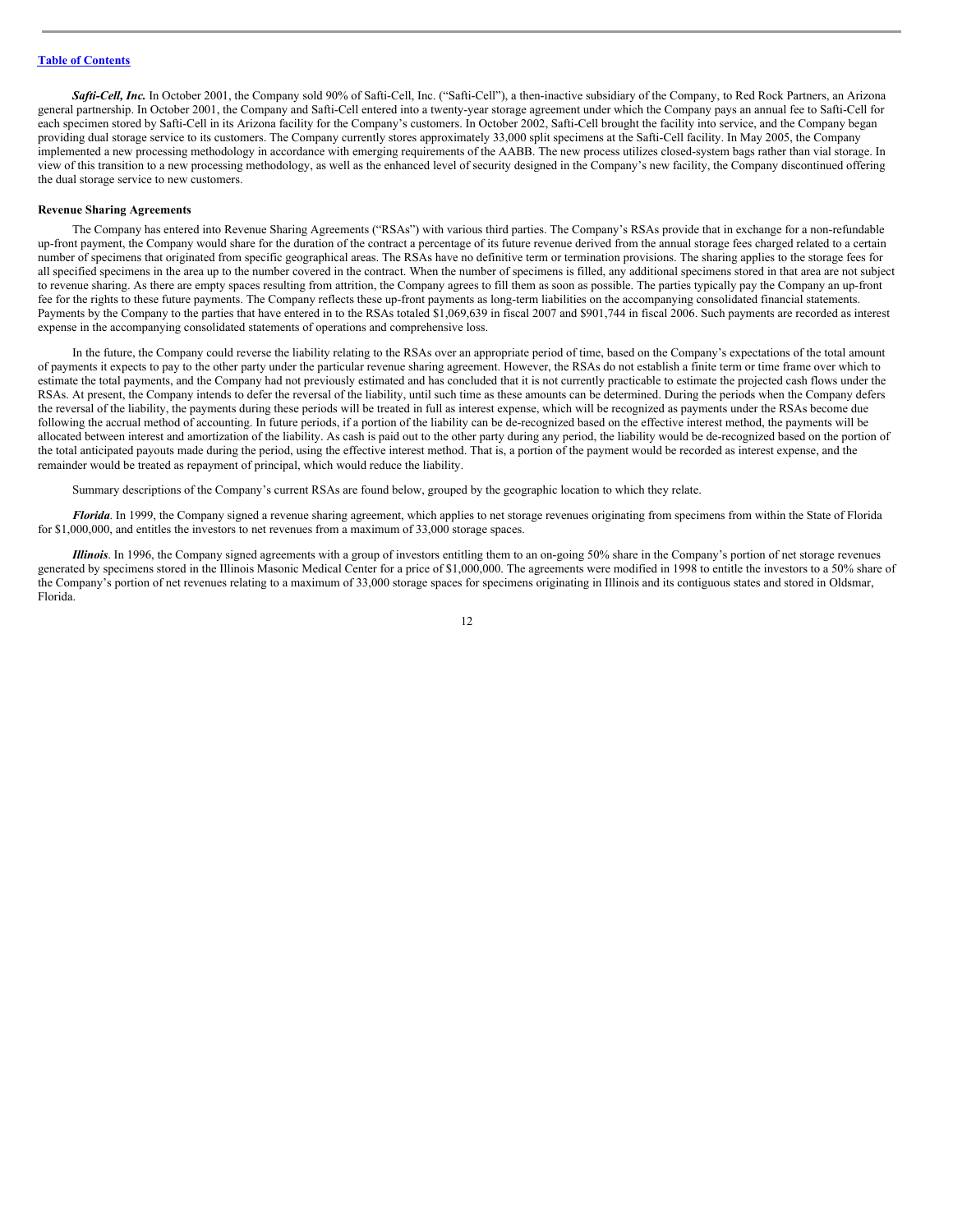***Safti-Cell, Inc.*** In October 2001, the Company sold 90% of Safti-Cell, Inc. ("Safti-Cell"), a then-inactive subsidiary of the Company, to Red Rock Partners, an Arizona general partnership. In October 2001, the Company and Safti-Cell entered into a twenty-year storage agreement under which the Company pays an annual fee to Safti-Cell for each specimen stored by Safti-Cell in its Arizona facility for the Company's customers. In October 2002, Safti-Cell brought the facility into service, and the Company began providing dual storage service to its customers. The Company currently stores approximately 33,000 split specimens at the Safti-Cell facility. In May 2005, the Company implemented a new processing methodology in accordance with emerging requirements of the AABB. The new process utilizes closed-system bags rather than vial storage. In view of this transition to a new processing methodology, as well as the enhanced level of security designed in the Company's new facility, the Company discontinued offering the dual storage service to new customers.

**Revenue Sharing Agreements**

The Company has entered into Revenue Sharing Agreements ("RSAs") with various third parties. The Company's RSAs provide that in exchange for a non-refundable up-front payment, the Company would share for the duration of the contract a percentage of its future revenue derived from the annual storage fees charged related to a certain number of specimens that originated from specific geographical areas. The RSAs have no definitive term or termination provisions. The sharing applies to the storage fees for all specified specimens in the area up to the number covered in the contract. When the number of specimens is filled, any additional specimens stored in that area are not subject to revenue sharing. As there are empty spaces resulting from attrition, the Company agrees to fill them as soon as possible. The parties typically pay the Company an up-front fee for the rights to these future payments. The Company reflects these up-front payments as long-term liabilities on the accompanying consolidated financial statements. Payments by the Company to the parties that have entered in to the RSAs totaled $1,069,639 in fiscal 2007 and $901,744 in fiscal 2006. Such payments are recorded as interest expense in the accompanying consolidated statements of operations and comprehensive loss.

In the future, the Company could reverse the liability relating to the RSAs over an appropriate period of time, based on the Company's expectations of the total amount of payments it expects to pay to the other party under the particular revenue sharing agreement. However, the RSAs do not establish a finite term or time frame over which to estimate the total payments, and the Company had not previously estimated and has concluded that it is not currently practicable to estimate the projected cash flows under the RSAs. At present, the Company intends to defer the reversal of the liability, until such time as these amounts can be determined. During the periods when the Company defers the reversal of the liability, the payments during these periods will be treated in full as interest expense, which will be recognized as payments under the RSAs become due following the accrual method of accounting. In future periods, if a portion of the liability can be de-recognized based on the effective interest method, the payments will be allocated between interest and amortization of the liability. As cash is paid out to the other party during any period, the liability would be de-recognized based on the portion of the total anticipated payouts made during the period, using the effective interest method. That is, a portion of the payment would be recorded as interest expense, and the remainder would be treated as repayment of principal, which would reduce the liability.

Summary descriptions of the Company's current RSAs are found below, grouped by the geographic location to which they relate.

***Florida***. In 1999, the Company signed a revenue sharing agreement, which applies to net storage revenues originating from specimens from within the State of Florida for $1,000,000, and entitles the investors to net revenues from a maximum of 33,000 storage spaces.

***Illinois***. In 1996, the Company signed agreements with a group of investors entitling them to an on-going 50% share in the Company's portion of net storage revenues generated by specimens stored in the Illinois Masonic Medical Center for a price of $1,000,000. The agreements were modified in 1998 to entitle the investors to a 50% share of the Company's portion of net revenues relating to a maximum of 33,000 storage spaces for specimens originating in Illinois and its contiguous states and stored in Oldsmar, Florida.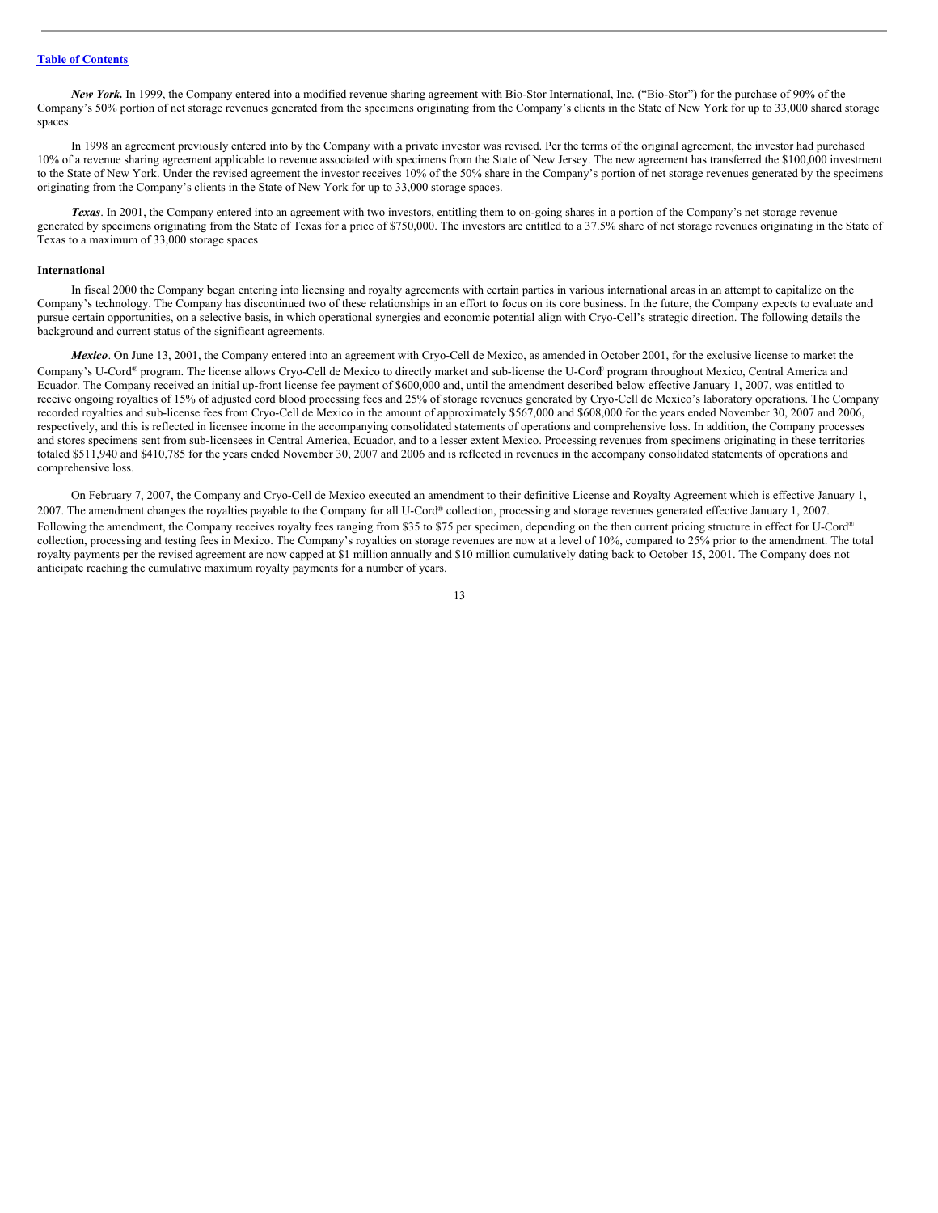***New York.*** In 1999, the Company entered into a modified revenue sharing agreement with Bio-Stor International, Inc. ("Bio-Stor") for the purchase of 90% of the Company's 50% portion of net storage revenues generated from the specimens originating from the Company's clients in the State of New York for up to 33,000 shared storage spaces.

In 1998 an agreement previously entered into by the Company with a private investor was revised. Per the terms of the original agreement, the investor had purchased 10% of a revenue sharing agreement applicable to revenue associated with specimens from the State of New Jersey. The new agreement has transferred the $100,000 investment to the State of New York. Under the revised agreement the investor receives 10% of the 50% share in the Company's portion of net storage revenues generated by the specimens originating from the Company's clients in the State of New York for up to 33,000 storage spaces.

***Texas***. In 2001, the Company entered into an agreement with two investors, entitling them to on-going shares in a portion of the Company's net storage revenue generated by specimens originating from the State of Texas for a price of $750,000. The investors are entitled to a 37.5% share of net storage revenues originating in the State of Texas to a maximum of 33,000 storage spaces

**International**

In fiscal 2000 the Company began entering into licensing and royalty agreements with certain parties in various international areas in an attempt to capitalize on the Company's technology. The Company has discontinued two of these relationships in an effort to focus on its core business. In the future, the Company expects to evaluate and pursue certain opportunities, on a selective basis, in which operational synergies and economic potential align with Cryo-Cell's strategic direction. The following details the background and current status of the significant agreements.

***Mexico***. On June 13, 2001, the Company entered into an agreement with Cryo-Cell de Mexico, as amended in October 2001, for the exclusive license to market the Company's U-Cord® program. The license allows Cryo-Cell de Mexico to directly market and sub-license the U-Cord® program throughout Mexico, Central America and Ecuador. The Company received an initial up-front license fee payment of $600,000 and, until the amendment described below effective January 1, 2007, was entitled to receive ongoing royalties of 15% of adjusted cord blood processing fees and 25% of storage revenues generated by Cryo-Cell de Mexico's laboratory operations. The Company recorded royalties and sub-license fees from Cryo-Cell de Mexico in the amount of approximately $567,000 and $608,000 for the years ended November 30, 2007 and 2006, respectively, and this is reflected in licensee income in the accompanying consolidated statements of operations and comprehensive loss. In addition, the Company processes and stores specimens sent from sub-licensees in Central America, Ecuador, and to a lesser extent Mexico. Processing revenues from specimens originating in these territories totaled $511,940 and $410,785 for the years ended November 30, 2007 and 2006 and is reflected in revenues in the accompany consolidated statements of operations and comprehensive loss.

On February 7, 2007, the Company and Cryo-Cell de Mexico executed an amendment to their definitive License and Royalty Agreement which is effective January 1, 2007. The amendment changes the royalties payable to the Company for all U-Cord® collection, processing and storage revenues generated effective January 1, 2007. Following the amendment, the Company receives royalty fees ranging from $35 to $75 per specimen, depending on the then current pricing structure in effect for U-Cord® collection, processing and testing fees in Mexico. The Company's royalties on storage revenues are now at a level of 10%, compared to 25% prior to the amendment. The total royalty payments per the revised agreement are now capped at $1 million annually and $10 million cumulatively dating back to October 15, 2001. The Company does not anticipate reaching the cumulative maximum royalty payments for a number of years.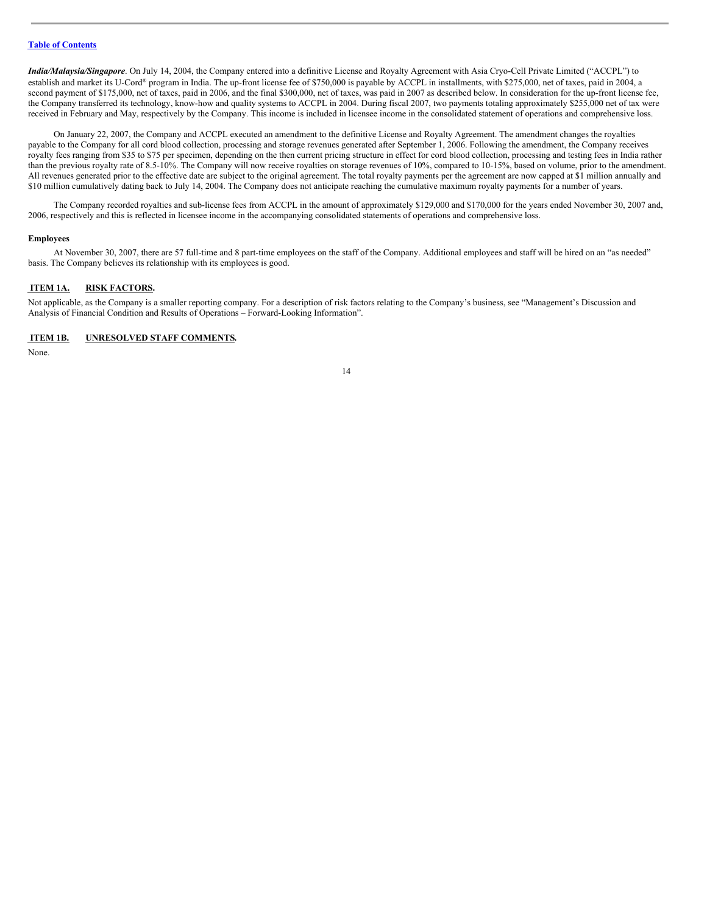***India/Malaysia/Singapore***. On July 14, 2004, the Company entered into a definitive License and Royalty Agreement with Asia Cryo-Cell Private Limited ("ACCPL") to establish and market its U-Cord® program in India. The up-front license fee of $750,000 is payable by ACCPL in installments, with $275,000, net of taxes, paid in 2004, a second payment of $175,000, net of taxes, paid in 2006, and the final $300,000, net of taxes, was paid in 2007 as described below. In consideration for the up-front license fee, the Company transferred its technology, know-how and quality systems to ACCPL in 2004. During fiscal 2007, two payments totaling approximately $255,000 net of tax were received in February and May, respectively by the Company. This income is included in licensee income in the consolidated statement of operations and comprehensive loss.

On January 22, 2007, the Company and ACCPL executed an amendment to the definitive License and Royalty Agreement. The amendment changes the royalties payable to the Company for all cord blood collection, processing and storage revenues generated after September 1, 2006. Following the amendment, the Company receives royalty fees ranging from $35 to $75 per specimen, depending on the then current pricing structure in effect for cord blood collection, processing and testing fees in India rather than the previous royalty rate of 8.5-10%. The Company will now receive royalties on storage revenues of 10%, compared to 10-15%, based on volume, prior to the amendment. All revenues generated prior to the effective date are subject to the original agreement. The total royalty payments per the agreement are now capped at $1 million annually and $10 million cumulatively dating back to July 14, 2004. The Company does not anticipate reaching the cumulative maximum royalty payments for a number of years.

The Company recorded royalties and sub-license fees from ACCPL in the amount of approximately $129,000 and $170,000 for the years ended November 30, 2007 and, 2006, respectively and this is reflected in licensee income in the accompanying consolidated statements of operations and comprehensive loss.

**Employees**

At November 30, 2007, there are 57 full-time and 8 part-time employees on the staff of the Company. Additional employees and staff will be hired on an "as needed" basis. The Company believes its relationship with its employees is good.

## ITEM 1A. RISK FACTORS.

Not applicable, as the Company is a smaller reporting company. For a description of risk factors relating to the Company's business, see "Management's Discussion and Analysis of Financial Condition and Results of Operations – Forward-Looking Information".

## ITEM 1B. UNRESOLVED STAFF COMMENTS.

None.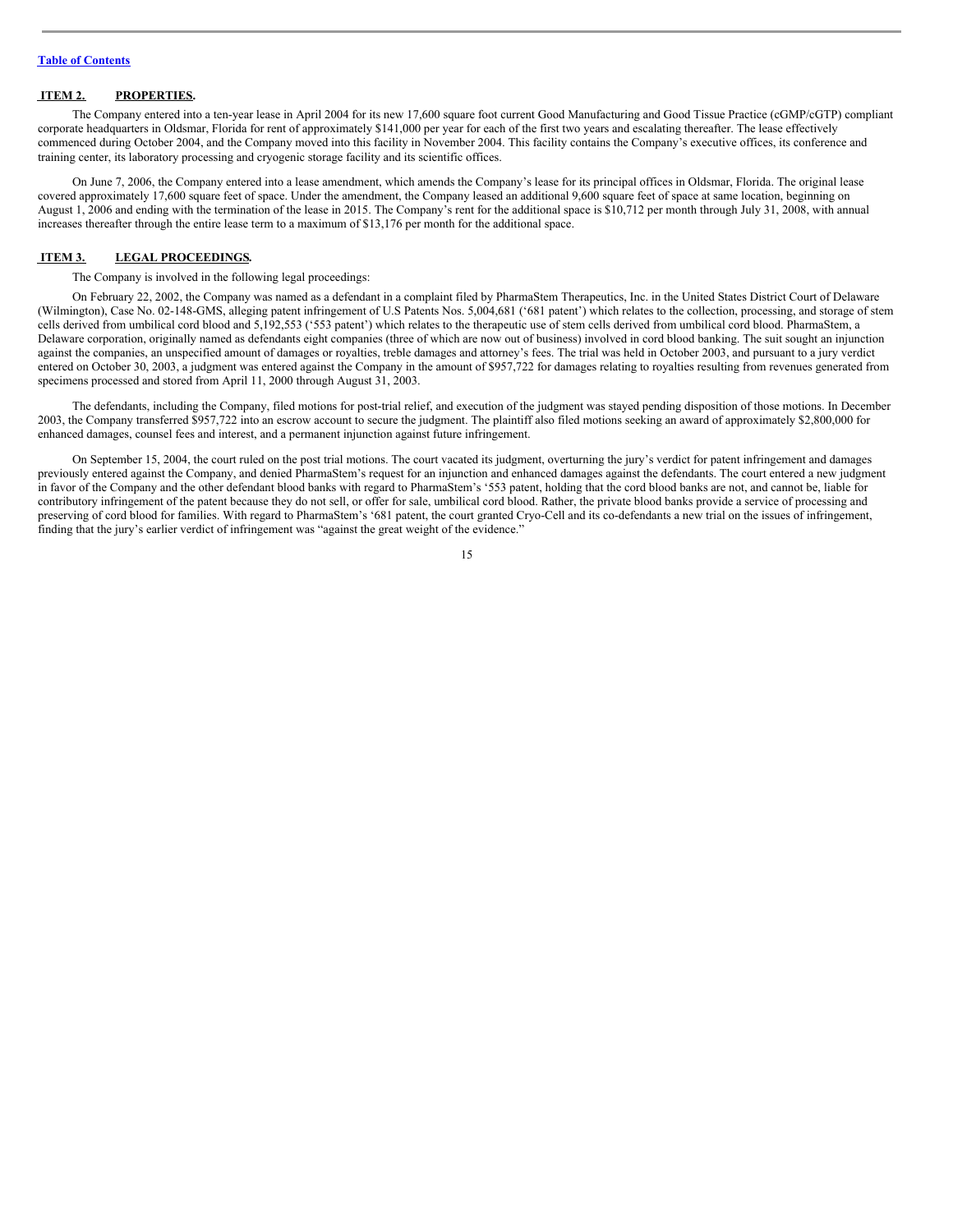## ITEM 2. PROPERTIES.

The Company entered into a ten-year lease in April 2004 for its new 17,600 square foot current Good Manufacturing and Good Tissue Practice (cGMP/cGTP) compliant corporate headquarters in Oldsmar, Florida for rent of approximately $141,000 per year for each of the first two years and escalating thereafter. The lease effectively commenced during October 2004, and the Company moved into this facility in November 2004. This facility contains the Company's executive offices, its conference and training center, its laboratory processing and cryogenic storage facility and its scientific offices.

On June 7, 2006, the Company entered into a lease amendment, which amends the Company's lease for its principal offices in Oldsmar, Florida. The original lease covered approximately 17,600 square feet of space. Under the amendment, the Company leased an additional 9,600 square feet of space at same location, beginning on August 1, 2006 and ending with the termination of the lease in 2015. The Company's rent for the additional space is $10,712 per month through July 31, 2008, with annual increases thereafter through the entire lease term to a maximum of $13,176 per month for the additional space.

## ITEM 3. LEGAL PROCEEDINGS.

The Company is involved in the following legal proceedings:

On February 22, 2002, the Company was named as a defendant in a complaint filed by PharmaStem Therapeutics, Inc. in the United States District Court of Delaware (Wilmington), Case No. 02-148-GMS, alleging patent infringement of U.S Patents Nos. 5,004,681 ('681 patent') which relates to the collection, processing, and storage of stem cells derived from umbilical cord blood and 5,192,553 ('553 patent') which relates to the therapeutic use of stem cells derived from umbilical cord blood. PharmaStem, a Delaware corporation, originally named as defendants eight companies (three of which are now out of business) involved in cord blood banking. The suit sought an injunction against the companies, an unspecified amount of damages or royalties, treble damages and attorney's fees. The trial was held in October 2003, and pursuant to a jury verdict entered on October 30, 2003, a judgment was entered against the Company in the amount of $957,722 for damages relating to royalties resulting from revenues generated from specimens processed and stored from April 11, 2000 through August 31, 2003.

The defendants, including the Company, filed motions for post-trial relief, and execution of the judgment was stayed pending disposition of those motions. In December 2003, the Company transferred $957,722 into an escrow account to secure the judgment. The plaintiff also filed motions seeking an award of approximately $2,800,000 for enhanced damages, counsel fees and interest, and a permanent injunction against future infringement.

On September 15, 2004, the court ruled on the post trial motions. The court vacated its judgment, overturning the jury's verdict for patent infringement and damages previously entered against the Company, and denied PharmaStem's request for an injunction and enhanced damages against the defendants. The court entered a new judgment in favor of the Company and the other defendant blood banks with regard to PharmaStem's '553 patent, holding that the cord blood banks are not, and cannot be, liable for contributory infringement of the patent because they do not sell, or offer for sale, umbilical cord blood. Rather, the private blood banks provide a service of processing and preserving of cord blood for families. With regard to PharmaStem's '681 patent, the court granted Cryo-Cell and its co-defendants a new trial on the issues of infringement, finding that the jury's earlier verdict of infringement was "against the great weight of the evidence."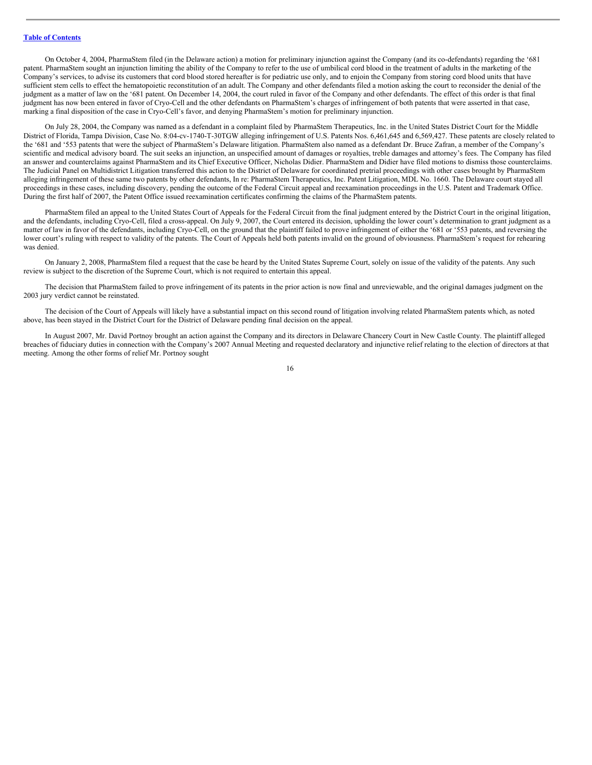On October 4, 2004, PharmaStem filed (in the Delaware action) a motion for preliminary injunction against the Company (and its co-defendants) regarding the '681 patent. PharmaStem sought an injunction limiting the ability of the Company to refer to the use of umbilical cord blood in the treatment of adults in the marketing of the Company's services, to advise its customers that cord blood stored hereafter is for pediatric use only, and to enjoin the Company from storing cord blood units that have sufficient stem cells to effect the hematopoietic reconstitution of an adult. The Company and other defendants filed a motion asking the court to reconsider the denial of the judgment as a matter of law on the '681 patent. On December 14, 2004, the court ruled in favor of the Company and other defendants. The effect of this order is that final judgment has now been entered in favor of Cryo-Cell and the other defendants on PharmaStem's charges of infringement of both patents that were asserted in that case, marking a final disposition of the case in Cryo-Cell's favor, and denying PharmaStem's motion for preliminary injunction.

On July 28, 2004, the Company was named as a defendant in a complaint filed by PharmaStem Therapeutics, Inc. in the United States District Court for the Middle District of Florida, Tampa Division, Case No. 8:04-cv-1740-T-30TGW alleging infringement of U.S. Patents Nos. 6,461,645 and 6,569,427. These patents are closely related to the '681 and '553 patents that were the subject of PharmaStem's Delaware litigation. PharmaStem also named as a defendant Dr. Bruce Zafran, a member of the Company's scientific and medical advisory board. The suit seeks an injunction, an unspecified amount of damages or royalties, treble damages and attorney's fees. The Company has filed an answer and counterclaims against PharmaStem and its Chief Executive Officer, Nicholas Didier. PharmaStem and Didier have filed motions to dismiss those counterclaims. The Judicial Panel on Multidistrict Litigation transferred this action to the District of Delaware for coordinated pretrial proceedings with other cases brought by PharmaStem alleging infringement of these same two patents by other defendants, In re: PharmaStem Therapeutics, Inc. Patent Litigation, MDL No. 1660. The Delaware court stayed all proceedings in these cases, including discovery, pending the outcome of the Federal Circuit appeal and reexamination proceedings in the U.S. Patent and Trademark Office. During the first half of 2007, the Patent Office issued reexamination certificates confirming the claims of the PharmaStem patents.

PharmaStem filed an appeal to the United States Court of Appeals for the Federal Circuit from the final judgment entered by the District Court in the original litigation, and the defendants, including Cryo-Cell, filed a cross-appeal. On July 9, 2007, the Court entered its decision, upholding the lower court's determination to grant judgment as a matter of law in favor of the defendants, including Cryo-Cell, on the ground that the plaintiff failed to prove infringement of either the '681 or '553 patents, and reversing the lower court's ruling with respect to validity of the patents. The Court of Appeals held both patents invalid on the ground of obviousness. PharmaStem's request for rehearing was denied.

On January 2, 2008, PharmaStem filed a request that the case be heard by the United States Supreme Court, solely on issue of the validity of the patents. Any such review is subject to the discretion of the Supreme Court, which is not required to entertain this appeal.

The decision that PharmaStem failed to prove infringement of its patents in the prior action is now final and unreviewable, and the original damages judgment on the 2003 jury verdict cannot be reinstated.

The decision of the Court of Appeals will likely have a substantial impact on this second round of litigation involving related PharmaStem patents which, as noted above, has been stayed in the District Court for the District of Delaware pending final decision on the appeal.

In August 2007, Mr. David Portnoy brought an action against the Company and its directors in Delaware Chancery Court in New Castle County. The plaintiff alleged breaches of fiduciary duties in connection with the Company's 2007 Annual Meeting and requested declaratory and injunctive relief relating to the election of directors at that meeting. Among the other forms of relief Mr. Portnoy sought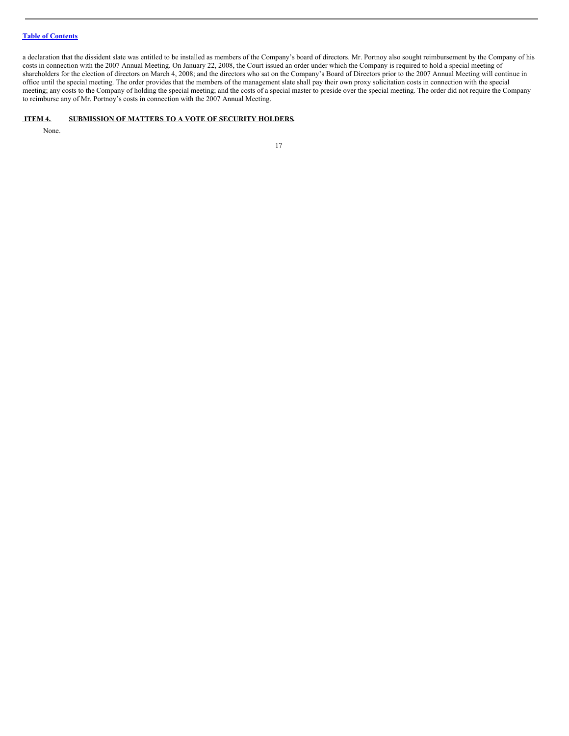a declaration that the dissident slate was entitled to be installed as members of the Company's board of directors. Mr. Portnoy also sought reimbursement by the Company of his costs in connection with the 2007 Annual Meeting. On January 22, 2008, the Court issued an order under which the Company is required to hold a special meeting of shareholders for the election of directors on March 4, 2008; and the directors who sat on the Company's Board of Directors prior to the 2007 Annual Meeting will continue in office until the special meeting. The order provides that the members of the management slate shall pay their own proxy solicitation costs in connection with the special meeting; any costs to the Company of holding the special meeting; and the costs of a special master to preside over the special meeting. The order did not require the Company to reimburse any of Mr. Portnoy's costs in connection with the 2007 Annual Meeting.

## ITEM 4. SUBMISSION OF MATTERS TO A VOTE OF SECURITY HOLDERS.

None.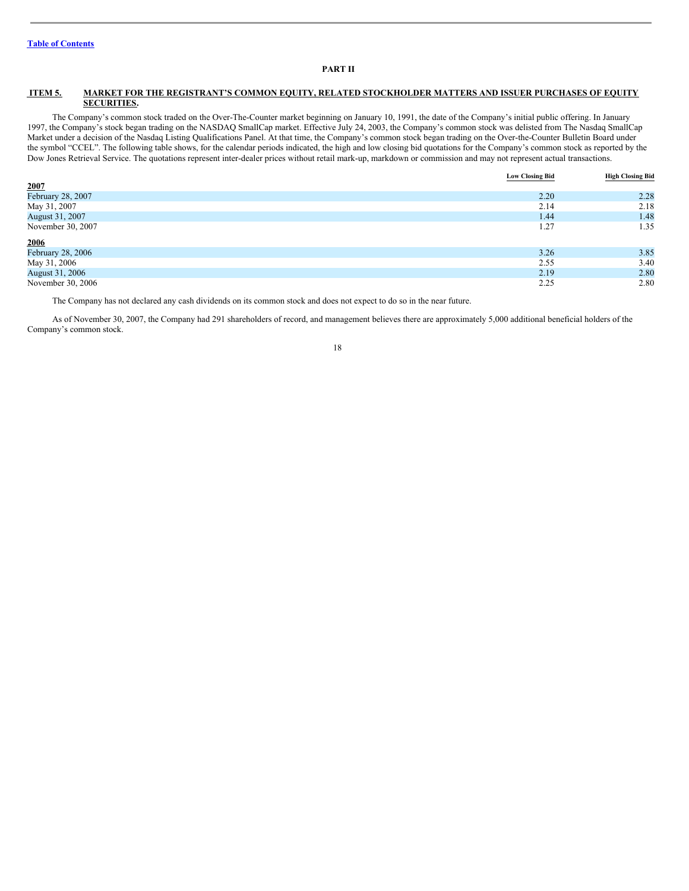# PART II

## ITEM 5. MARKET FOR THE REGISTRANT'S COMMON EQUITY, RELATED STOCKHOLDER MATTERS AND ISSUER PURCHASES OF EQUITY SECURITIES.

The Company's common stock traded on the Over-The-Counter market beginning on January 10, 1991, the date of the Company's initial public offering. In January 1997, the Company's stock began trading on the NASDAQ SmallCap market. Effective July 24, 2003, the Company's common stock was delisted from The Nasdaq SmallCap Market under a decision of the Nasdaq Listing Qualifications Panel. At that time, the Company's common stock began trading on the Over-the-Counter Bulletin Board under the symbol "CCEL". The following table shows, for the calendar periods indicated, the high and low closing bid quotations for the Company's common stock as reported by the Dow Jones Retrieval Service. The quotations represent inter-dealer prices without retail mark-up, markdown or commission and may not represent actual transactions.

| | Low Closing Bid | High Closing Bid |
|---|---|---|
| **2007** | | |
| February 28, 2007 | 2.20 | 2.28 |
| May 31, 2007 | 2.14 | 2.18 |
| August 31, 2007 | 1.44 | 1.48 |
| November 30, 2007 | 1.27 | 1.35 |
| **2006** | | |
| February 28, 2006 | 3.26 | 3.85 |
| May 31, 2006 | 2.55 | 3.40 |
| August 31, 2006 | 2.19 | 2.80 |
| November 30, 2006 | 2.25 | 2.80 |

The Company has not declared any cash dividends on its common stock and does not expect to do so in the near future.

As of November 30, 2007, the Company had 291 shareholders of record, and management believes there are approximately 5,000 additional beneficial holders of the Company's common stock.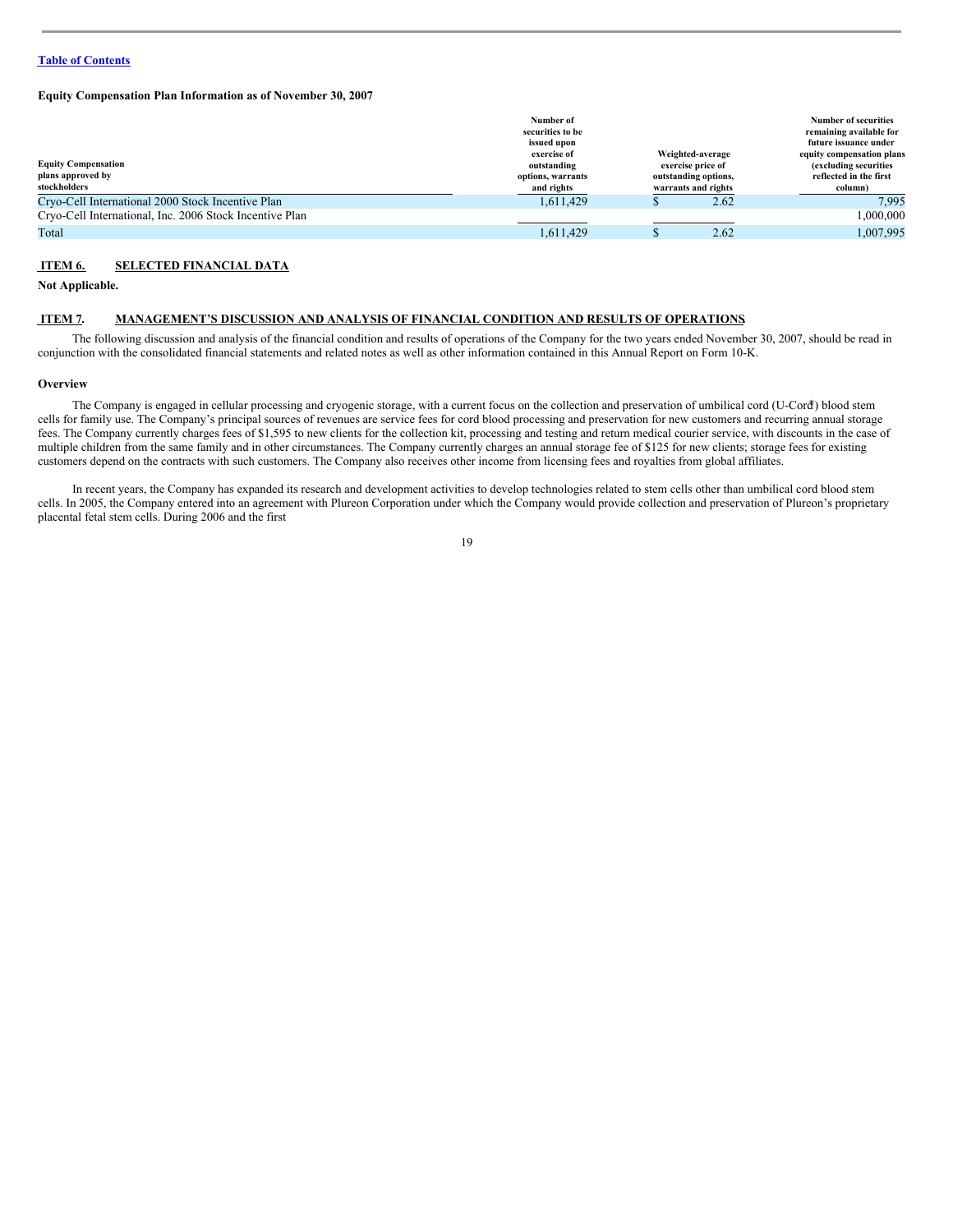Table of Contents

**Equity Compensation Plan Information as of November 30, 2007**

| Equity Compensation plans approved by stockholders | Number of securities to be issued upon exercise of outstanding options, warrants and rights | Weighted-average exercise price of outstanding options, warrants and rights | Number of securities remaining available for future issuance under equity compensation plans (excluding securities reflected in the first column) |
|---|---|---|---|
| Cryo-Cell International 2000 Stock Incentive Plan | 1,611,429 | $ 2.62 | 7,995 |
| Cryo-Cell International, Inc. 2006 Stock Incentive Plan | | | 1,000,000 |
| Total | 1,611,429 | $ 2.62 | 1,007,995 |

## ITEM 6. SELECTED FINANCIAL DATA

**Not Applicable.**

## ITEM 7. MANAGEMENT'S DISCUSSION AND ANALYSIS OF FINANCIAL CONDITION AND RESULTS OF OPERATIONS

The following discussion and analysis of the financial condition and results of operations of the Company for the two years ended November 30, 2007, should be read in conjunction with the consolidated financial statements and related notes as well as other information contained in this Annual Report on Form 10-K.

**Overview**

The Company is engaged in cellular processing and cryogenic storage, with a current focus on the collection and preservation of umbilical cord (U-Cord®) blood stem cells for family use. The Company's principal sources of revenues are service fees for cord blood processing and preservation for new customers and recurring annual storage fees. The Company currently charges fees of $1,595 to new clients for the collection kit, processing and testing and return medical courier service, with discounts in the case of multiple children from the same family and in other circumstances. The Company currently charges an annual storage fee of $125 for new clients; storage fees for existing customers depend on the contracts with such customers. The Company also receives other income from licensing fees and royalties from global affiliates.

In recent years, the Company has expanded its research and development activities to develop technologies related to stem cells other than umbilical cord blood stem cells. In 2005, the Company entered into an agreement with Plureon Corporation under which the Company would provide collection and preservation of Plureon's proprietary placental fetal stem cells. During 2006 and the first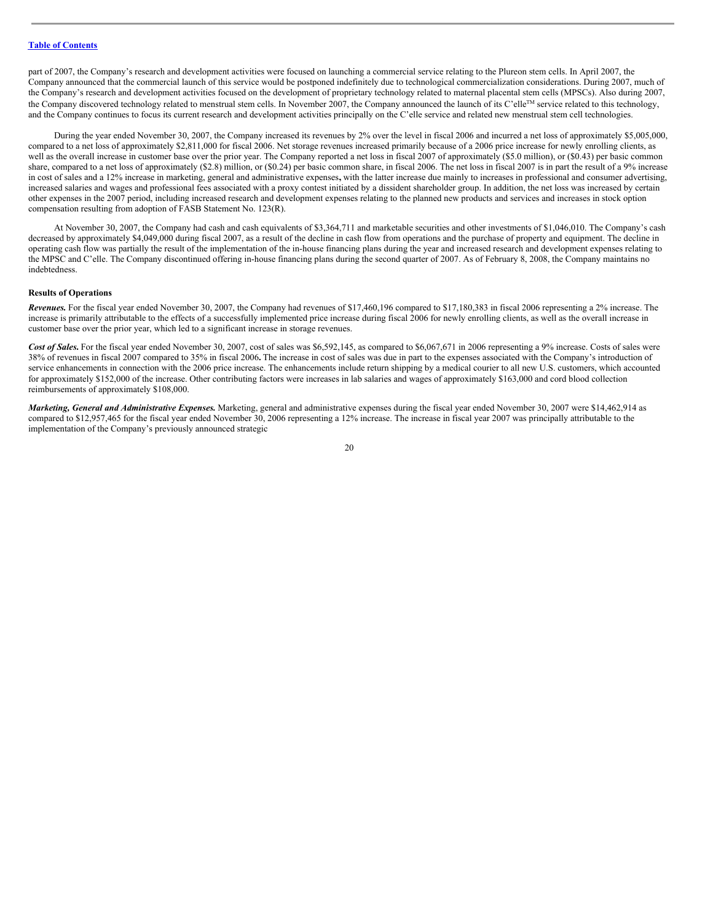part of 2007, the Company's research and development activities were focused on launching a commercial service relating to the Plureon stem cells. In April 2007, the Company announced that the commercial launch of this service would be postponed indefinitely due to technological commercialization considerations. During 2007, much of the Company's research and development activities focused on the development of proprietary technology related to maternal placental stem cells (MPSCs). Also during 2007, the Company discovered technology related to menstrual stem cells. In November 2007, the Company announced the launch of its C'elle™ service related to this technology, and the Company continues to focus its current research and development activities principally on the C'elle service and related new menstrual stem cell technologies.

During the year ended November 30, 2007, the Company increased its revenues by 2% over the level in fiscal 2006 and incurred a net loss of approximately $5,005,000, compared to a net loss of approximately $2,811,000 for fiscal 2006. Net storage revenues increased primarily because of a 2006 price increase for newly enrolling clients, as well as the overall increase in customer base over the prior year. The Company reported a net loss in fiscal 2007 of approximately ($5.0 million), or ($0.43) per basic common share, compared to a net loss of approximately ($2.8) million, or ($0.24) per basic common share, in fiscal 2006. The net loss in fiscal 2007 is in part the result of a 9% increase in cost of sales and a 12% increase in marketing, general and administrative expenses, with the latter increase due mainly to increases in professional and consumer advertising, increased salaries and wages and professional fees associated with a proxy contest initiated by a dissident shareholder group. In addition, the net loss was increased by certain other expenses in the 2007 period, including increased research and development expenses relating to the planned new products and services and increases in stock option compensation resulting from adoption of FASB Statement No. 123(R).

At November 30, 2007, the Company had cash and cash equivalents of $3,364,711 and marketable securities and other investments of $1,046,010. The Company's cash decreased by approximately $4,049,000 during fiscal 2007, as a result of the decline in cash flow from operations and the purchase of property and equipment. The decline in operating cash flow was partially the result of the implementation of the in-house financing plans during the year and increased research and development expenses relating to the MPSC and C'elle. The Company discontinued offering in-house financing plans during the second quarter of 2007. As of February 8, 2008, the Company maintains no indebtedness.

**Results of Operations**

***Revenues.*** For the fiscal year ended November 30, 2007, the Company had revenues of $17,460,196 compared to $17,180,383 in fiscal 2006 representing a 2% increase. The increase is primarily attributable to the effects of a successfully implemented price increase during fiscal 2006 for newly enrolling clients, as well as the overall increase in customer base over the prior year, which led to a significant increase in storage revenues.

***Cost of Sales.*** For the fiscal year ended November 30, 2007, cost of sales was $6,592,145, as compared to $6,067,671 in 2006 representing a 9% increase. Costs of sales were 38% of revenues in fiscal 2007 compared to 35% in fiscal 2006. The increase in cost of sales was due in part to the expenses associated with the Company's introduction of service enhancements in connection with the 2006 price increase. The enhancements include return shipping by a medical courier to all new U.S. customers, which accounted for approximately $152,000 of the increase. Other contributing factors were increases in lab salaries and wages of approximately $163,000 and cord blood collection reimbursements of approximately $108,000.

***Marketing, General and Administrative Expenses.*** Marketing, general and administrative expenses during the fiscal year ended November 30, 2007 were $14,462,914 as compared to $12,957,465 for the fiscal year ended November 30, 2006 representing a 12% increase. The increase in fiscal year 2007 was principally attributable to the implementation of the Company's previously announced strategic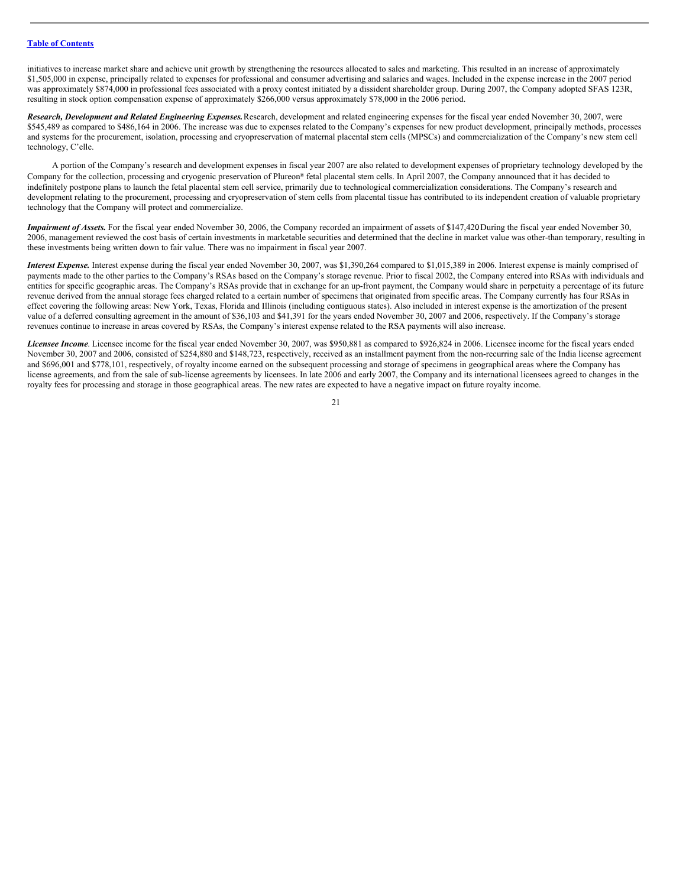initiatives to increase market share and achieve unit growth by strengthening the resources allocated to sales and marketing. This resulted in an increase of approximately $1,505,000 in expense, principally related to expenses for professional and consumer advertising and salaries and wages. Included in the expense increase in the 2007 period was approximately $874,000 in professional fees associated with a proxy contest initiated by a dissident shareholder group. During 2007, the Company adopted SFAS 123R, resulting in stock option compensation expense of approximately $266,000 versus approximately $78,000 in the 2006 period.

***Research, Development and Related Engineering Expenses.*** Research, development and related engineering expenses for the fiscal year ended November 30, 2007, were $545,489 as compared to $486,164 in 2006. The increase was due to expenses related to the Company's expenses for new product development, principally methods, processes and systems for the procurement, isolation, processing and cryopreservation of maternal placental stem cells (MPSCs) and commercialization of the Company's new stem cell technology, C'elle.

A portion of the Company's research and development expenses in fiscal year 2007 are also related to development expenses of proprietary technology developed by the Company for the collection, processing and cryogenic preservation of Plureon® fetal placental stem cells. In April 2007, the Company announced that it has decided to indefinitely postpone plans to launch the fetal placental stem cell service, primarily due to technological commercialization considerations. The Company's research and development relating to the procurement, processing and cryopreservation of stem cells from placental tissue has contributed to its independent creation of valuable proprietary technology that the Company will protect and commercialize.

***Impairment of Assets.*** For the fiscal year ended November 30, 2006, the Company recorded an impairment of assets of $147,420. During the fiscal year ended November 30, 2006, management reviewed the cost basis of certain investments in marketable securities and determined that the decline in market value was other-than temporary, resulting in these investments being written down to fair value. There was no impairment in fiscal year 2007.

***Interest Expense.*** Interest expense during the fiscal year ended November 30, 2007, was $1,390,264 compared to $1,015,389 in 2006. Interest expense is mainly comprised of payments made to the other parties to the Company's RSAs based on the Company's storage revenue. Prior to fiscal 2002, the Company entered into RSAs with individuals and entities for specific geographic areas. The Company's RSAs provide that in exchange for an up-front payment, the Company would share in perpetuity a percentage of its future revenue derived from the annual storage fees charged related to a certain number of specimens that originated from specific areas. The Company currently has four RSAs in effect covering the following areas: New York, Texas, Florida and Illinois (including contiguous states). Also included in interest expense is the amortization of the present value of a deferred consulting agreement in the amount of $36,103 and $41,391 for the years ended November 30, 2007 and 2006, respectively. If the Company's storage revenues continue to increase in areas covered by RSAs, the Company's interest expense related to the RSA payments will also increase.

***Licensee Income***. Licensee income for the fiscal year ended November 30, 2007, was $950,881 as compared to $926,824 in 2006. Licensee income for the fiscal years ended November 30, 2007 and 2006, consisted of $254,880 and $148,723, respectively, received as an installment payment from the non-recurring sale of the India license agreement and $696,001 and $778,101, respectively, of royalty income earned on the subsequent processing and storage of specimens in geographical areas where the Company has license agreements, and from the sale of sub-license agreements by licensees. In late 2006 and early 2007, the Company and its international licensees agreed to changes in the royalty fees for processing and storage in those geographical areas. The new rates are expected to have a negative impact on future royalty income.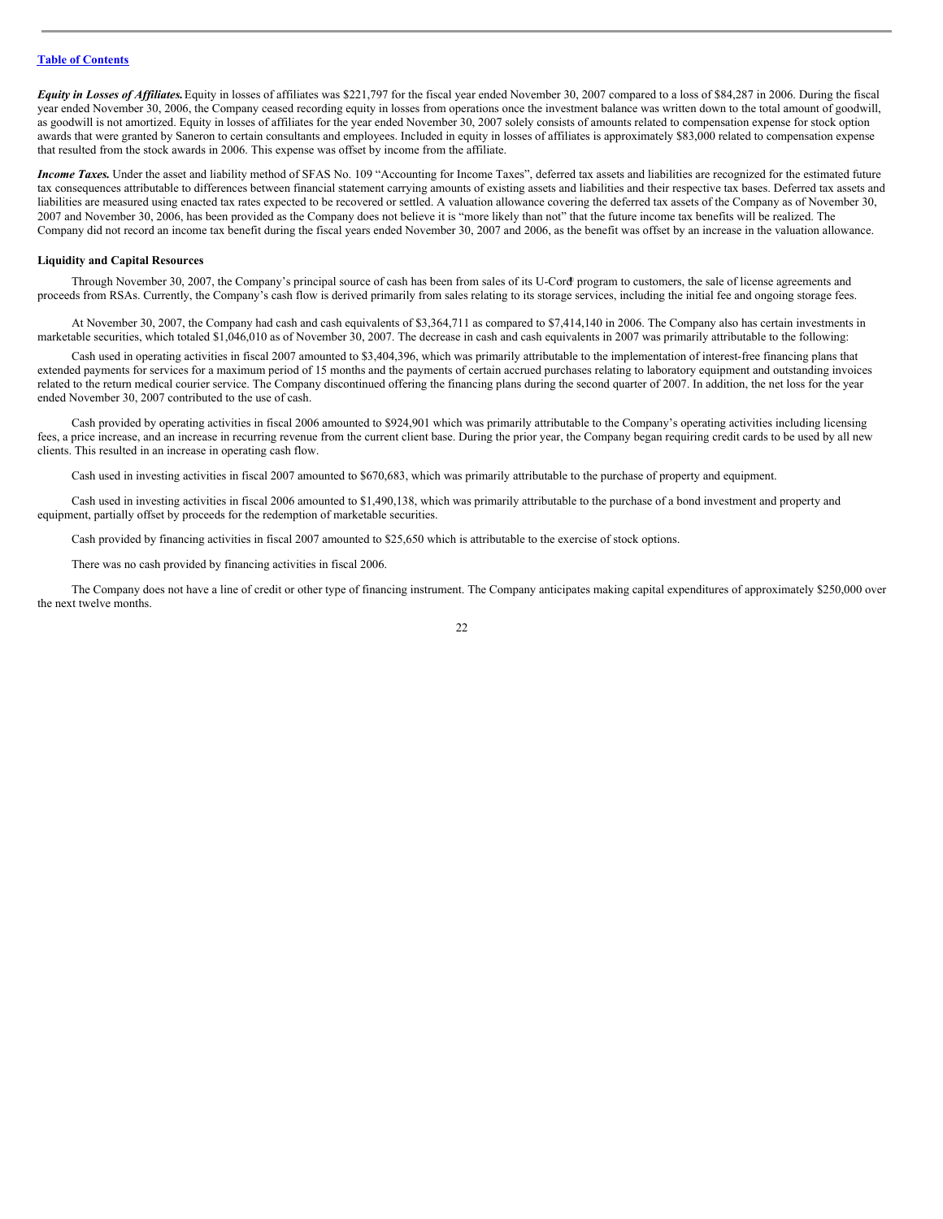*Equity in Losses of Affiliates.* Equity in losses of affiliates was $221,797 for the fiscal year ended November 30, 2007 compared to a loss of $84,287 in 2006. During the fiscal year ended November 30, 2006, the Company ceased recording equity in losses from operations once the investment balance was written down to the total amount of goodwill, as goodwill is not amortized. Equity in losses of affiliates for the year ended November 30, 2007 solely consists of amounts related to compensation expense for stock option awards that were granted by Saneron to certain consultants and employees. Included in equity in losses of affiliates is approximately $83,000 related to compensation expense that resulted from the stock awards in 2006. This expense was offset by income from the affiliate.

*Income Taxes.* Under the asset and liability method of SFAS No. 109 "Accounting for Income Taxes", deferred tax assets and liabilities are recognized for the estimated future tax consequences attributable to differences between financial statement carrying amounts of existing assets and liabilities and their respective tax bases. Deferred tax assets and liabilities are measured using enacted tax rates expected to be recovered or settled. A valuation allowance covering the deferred tax assets of the Company as of November 30, 2007 and November 30, 2006, has been provided as the Company does not believe it is "more likely than not" that the future income tax benefits will be realized. The Company did not record an income tax benefit during the fiscal years ended November 30, 2007 and 2006, as the benefit was offset by an increase in the valuation allowance.

**Liquidity and Capital Resources**

Through November 30, 2007, the Company's principal source of cash has been from sales of its U-Cord® program to customers, the sale of license agreements and proceeds from RSAs. Currently, the Company's cash flow is derived primarily from sales relating to its storage services, including the initial fee and ongoing storage fees.

At November 30, 2007, the Company had cash and cash equivalents of $3,364,711 as compared to $7,414,140 in 2006. The Company also has certain investments in marketable securities, which totaled $1,046,010 as of November 30, 2007. The decrease in cash and cash equivalents in 2007 was primarily attributable to the following:

Cash used in operating activities in fiscal 2007 amounted to $3,404,396, which was primarily attributable to the implementation of interest-free financing plans that extended payments for services for a maximum period of 15 months and the payments of certain accrued purchases relating to laboratory equipment and outstanding invoices related to the return medical courier service. The Company discontinued offering the financing plans during the second quarter of 2007. In addition, the net loss for the year ended November 30, 2007 contributed to the use of cash.

Cash provided by operating activities in fiscal 2006 amounted to $924,901 which was primarily attributable to the Company's operating activities including licensing fees, a price increase, and an increase in recurring revenue from the current client base. During the prior year, the Company began requiring credit cards to be used by all new clients. This resulted in an increase in operating cash flow.

Cash used in investing activities in fiscal 2007 amounted to $670,683, which was primarily attributable to the purchase of property and equipment.

Cash used in investing activities in fiscal 2006 amounted to $1,490,138, which was primarily attributable to the purchase of a bond investment and property and equipment, partially offset by proceeds for the redemption of marketable securities.

Cash provided by financing activities in fiscal 2007 amounted to $25,650 which is attributable to the exercise of stock options.

There was no cash provided by financing activities in fiscal 2006.

The Company does not have a line of credit or other type of financing instrument. The Company anticipates making capital expenditures of approximately $250,000 over the next twelve months.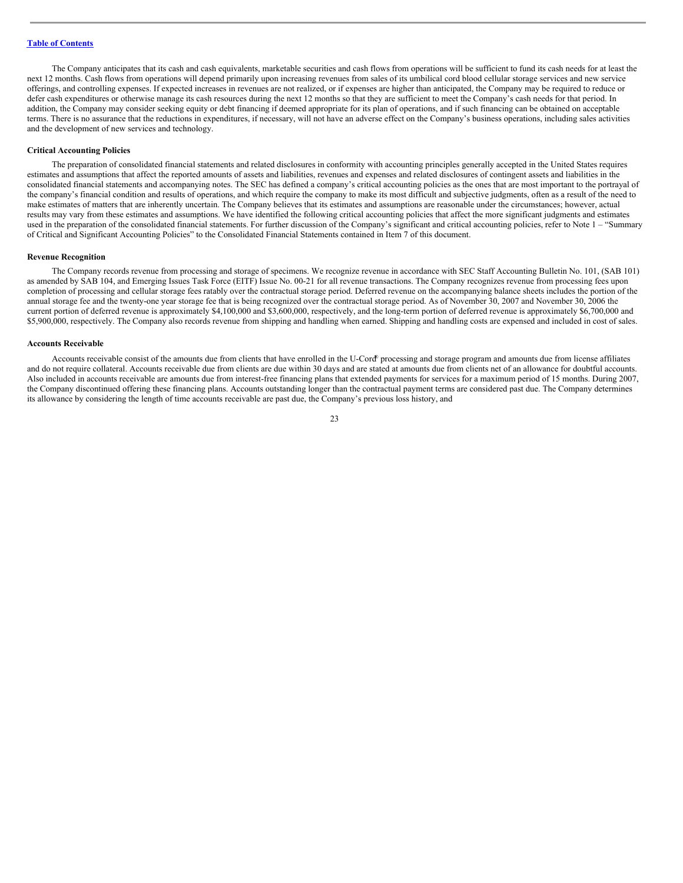The Company anticipates that its cash and cash equivalents, marketable securities and cash flows from operations will be sufficient to fund its cash needs for at least the next 12 months. Cash flows from operations will depend primarily upon increasing revenues from sales of its umbilical cord blood cellular storage services and new service offerings, and controlling expenses. If expected increases in revenues are not realized, or if expenses are higher than anticipated, the Company may be required to reduce or defer cash expenditures or otherwise manage its cash resources during the next 12 months so that they are sufficient to meet the Company's cash needs for that period. In addition, the Company may consider seeking equity or debt financing if deemed appropriate for its plan of operations, and if such financing can be obtained on acceptable terms. There is no assurance that the reductions in expenditures, if necessary, will not have an adverse effect on the Company's business operations, including sales activities and the development of new services and technology.

**Critical Accounting Policies**

The preparation of consolidated financial statements and related disclosures in conformity with accounting principles generally accepted in the United States requires estimates and assumptions that affect the reported amounts of assets and liabilities, revenues and expenses and related disclosures of contingent assets and liabilities in the consolidated financial statements and accompanying notes. The SEC has defined a company's critical accounting policies as the ones that are most important to the portrayal of the company's financial condition and results of operations, and which require the company to make its most difficult and subjective judgments, often as a result of the need to make estimates of matters that are inherently uncertain. The Company believes that its estimates and assumptions are reasonable under the circumstances; however, actual results may vary from these estimates and assumptions. We have identified the following critical accounting policies that affect the more significant judgments and estimates used in the preparation of the consolidated financial statements. For further discussion of the Company's significant and critical accounting policies, refer to Note 1 – "Summary of Critical and Significant Accounting Policies" to the Consolidated Financial Statements contained in Item 7 of this document.

**Revenue Recognition**

The Company records revenue from processing and storage of specimens. We recognize revenue in accordance with SEC Staff Accounting Bulletin No. 101, (SAB 101) as amended by SAB 104, and Emerging Issues Task Force (EITF) Issue No. 00-21 for all revenue transactions. The Company recognizes revenue from processing fees upon completion of processing and cellular storage fees ratably over the contractual storage period. Deferred revenue on the accompanying balance sheets includes the portion of the annual storage fee and the twenty-one year storage fee that is being recognized over the contractual storage period. As of November 30, 2007 and November 30, 2006 the current portion of deferred revenue is approximately $4,100,000 and $3,600,000, respectively, and the long-term portion of deferred revenue is approximately $6,700,000 and $5,900,000, respectively. The Company also records revenue from shipping and handling when earned. Shipping and handling costs are expensed and included in cost of sales.

**Accounts Receivable**

Accounts receivable consist of the amounts due from clients that have enrolled in the U-Cord® processing and storage program and amounts due from license affiliates and do not require collateral. Accounts receivable due from clients are due within 30 days and are stated at amounts due from clients net of an allowance for doubtful accounts. Also included in accounts receivable are amounts due from interest-free financing plans that extended payments for services for a maximum period of 15 months. During 2007, the Company discontinued offering these financing plans. Accounts outstanding longer than the contractual payment terms are considered past due. The Company determines its allowance by considering the length of time accounts receivable are past due, the Company's previous loss history, and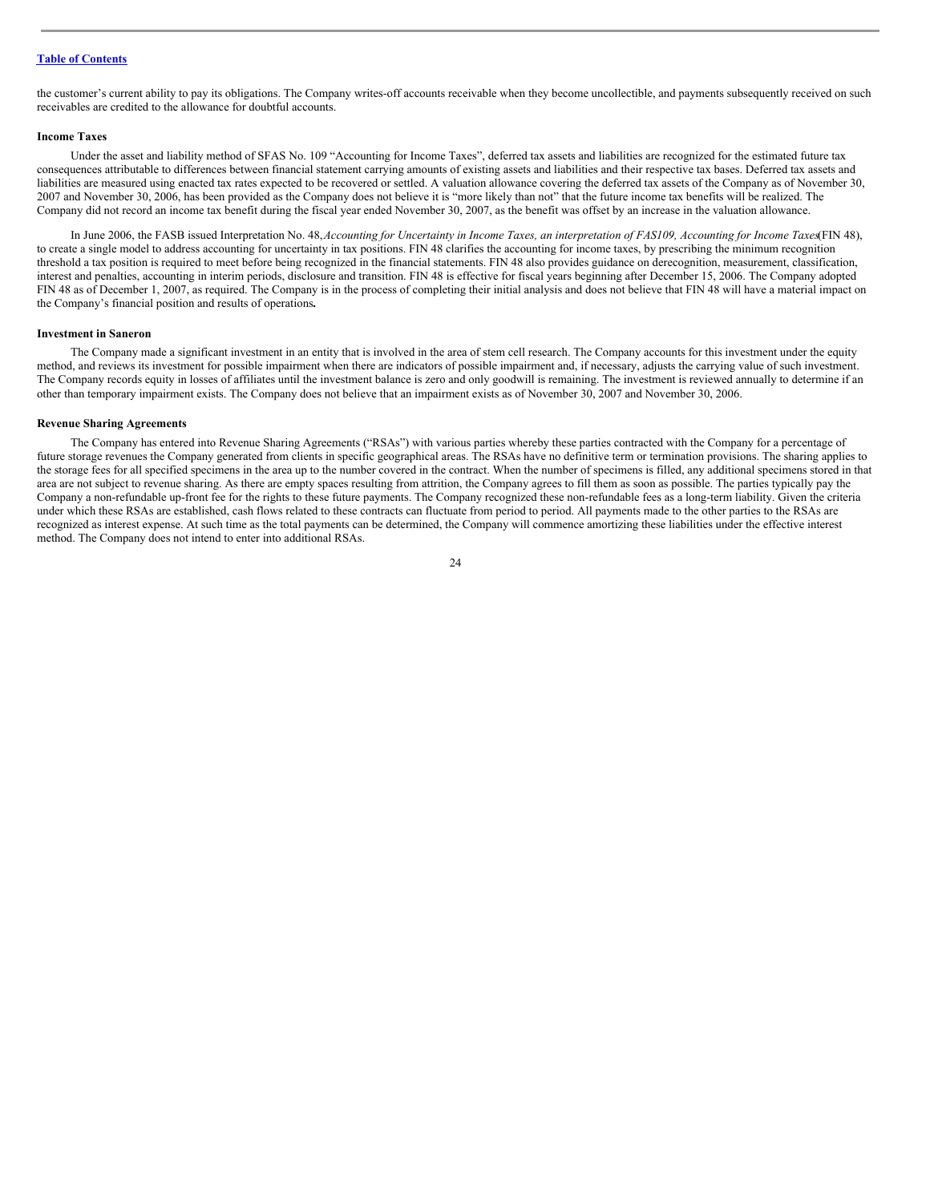the customer's current ability to pay its obligations. The Company writes-off accounts receivable when they become uncollectible, and payments subsequently received on such receivables are credited to the allowance for doubtful accounts.

**Income Taxes**

Under the asset and liability method of SFAS No. 109 "Accounting for Income Taxes", deferred tax assets and liabilities are recognized for the estimated future tax consequences attributable to differences between financial statement carrying amounts of existing assets and liabilities and their respective tax bases. Deferred tax assets and liabilities are measured using enacted tax rates expected to be recovered or settled. A valuation allowance covering the deferred tax assets of the Company as of November 30, 2007 and November 30, 2006, has been provided as the Company does not believe it is "more likely than not" that the future income tax benefits will be realized. The Company did not record an income tax benefit during the fiscal year ended November 30, 2007, as the benefit was offset by an increase in the valuation allowance.

In June 2006, the FASB issued Interpretation No. 48, *Accounting for Uncertainty in Income Taxes, an interpretation of FAS109, Accounting for Income Taxes* (FIN 48), to create a single model to address accounting for uncertainty in tax positions. FIN 48 clarifies the accounting for income taxes, by prescribing the minimum recognition threshold a tax position is required to meet before being recognized in the financial statements. FIN 48 also provides guidance on derecognition, measurement, classification, interest and penalties, accounting in interim periods, disclosure and transition. FIN 48 is effective for fiscal years beginning after December 15, 2006. The Company adopted FIN 48 as of December 1, 2007, as required. The Company is in the process of completing their initial analysis and does not believe that FIN 48 will have a material impact on the Company's financial position and results of operations**.**

**Investment in Saneron**

The Company made a significant investment in an entity that is involved in the area of stem cell research. The Company accounts for this investment under the equity method, and reviews its investment for possible impairment when there are indicators of possible impairment and, if necessary, adjusts the carrying value of such investment. The Company records equity in losses of affiliates until the investment balance is zero and only goodwill is remaining. The investment is reviewed annually to determine if an other than temporary impairment exists. The Company does not believe that an impairment exists as of November 30, 2007 and November 30, 2006.

**Revenue Sharing Agreements**

The Company has entered into Revenue Sharing Agreements ("RSAs") with various parties whereby these parties contracted with the Company for a percentage of future storage revenues the Company generated from clients in specific geographical areas. The RSAs have no definitive term or termination provisions. The sharing applies to the storage fees for all specified specimens in the area up to the number covered in the contract. When the number of specimens is filled, any additional specimens stored in that area are not subject to revenue sharing. As there are empty spaces resulting from attrition, the Company agrees to fill them as soon as possible. The parties typically pay the Company a non-refundable up-front fee for the rights to these future payments. The Company recognized these non-refundable fees as a long-term liability. Given the criteria under which these RSAs are established, cash flows related to these contracts can fluctuate from period to period. All payments made to the other parties to the RSAs are recognized as interest expense. At such time as the total payments can be determined, the Company will commence amortizing these liabilities under the effective interest method. The Company does not intend to enter into additional RSAs.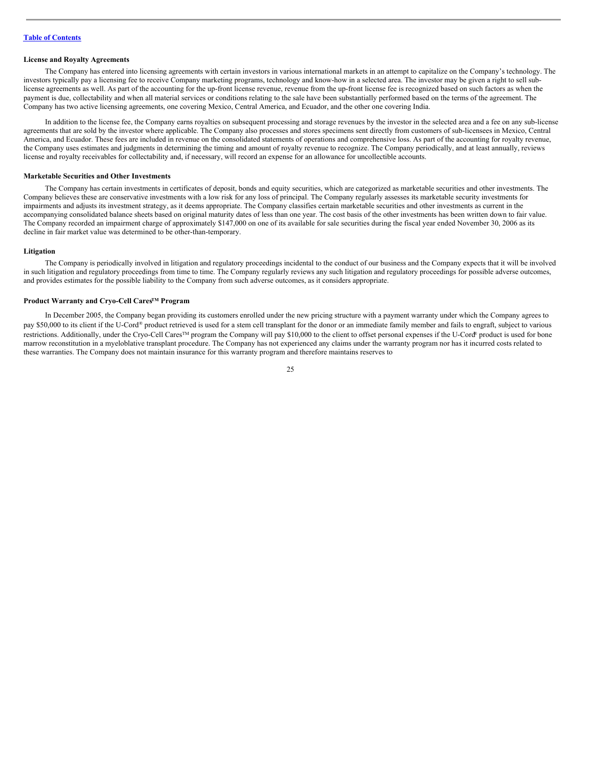**License and Royalty Agreements**

The Company has entered into licensing agreements with certain investors in various international markets in an attempt to capitalize on the Company's technology. The investors typically pay a licensing fee to receive Company marketing programs, technology and know-how in a selected area. The investor may be given a right to sell sub-license agreements as well. As part of the accounting for the up-front license revenue, revenue from the up-front license fee is recognized based on such factors as when the payment is due, collectability and when all material services or conditions relating to the sale have been substantially performed based on the terms of the agreement. The Company has two active licensing agreements, one covering Mexico, Central America, and Ecuador, and the other one covering India.

In addition to the license fee, the Company earns royalties on subsequent processing and storage revenues by the investor in the selected area and a fee on any sub-license agreements that are sold by the investor where applicable. The Company also processes and stores specimens sent directly from customers of sub-licensees in Mexico, Central America, and Ecuador. These fees are included in revenue on the consolidated statements of operations and comprehensive loss. As part of the accounting for royalty revenue, the Company uses estimates and judgments in determining the timing and amount of royalty revenue to recognize. The Company periodically, and at least annually, reviews license and royalty receivables for collectability and, if necessary, will record an expense for an allowance for uncollectible accounts.

**Marketable Securities and Other Investments**

The Company has certain investments in certificates of deposit, bonds and equity securities, which are categorized as marketable securities and other investments. The Company believes these are conservative investments with a low risk for any loss of principal. The Company regularly assesses its marketable security investments for impairments and adjusts its investment strategy, as it deems appropriate. The Company classifies certain marketable securities and other investments as current in the accompanying consolidated balance sheets based on original maturity dates of less than one year. The cost basis of the other investments has been written down to fair value. The Company recorded an impairment charge of approximately $147,000 on one of its available for sale securities during the fiscal year ended November 30, 2006 as its decline in fair market value was determined to be other-than-temporary.

**Litigation**

The Company is periodically involved in litigation and regulatory proceedings incidental to the conduct of our business and the Company expects that it will be involved in such litigation and regulatory proceedings from time to time. The Company regularly reviews any such litigation and regulatory proceedings for possible adverse outcomes, and provides estimates for the possible liability to the Company from such adverse outcomes, as it considers appropriate.

**Product Warranty and Cryo-Cell Cares™ Program**

In December 2005, the Company began providing its customers enrolled under the new pricing structure with a payment warranty under which the Company agrees to pay $50,000 to its client if the U-Cord® product retrieved is used for a stem cell transplant for the donor or an immediate family member and fails to engraft, subject to various restrictions. Additionally, under the Cryo-Cell Cares™ program the Company will pay $10,000 to the client to offset personal expenses if the U-Cord® product is used for bone marrow reconstitution in a myeloblative transplant procedure. The Company has not experienced any claims under the warranty program nor has it incurred costs related to these warranties. The Company does not maintain insurance for this warranty program and therefore maintains reserves to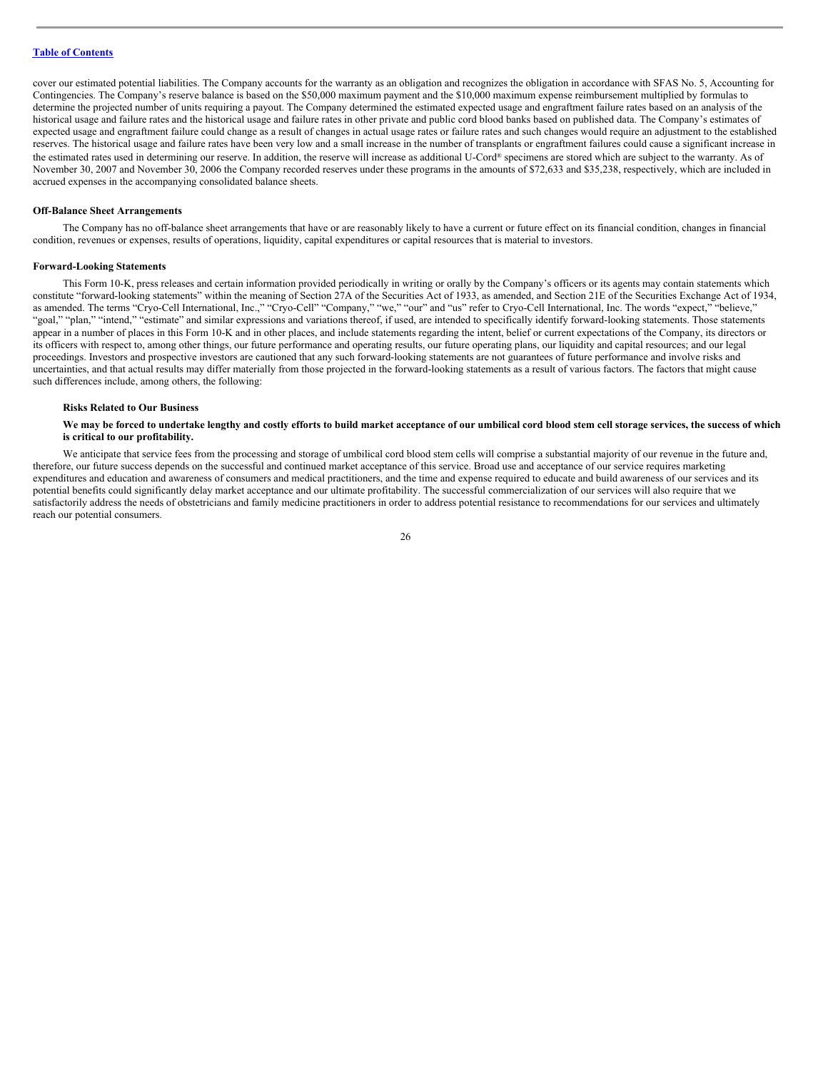cover our estimated potential liabilities. The Company accounts for the warranty as an obligation and recognizes the obligation in accordance with SFAS No. 5, Accounting for Contingencies. The Company's reserve balance is based on the $50,000 maximum payment and the $10,000 maximum expense reimbursement multiplied by formulas to determine the projected number of units requiring a payout. The Company determined the estimated expected usage and engraftment failure rates based on an analysis of the historical usage and failure rates and the historical usage and failure rates in other private and public cord blood banks based on published data. The Company's estimates of expected usage and engraftment failure could change as a result of changes in actual usage rates or failure rates and such changes would require an adjustment to the established reserves. The historical usage and failure rates have been very low and a small increase in the number of transplants or engraftment failures could cause a significant increase in the estimated rates used in determining our reserve. In addition, the reserve will increase as additional U-Cord® specimens are stored which are subject to the warranty. As of November 30, 2007 and November 30, 2006 the Company recorded reserves under these programs in the amounts of $72,633 and $35,238, respectively, which are included in accrued expenses in the accompanying consolidated balance sheets.

**Off-Balance Sheet Arrangements**

The Company has no off-balance sheet arrangements that have or are reasonably likely to have a current or future effect on its financial condition, changes in financial condition, revenues or expenses, results of operations, liquidity, capital expenditures or capital resources that is material to investors.

**Forward-Looking Statements**

This Form 10-K, press releases and certain information provided periodically in writing or orally by the Company's officers or its agents may contain statements which constitute "forward-looking statements" within the meaning of Section 27A of the Securities Act of 1933, as amended, and Section 21E of the Securities Exchange Act of 1934, as amended. The terms "Cryo-Cell International, Inc.," "Cryo-Cell" "Company," "we," "our" and "us" refer to Cryo-Cell International, Inc. The words "expect," "believe," "goal," "plan," "intend," "estimate" and similar expressions and variations thereof, if used, are intended to specifically identify forward-looking statements. Those statements appear in a number of places in this Form 10-K and in other places, and include statements regarding the intent, belief or current expectations of the Company, its directors or its officers with respect to, among other things, our future performance and operating results, our future operating plans, our liquidity and capital resources; and our legal proceedings. Investors and prospective investors are cautioned that any such forward-looking statements are not guarantees of future performance and involve risks and uncertainties, and that actual results may differ materially from those projected in the forward-looking statements as a result of various factors. The factors that might cause such differences include, among others, the following:

**Risks Related to Our Business**

**We may be forced to undertake lengthy and costly efforts to build market acceptance of our umbilical cord blood stem cell storage services, the success of which is critical to our profitability.**

We anticipate that service fees from the processing and storage of umbilical cord blood stem cells will comprise a substantial majority of our revenue in the future and, therefore, our future success depends on the successful and continued market acceptance of this service. Broad use and acceptance of our service requires marketing expenditures and education and awareness of consumers and medical practitioners, and the time and expense required to educate and build awareness of our services and its potential benefits could significantly delay market acceptance and our ultimate profitability. The successful commercialization of our services will also require that we satisfactorily address the needs of obstetricians and family medicine practitioners in order to address potential resistance to recommendations for our services and ultimately reach our potential consumers.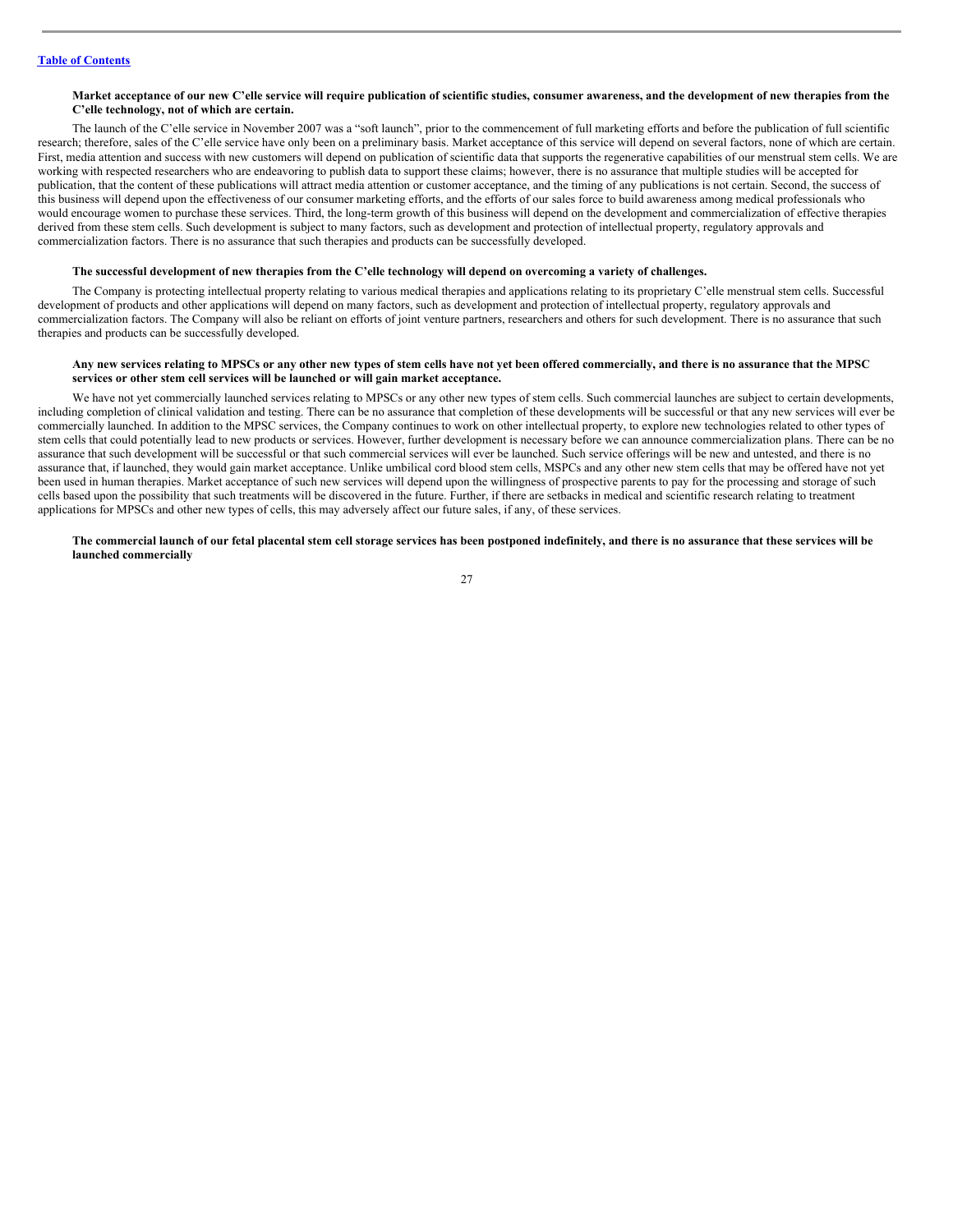**Market acceptance of our new C'elle service will require publication of scientific studies, consumer awareness, and the development of new therapies from the C'elle technology, not of which are certain.**

The launch of the C'elle service in November 2007 was a "soft launch", prior to the commencement of full marketing efforts and before the publication of full scientific research; therefore, sales of the C'elle service have only been on a preliminary basis. Market acceptance of this service will depend on several factors, none of which are certain. First, media attention and success with new customers will depend on publication of scientific data that supports the regenerative capabilities of our menstrual stem cells. We are working with respected researchers who are endeavoring to publish data to support these claims; however, there is no assurance that multiple studies will be accepted for publication, that the content of these publications will attract media attention or customer acceptance, and the timing of any publications is not certain. Second, the success of this business will depend upon the effectiveness of our consumer marketing efforts, and the efforts of our sales force to build awareness among medical professionals who would encourage women to purchase these services. Third, the long-term growth of this business will depend on the development and commercialization of effective therapies derived from these stem cells. Such development is subject to many factors, such as development and protection of intellectual property, regulatory approvals and commercialization factors. There is no assurance that such therapies and products can be successfully developed.

**The successful development of new therapies from the C'elle technology will depend on overcoming a variety of challenges.**

The Company is protecting intellectual property relating to various medical therapies and applications relating to its proprietary C'elle menstrual stem cells. Successful development of products and other applications will depend on many factors, such as development and protection of intellectual property, regulatory approvals and commercialization factors. The Company will also be reliant on efforts of joint venture partners, researchers and others for such development. There is no assurance that such therapies and products can be successfully developed.

**Any new services relating to MPSCs or any other new types of stem cells have not yet been offered commercially, and there is no assurance that the MPSC services or other stem cell services will be launched or will gain market acceptance.**

We have not yet commercially launched services relating to MPSCs or any other new types of stem cells. Such commercial launches are subject to certain developments, including completion of clinical validation and testing. There can be no assurance that completion of these developments will be successful or that any new services will ever be commercially launched. In addition to the MPSC services, the Company continues to work on other intellectual property, to explore new technologies related to other types of stem cells that could potentially lead to new products or services. However, further development is necessary before we can announce commercialization plans. There can be no assurance that such development will be successful or that such commercial services will ever be launched. Such service offerings will be new and untested, and there is no assurance that, if launched, they would gain market acceptance. Unlike umbilical cord blood stem cells, MSPCs and any other new stem cells that may be offered have not yet been used in human therapies. Market acceptance of such new services will depend upon the willingness of prospective parents to pay for the processing and storage of such cells based upon the possibility that such treatments will be discovered in the future. Further, if there are setbacks in medical and scientific research relating to treatment applications for MPSCs and other new types of cells, this may adversely affect our future sales, if any, of these services.

**The commercial launch of our fetal placental stem cell storage services has been postponed indefinitely, and there is no assurance that these services will be launched commercially**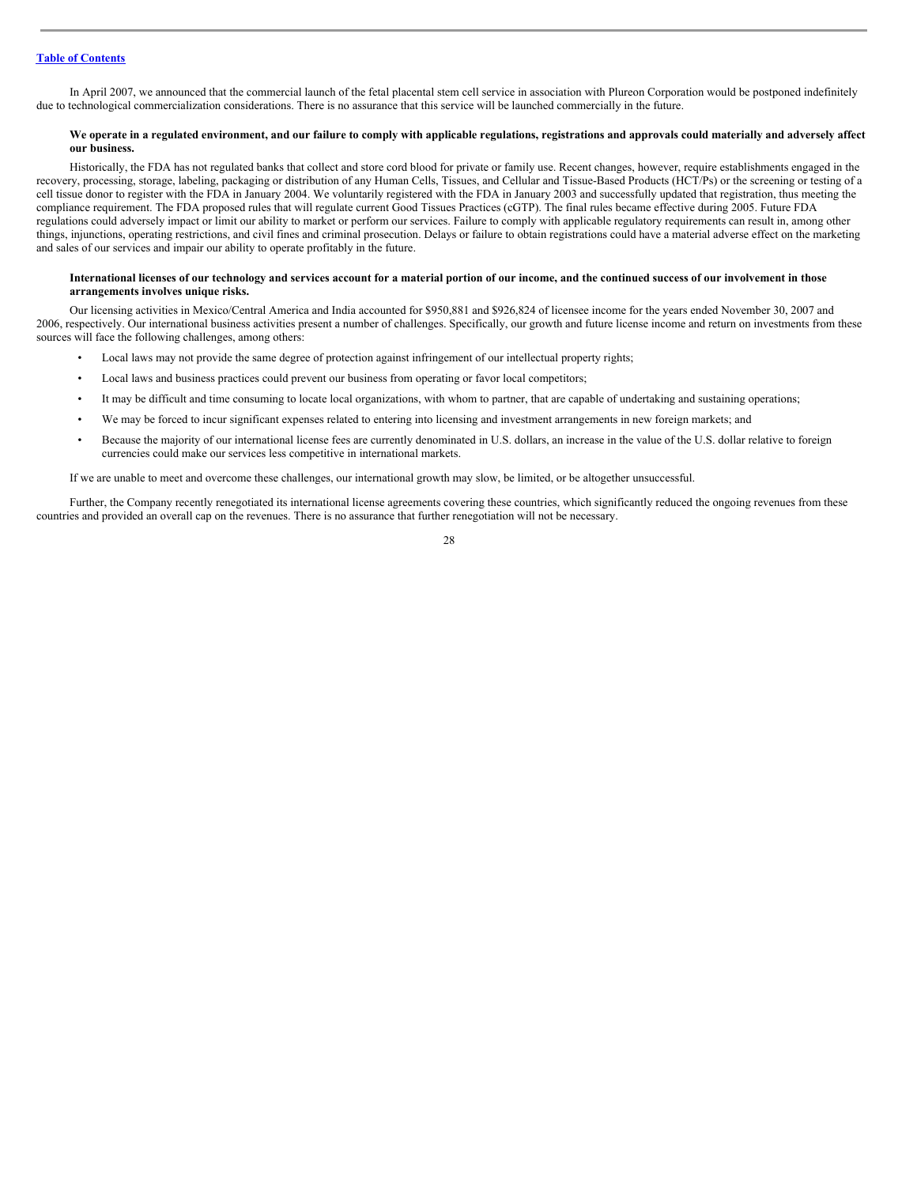In April 2007, we announced that the commercial launch of the fetal placental stem cell service in association with Plureon Corporation would be postponed indefinitely due to technological commercialization considerations. There is no assurance that this service will be launched commercially in the future.

**We operate in a regulated environment, and our failure to comply with applicable regulations, registrations and approvals could materially and adversely affect our business.**

Historically, the FDA has not regulated banks that collect and store cord blood for private or family use. Recent changes, however, require establishments engaged in the recovery, processing, storage, labeling, packaging or distribution of any Human Cells, Tissues, and Cellular and Tissue-Based Products (HCT/Ps) or the screening or testing of a cell tissue donor to register with the FDA in January 2004. We voluntarily registered with the FDA in January 2003 and successfully updated that registration, thus meeting the compliance requirement. The FDA proposed rules that will regulate current Good Tissues Practices (cGTP). The final rules became effective during 2005. Future FDA regulations could adversely impact or limit our ability to market or perform our services. Failure to comply with applicable regulatory requirements can result in, among other things, injunctions, operating restrictions, and civil fines and criminal prosecution. Delays or failure to obtain registrations could have a material adverse effect on the marketing and sales of our services and impair our ability to operate profitably in the future.

**International licenses of our technology and services account for a material portion of our income, and the continued success of our involvement in those arrangements involves unique risks.**

Our licensing activities in Mexico/Central America and India accounted for $950,881 and $926,824 of licensee income for the years ended November 30, 2007 and 2006, respectively. Our international business activities present a number of challenges. Specifically, our growth and future license income and return on investments from these sources will face the following challenges, among others:

- Local laws may not provide the same degree of protection against infringement of our intellectual property rights;
- Local laws and business practices could prevent our business from operating or favor local competitors;
- It may be difficult and time consuming to locate local organizations, with whom to partner, that are capable of undertaking and sustaining operations;
- We may be forced to incur significant expenses related to entering into licensing and investment arrangements in new foreign markets; and
- Because the majority of our international license fees are currently denominated in U.S. dollars, an increase in the value of the U.S. dollar relative to foreign currencies could make our services less competitive in international markets.

If we are unable to meet and overcome these challenges, our international growth may slow, be limited, or be altogether unsuccessful.

Further, the Company recently renegotiated its international license agreements covering these countries, which significantly reduced the ongoing revenues from these countries and provided an overall cap on the revenues. There is no assurance that further renegotiation will not be necessary.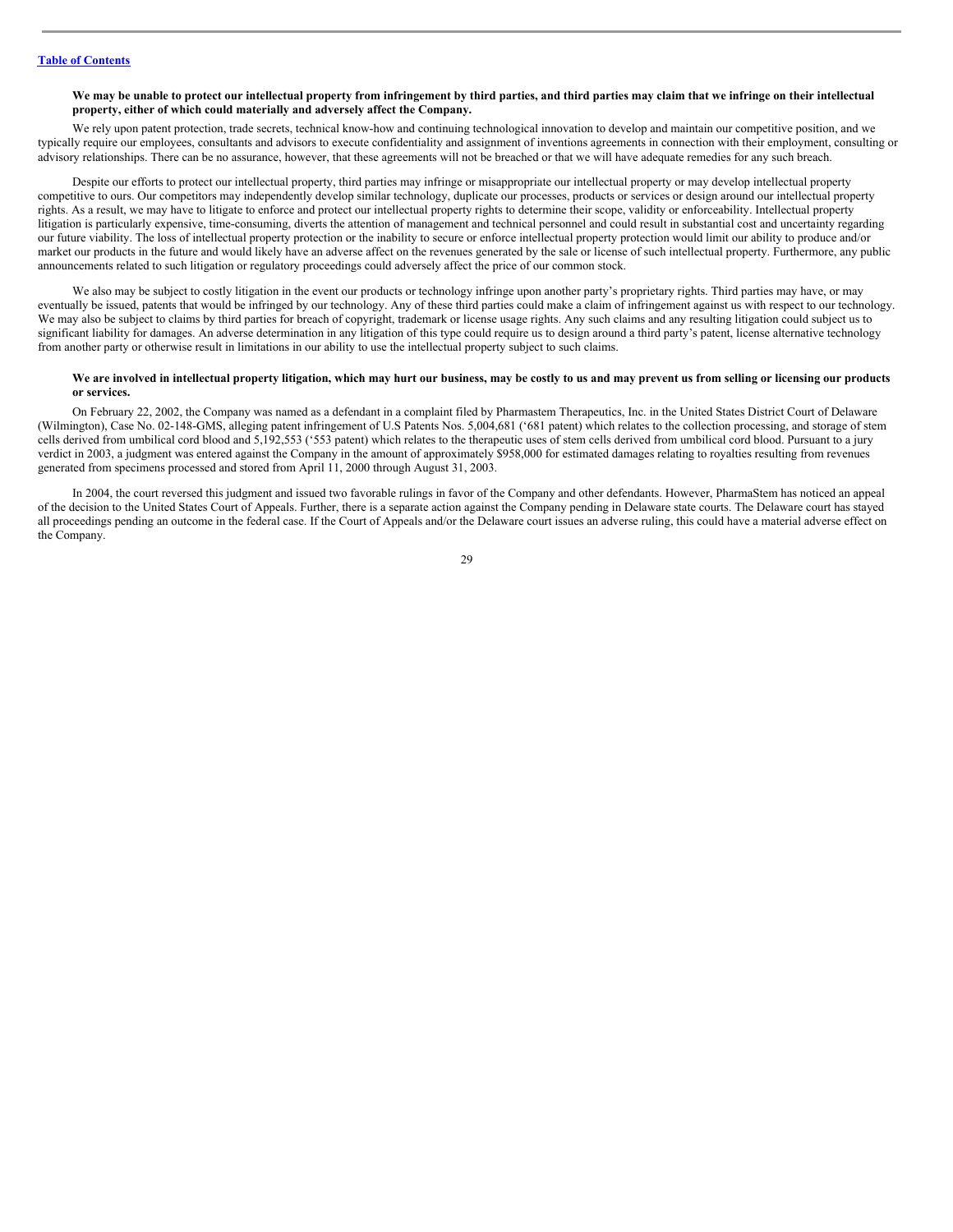**We may be unable to protect our intellectual property from infringement by third parties, and third parties may claim that we infringe on their intellectual property, either of which could materially and adversely affect the Company.**

We rely upon patent protection, trade secrets, technical know-how and continuing technological innovation to develop and maintain our competitive position, and we typically require our employees, consultants and advisors to execute confidentiality and assignment of inventions agreements in connection with their employment, consulting or advisory relationships. There can be no assurance, however, that these agreements will not be breached or that we will have adequate remedies for any such breach.

Despite our efforts to protect our intellectual property, third parties may infringe or misappropriate our intellectual property or may develop intellectual property competitive to ours. Our competitors may independently develop similar technology, duplicate our processes, products or services or design around our intellectual property rights. As a result, we may have to litigate to enforce and protect our intellectual property rights to determine their scope, validity or enforceability. Intellectual property litigation is particularly expensive, time-consuming, diverts the attention of management and technical personnel and could result in substantial cost and uncertainty regarding our future viability. The loss of intellectual property protection or the inability to secure or enforce intellectual property protection would limit our ability to produce and/or market our products in the future and would likely have an adverse affect on the revenues generated by the sale or license of such intellectual property. Furthermore, any public announcements related to such litigation or regulatory proceedings could adversely affect the price of our common stock.

We also may be subject to costly litigation in the event our products or technology infringe upon another party's proprietary rights. Third parties may have, or may eventually be issued, patents that would be infringed by our technology. Any of these third parties could make a claim of infringement against us with respect to our technology. We may also be subject to claims by third parties for breach of copyright, trademark or license usage rights. Any such claims and any resulting litigation could subject us to significant liability for damages. An adverse determination in any litigation of this type could require us to design around a third party's patent, license alternative technology from another party or otherwise result in limitations in our ability to use the intellectual property subject to such claims.

**We are involved in intellectual property litigation, which may hurt our business, may be costly to us and may prevent us from selling or licensing our products or services.**

On February 22, 2002, the Company was named as a defendant in a complaint filed by Pharmastem Therapeutics, Inc. in the United States District Court of Delaware (Wilmington), Case No. 02-148-GMS, alleging patent infringement of U.S Patents Nos. 5,004,681 ('681 patent) which relates to the collection processing, and storage of stem cells derived from umbilical cord blood and 5,192,553 ('553 patent) which relates to the therapeutic uses of stem cells derived from umbilical cord blood. Pursuant to a jury verdict in 2003, a judgment was entered against the Company in the amount of approximately $958,000 for estimated damages relating to royalties resulting from revenues generated from specimens processed and stored from April 11, 2000 through August 31, 2003.

In 2004, the court reversed this judgment and issued two favorable rulings in favor of the Company and other defendants. However, PharmaStem has noticed an appeal of the decision to the United States Court of Appeals. Further, there is a separate action against the Company pending in Delaware state courts. The Delaware court has stayed all proceedings pending an outcome in the federal case. If the Court of Appeals and/or the Delaware court issues an adverse ruling, this could have a material adverse effect on the Company.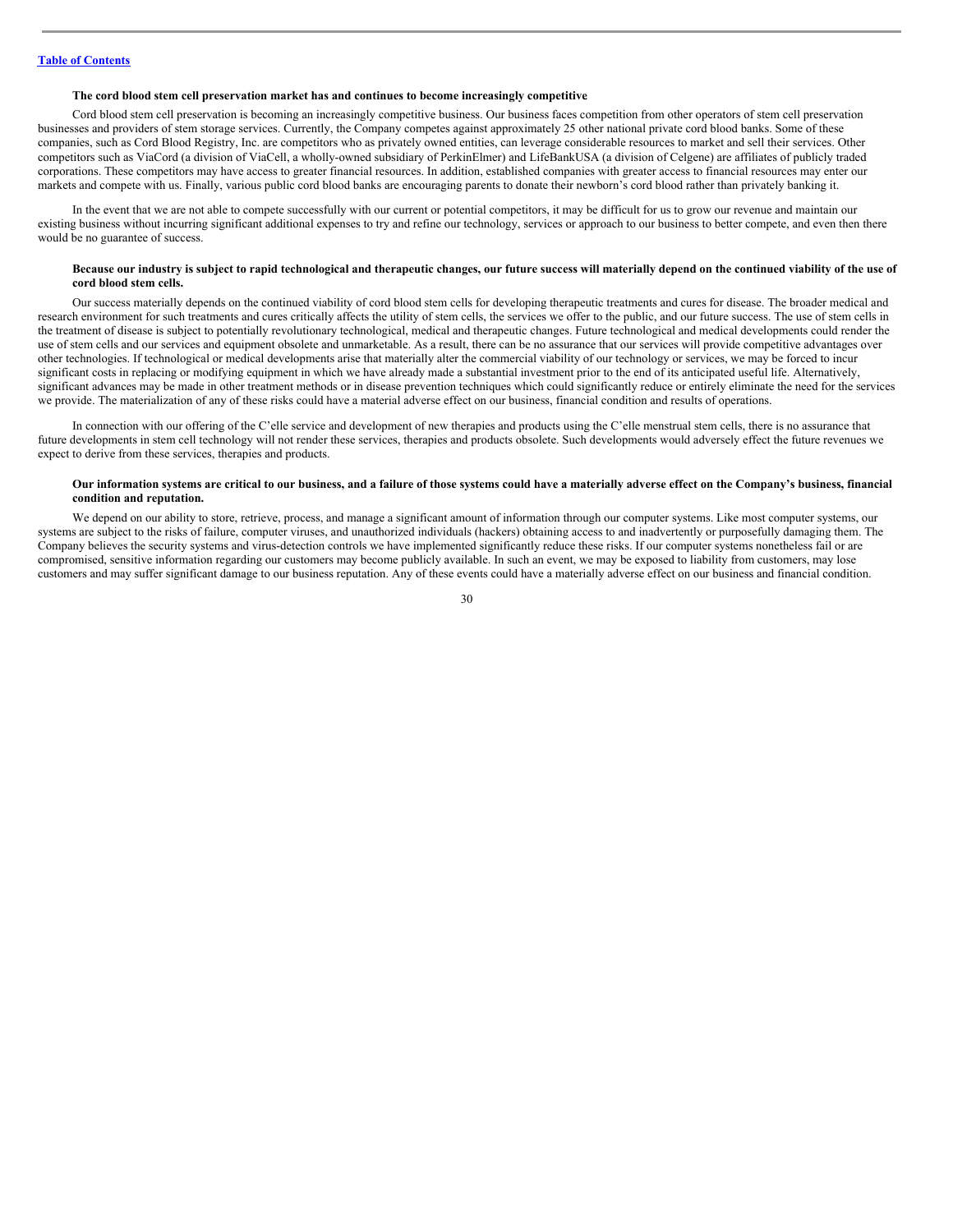**The cord blood stem cell preservation market has and continues to become increasingly competitive**

Cord blood stem cell preservation is becoming an increasingly competitive business. Our business faces competition from other operators of stem cell preservation businesses and providers of stem storage services. Currently, the Company competes against approximately 25 other national private cord blood banks. Some of these companies, such as Cord Blood Registry, Inc. are competitors who as privately owned entities, can leverage considerable resources to market and sell their services. Other competitors such as ViaCord (a division of ViaCell, a wholly-owned subsidiary of PerkinElmer) and LifeBankUSA (a division of Celgene) are affiliates of publicly traded corporations. These competitors may have access to greater financial resources. In addition, established companies with greater access to financial resources may enter our markets and compete with us. Finally, various public cord blood banks are encouraging parents to donate their newborn's cord blood rather than privately banking it.

In the event that we are not able to compete successfully with our current or potential competitors, it may be difficult for us to grow our revenue and maintain our existing business without incurring significant additional expenses to try and refine our technology, services or approach to our business to better compete, and even then there would be no guarantee of success.

**Because our industry is subject to rapid technological and therapeutic changes, our future success will materially depend on the continued viability of the use of cord blood stem cells.**

Our success materially depends on the continued viability of cord blood stem cells for developing therapeutic treatments and cures for disease. The broader medical and research environment for such treatments and cures critically affects the utility of stem cells, the services we offer to the public, and our future success. The use of stem cells in the treatment of disease is subject to potentially revolutionary technological, medical and therapeutic changes. Future technological and medical developments could render the use of stem cells and our services and equipment obsolete and unmarketable. As a result, there can be no assurance that our services will provide competitive advantages over other technologies. If technological or medical developments arise that materially alter the commercial viability of our technology or services, we may be forced to incur significant costs in replacing or modifying equipment in which we have already made a substantial investment prior to the end of its anticipated useful life. Alternatively, significant advances may be made in other treatment methods or in disease prevention techniques which could significantly reduce or entirely eliminate the need for the services we provide. The materialization of any of these risks could have a material adverse effect on our business, financial condition and results of operations.

In connection with our offering of the C'elle service and development of new therapies and products using the C'elle menstrual stem cells, there is no assurance that future developments in stem cell technology will not render these services, therapies and products obsolete. Such developments would adversely effect the future revenues we expect to derive from these services, therapies and products.

**Our information systems are critical to our business, and a failure of those systems could have a materially adverse effect on the Company's business, financial condition and reputation.**

We depend on our ability to store, retrieve, process, and manage a significant amount of information through our computer systems. Like most computer systems, our systems are subject to the risks of failure, computer viruses, and unauthorized individuals (hackers) obtaining access to and inadvertently or purposefully damaging them. The Company believes the security systems and virus-detection controls we have implemented significantly reduce these risks. If our computer systems nonetheless fail or are compromised, sensitive information regarding our customers may become publicly available. In such an event, we may be exposed to liability from customers, may lose customers and may suffer significant damage to our business reputation. Any of these events could have a materially adverse effect on our business and financial condition.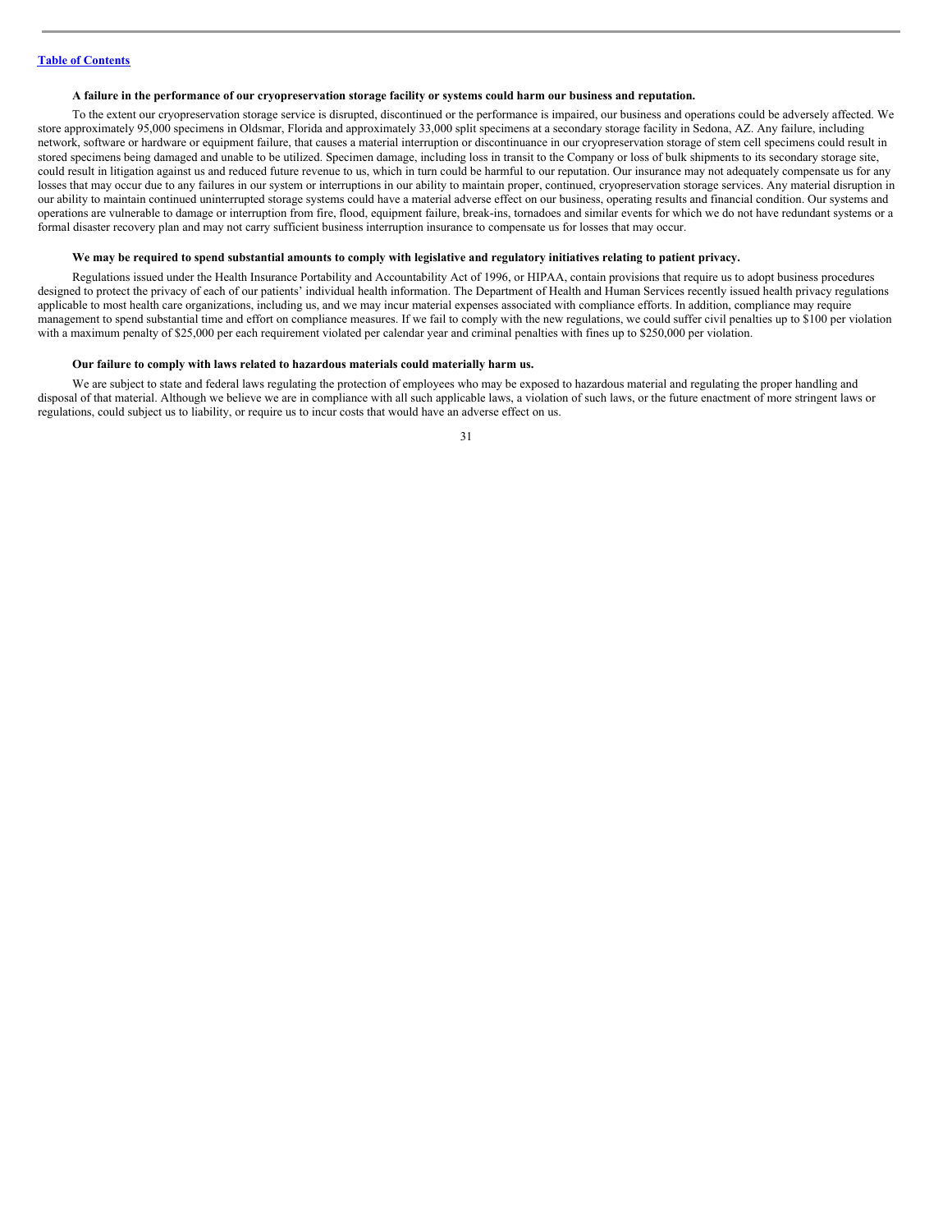**A failure in the performance of our cryopreservation storage facility or systems could harm our business and reputation.**

To the extent our cryopreservation storage service is disrupted, discontinued or the performance is impaired, our business and operations could be adversely affected. We store approximately 95,000 specimens in Oldsmar, Florida and approximately 33,000 split specimens at a secondary storage facility in Sedona, AZ. Any failure, including network, software or hardware or equipment failure, that causes a material interruption or discontinuance in our cryopreservation storage of stem cell specimens could result in stored specimens being damaged and unable to be utilized. Specimen damage, including loss in transit to the Company or loss of bulk shipments to its secondary storage site, could result in litigation against us and reduced future revenue to us, which in turn could be harmful to our reputation. Our insurance may not adequately compensate us for any losses that may occur due to any failures in our system or interruptions in our ability to maintain proper, continued, cryopreservation storage services. Any material disruption in our ability to maintain continued uninterrupted storage systems could have a material adverse effect on our business, operating results and financial condition. Our systems and operations are vulnerable to damage or interruption from fire, flood, equipment failure, break-ins, tornadoes and similar events for which we do not have redundant systems or a formal disaster recovery plan and may not carry sufficient business interruption insurance to compensate us for losses that may occur.

**We may be required to spend substantial amounts to comply with legislative and regulatory initiatives relating to patient privacy.**

Regulations issued under the Health Insurance Portability and Accountability Act of 1996, or HIPAA, contain provisions that require us to adopt business procedures designed to protect the privacy of each of our patients' individual health information. The Department of Health and Human Services recently issued health privacy regulations applicable to most health care organizations, including us, and we may incur material expenses associated with compliance efforts. In addition, compliance may require management to spend substantial time and effort on compliance measures. If we fail to comply with the new regulations, we could suffer civil penalties up to $100 per violation with a maximum penalty of $25,000 per each requirement violated per calendar year and criminal penalties with fines up to $250,000 per violation.

**Our failure to comply with laws related to hazardous materials could materially harm us.**

We are subject to state and federal laws regulating the protection of employees who may be exposed to hazardous material and regulating the proper handling and disposal of that material. Although we believe we are in compliance with all such applicable laws, a violation of such laws, or the future enactment of more stringent laws or regulations, could subject us to liability, or require us to incur costs that would have an adverse effect on us.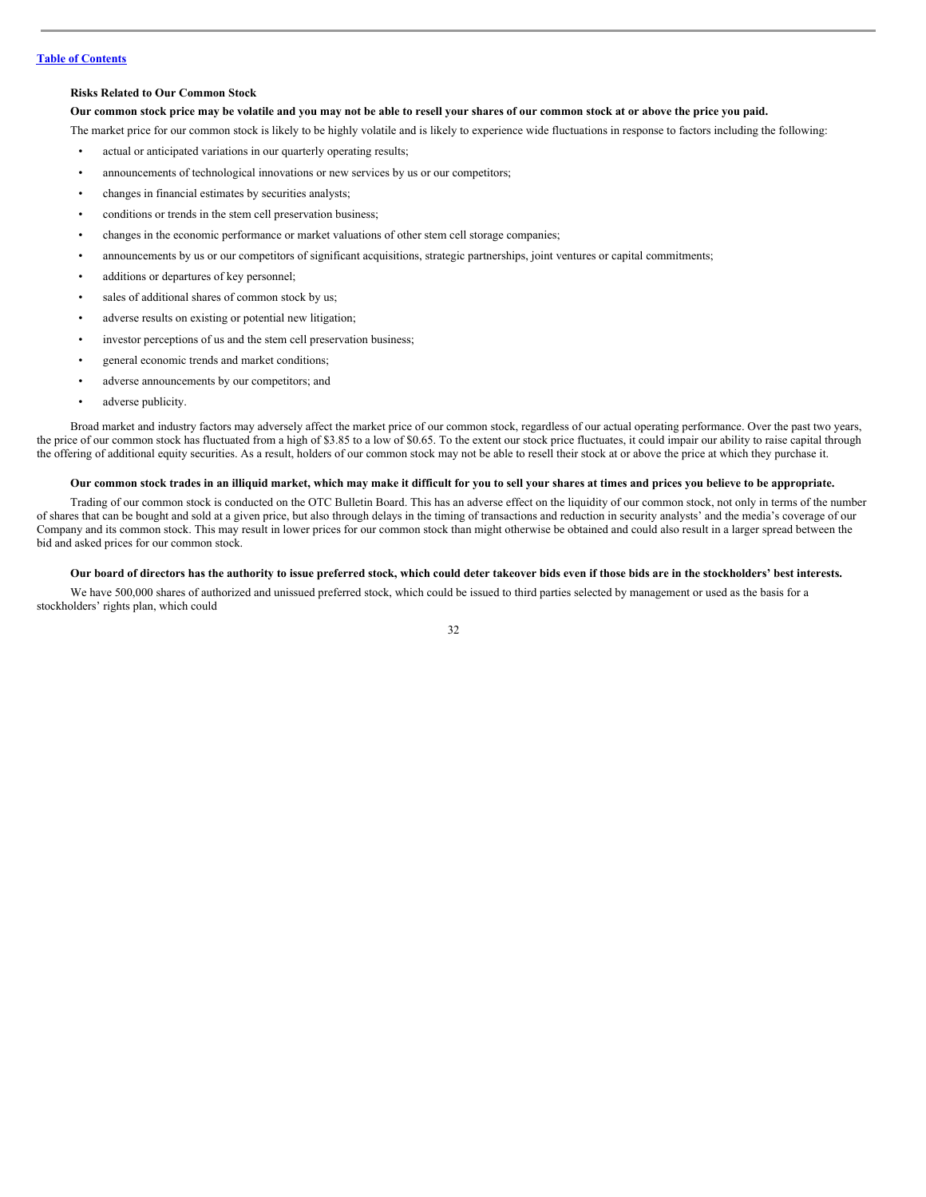### Risks Related to Our Common Stock

**Our common stock price may be volatile and you may not be able to resell your shares of our common stock at or above the price you paid.**

The market price for our common stock is likely to be highly volatile and is likely to experience wide fluctuations in response to factors including the following:

- actual or anticipated variations in our quarterly operating results;
- announcements of technological innovations or new services by us or our competitors;
- changes in financial estimates by securities analysts;
- conditions or trends in the stem cell preservation business;
- changes in the economic performance or market valuations of other stem cell storage companies;
- announcements by us or our competitors of significant acquisitions, strategic partnerships, joint ventures or capital commitments;
- additions or departures of key personnel;
- sales of additional shares of common stock by us;
- adverse results on existing or potential new litigation;
- investor perceptions of us and the stem cell preservation business;
- general economic trends and market conditions;
- adverse announcements by our competitors; and
- adverse publicity.

Broad market and industry factors may adversely affect the market price of our common stock, regardless of our actual operating performance. Over the past two years, the price of our common stock has fluctuated from a high of $3.85 to a low of $0.65. To the extent our stock price fluctuates, it could impair our ability to raise capital through the offering of additional equity securities. As a result, holders of our common stock may not be able to resell their stock at or above the price at which they purchase it.

**Our common stock trades in an illiquid market, which may make it difficult for you to sell your shares at times and prices you believe to be appropriate.**

Trading of our common stock is conducted on the OTC Bulletin Board. This has an adverse effect on the liquidity of our common stock, not only in terms of the number of shares that can be bought and sold at a given price, but also through delays in the timing of transactions and reduction in security analysts' and the media's coverage of our Company and its common stock. This may result in lower prices for our common stock than might otherwise be obtained and could also result in a larger spread between the bid and asked prices for our common stock.

**Our board of directors has the authority to issue preferred stock, which could deter takeover bids even if those bids are in the stockholders' best interests.**

We have 500,000 shares of authorized and unissued preferred stock, which could be issued to third parties selected by management or used as the basis for a stockholders' rights plan, which could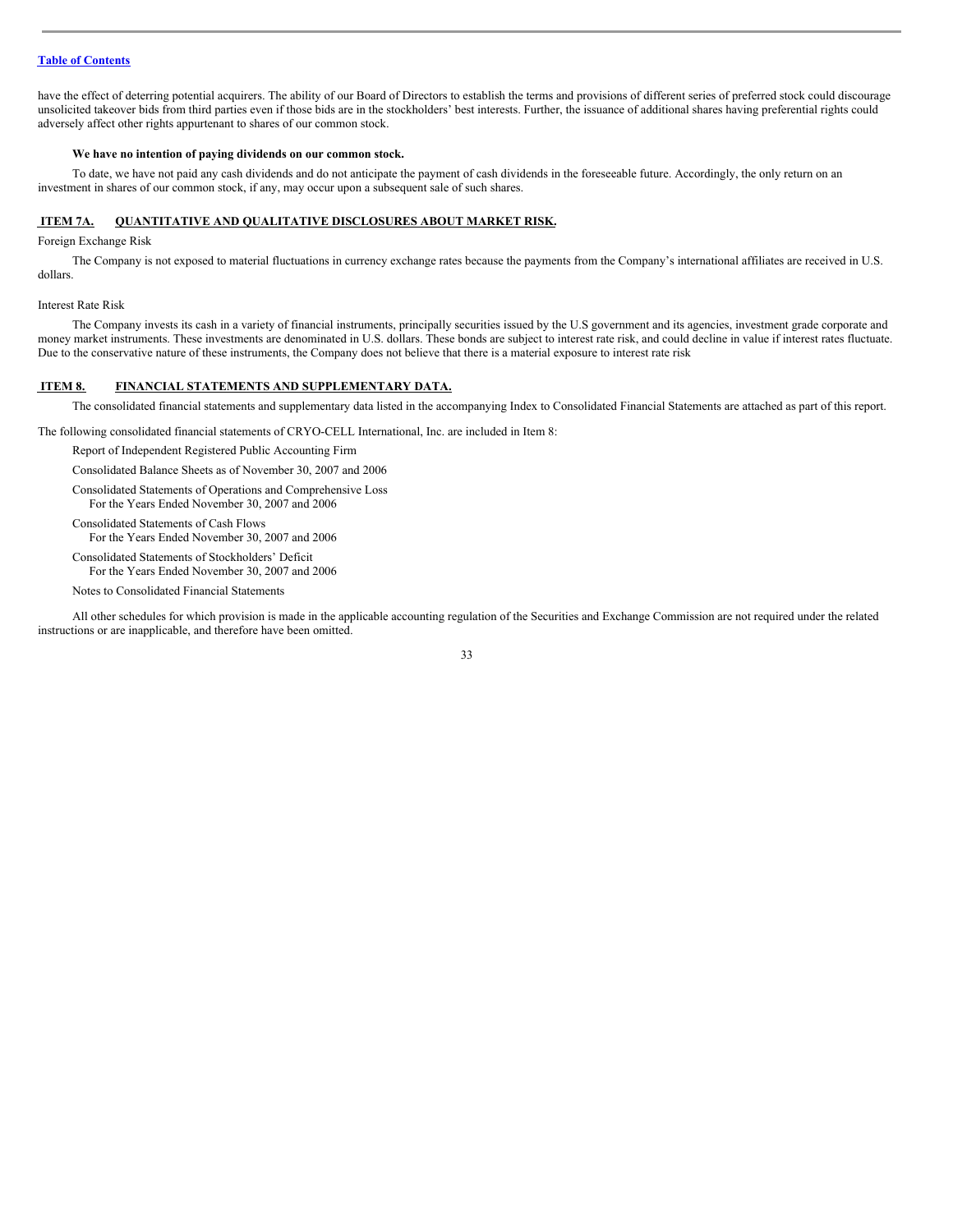have the effect of deterring potential acquirers. The ability of our Board of Directors to establish the terms and provisions of different series of preferred stock could discourage unsolicited takeover bids from third parties even if those bids are in the stockholders' best interests. Further, the issuance of additional shares having preferential rights could adversely affect other rights appurtenant to shares of our common stock.

**We have no intention of paying dividends on our common stock.**

To date, we have not paid any cash dividends and do not anticipate the payment of cash dividends in the foreseeable future. Accordingly, the only return on an investment in shares of our common stock, if any, may occur upon a subsequent sale of such shares.

## ITEM 7A. QUANTITATIVE AND QUALITATIVE DISCLOSURES ABOUT MARKET RISK.

Foreign Exchange Risk

The Company is not exposed to material fluctuations in currency exchange rates because the payments from the Company's international affiliates are received in U.S. dollars.

Interest Rate Risk

The Company invests its cash in a variety of financial instruments, principally securities issued by the U.S government and its agencies, investment grade corporate and money market instruments. These investments are denominated in U.S. dollars. These bonds are subject to interest rate risk, and could decline in value if interest rates fluctuate. Due to the conservative nature of these instruments, the Company does not believe that there is a material exposure to interest rate risk

## ITEM 8. FINANCIAL STATEMENTS AND SUPPLEMENTARY DATA.

The consolidated financial statements and supplementary data listed in the accompanying Index to Consolidated Financial Statements are attached as part of this report.

The following consolidated financial statements of CRYO-CELL International, Inc. are included in Item 8:

Report of Independent Registered Public Accounting Firm

Consolidated Balance Sheets as of November 30, 2007 and 2006

Consolidated Statements of Operations and Comprehensive Loss
For the Years Ended November 30, 2007 and 2006

Consolidated Statements of Cash Flows
For the Years Ended November 30, 2007 and 2006

Consolidated Statements of Stockholders' Deficit
For the Years Ended November 30, 2007 and 2006

Notes to Consolidated Financial Statements

All other schedules for which provision is made in the applicable accounting regulation of the Securities and Exchange Commission are not required under the related instructions or are inapplicable, and therefore have been omitted.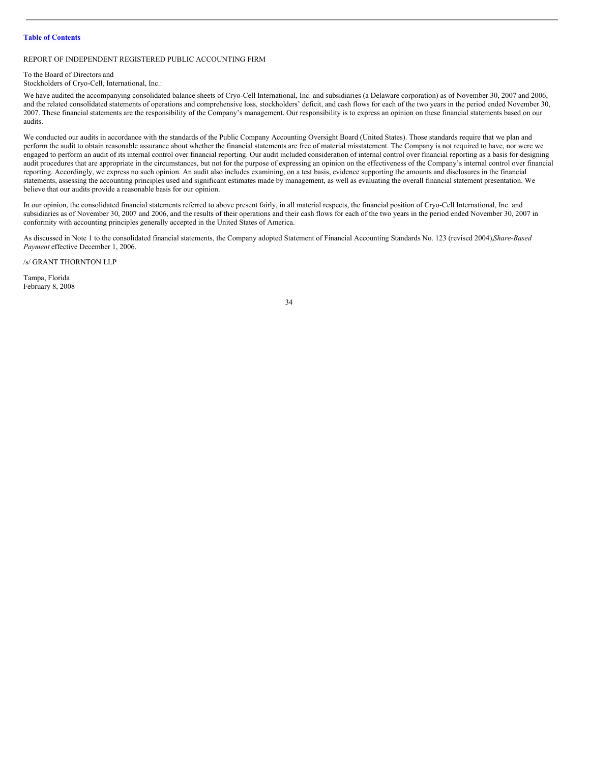[Table of Contents]

REPORT OF INDEPENDENT REGISTERED PUBLIC ACCOUNTING FIRM

To the Board of Directors and
Stockholders of Cryo-Cell, International, Inc.:

We have audited the accompanying consolidated balance sheets of Cryo-Cell International, Inc. and subsidiaries (a Delaware corporation) as of November 30, 2007 and 2006, and the related consolidated statements of operations and comprehensive loss, stockholders' deficit, and cash flows for each of the two years in the period ended November 30, 2007. These financial statements are the responsibility of the Company's management. Our responsibility is to express an opinion on these financial statements based on our audits.

We conducted our audits in accordance with the standards of the Public Company Accounting Oversight Board (United States). Those standards require that we plan and perform the audit to obtain reasonable assurance about whether the financial statements are free of material misstatement. The Company is not required to have, nor were we engaged to perform an audit of its internal control over financial reporting. Our audit included consideration of internal control over financial reporting as a basis for designing audit procedures that are appropriate in the circumstances, but not for the purpose of expressing an opinion on the effectiveness of the Company's internal control over financial reporting. Accordingly, we express no such opinion. An audit also includes examining, on a test basis, evidence supporting the amounts and disclosures in the financial statements, assessing the accounting principles used and significant estimates made by management, as well as evaluating the overall financial statement presentation. We believe that our audits provide a reasonable basis for our opinion.

In our opinion, the consolidated financial statements referred to above present fairly, in all material respects, the financial position of Cryo-Cell International, Inc. and subsidiaries as of November 30, 2007 and 2006, and the results of their operations and their cash flows for each of the two years in the period ended November 30, 2007 in conformity with accounting principles generally accepted in the United States of America.

As discussed in Note 1 to the consolidated financial statements, the Company adopted Statement of Financial Accounting Standards No. 123 (revised 2004), *Share-Based Payment* effective December 1, 2006.

/s/ GRANT THORNTON LLP

Tampa, Florida
February 8, 2008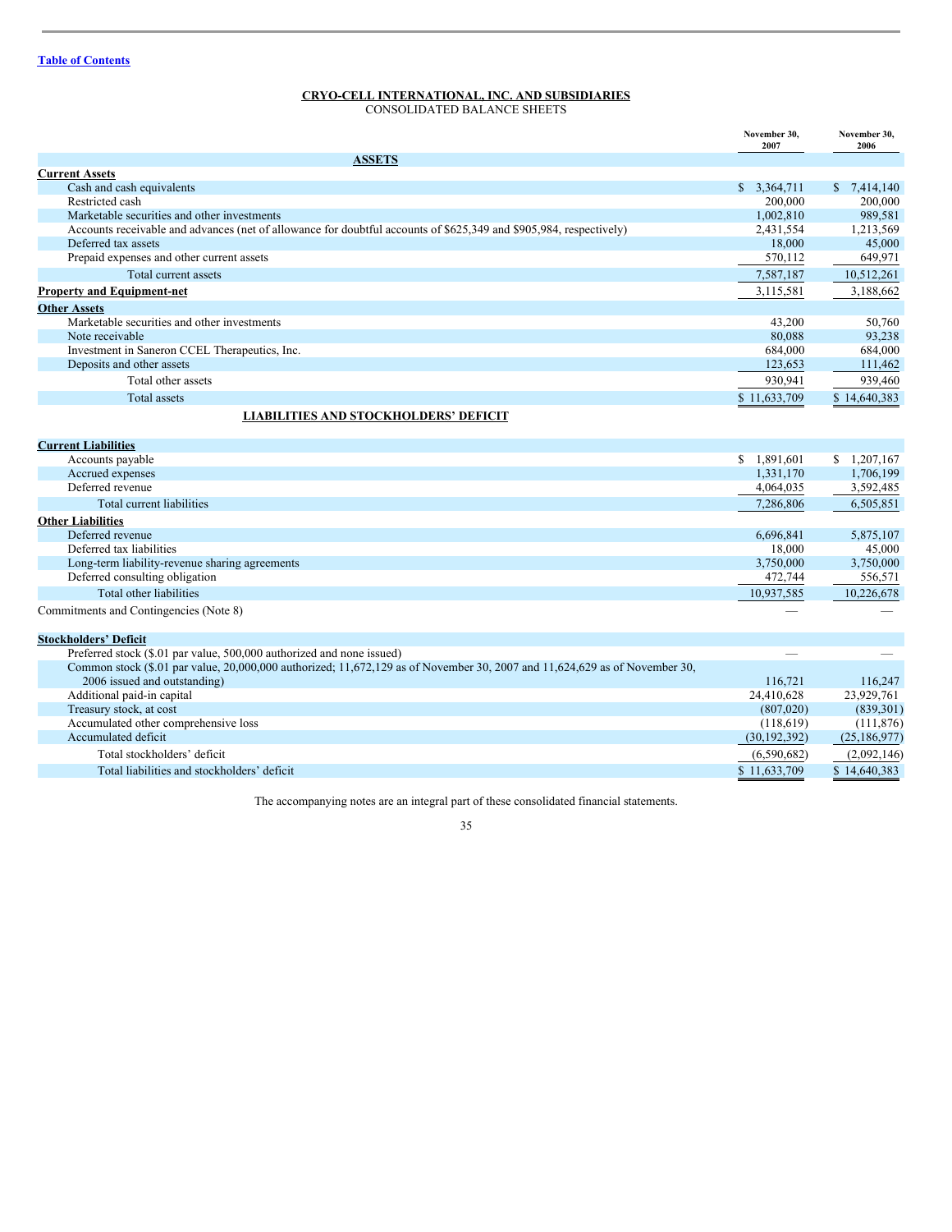Table of Contents

## CRYO-CELL INTERNATIONAL, INC. AND SUBSIDIARIES

CONSOLIDATED BALANCE SHEETS

| | November 30, 2007 | November 30, 2006 |
|---|---|---|
| **ASSETS** | | |
| **Current Assets** | | |
| Cash and cash equivalents | $ 3,364,711 | $ 7,414,140 |
| Restricted cash | 200,000 | 200,000 |
| Marketable securities and other investments | 1,002,810 | 989,581 |
| Accounts receivable and advances (net of allowance for doubtful accounts of $625,349 and $905,984, respectively) | 2,431,554 | 1,213,569 |
| Deferred tax assets | 18,000 | 45,000 |
| Prepaid expenses and other current assets | 570,112 | 649,971 |
| Total current assets | 7,587,187 | 10,512,261 |
| **Property and Equipment-net** | 3,115,581 | 3,188,662 |
| **Other Assets** | | |
| Marketable securities and other investments | 43,200 | 50,760 |
| Note receivable | 80,088 | 93,238 |
| Investment in Saneron CCEL Therapeutics, Inc. | 684,000 | 684,000 |
| Deposits and other assets | 123,653 | 111,462 |
| Total other assets | 930,941 | 939,460 |
| Total assets | $ 11,633,709 | $ 14,640,383 |
| **LIABILITIES AND STOCKHOLDERS' DEFICIT** | | |
| **Current Liabilities** | | |
| Accounts payable | $ 1,891,601 | $ 1,207,167 |
| Accrued expenses | 1,331,170 | 1,706,199 |
| Deferred revenue | 4,064,035 | 3,592,485 |
| Total current liabilities | 7,286,806 | 6,505,851 |
| **Other Liabilities** | | |
| Deferred revenue | 6,696,841 | 5,875,107 |
| Deferred tax liabilities | 18,000 | 45,000 |
| Long-term liability-revenue sharing agreements | 3,750,000 | 3,750,000 |
| Deferred consulting obligation | 472,744 | 556,571 |
| Total other liabilities | 10,937,585 | 10,226,678 |
| Commitments and Contingencies (Note 8) | — | — |
| **Stockholders' Deficit** | | |
| Preferred stock ($.01 par value, 500,000 authorized and none issued) | — | — |
| Common stock ($.01 par value, 20,000,000 authorized; 11,672,129 as of November 30, 2007 and 11,624,629 as of November 30, 2006 issued and outstanding) | 116,721 | 116,247 |
| Additional paid-in capital | 24,410,628 | 23,929,761 |
| Treasury stock, at cost | (807,020) | (839,301) |
| Accumulated other comprehensive loss | (118,619) | (111,876) |
| Accumulated deficit | (30,192,392) | (25,186,977) |
| Total stockholders' deficit | (6,590,682) | (2,092,146) |
| Total liabilities and stockholders' deficit | $ 11,633,709 | $ 14,640,383 |

The accompanying notes are an integral part of these consolidated financial statements.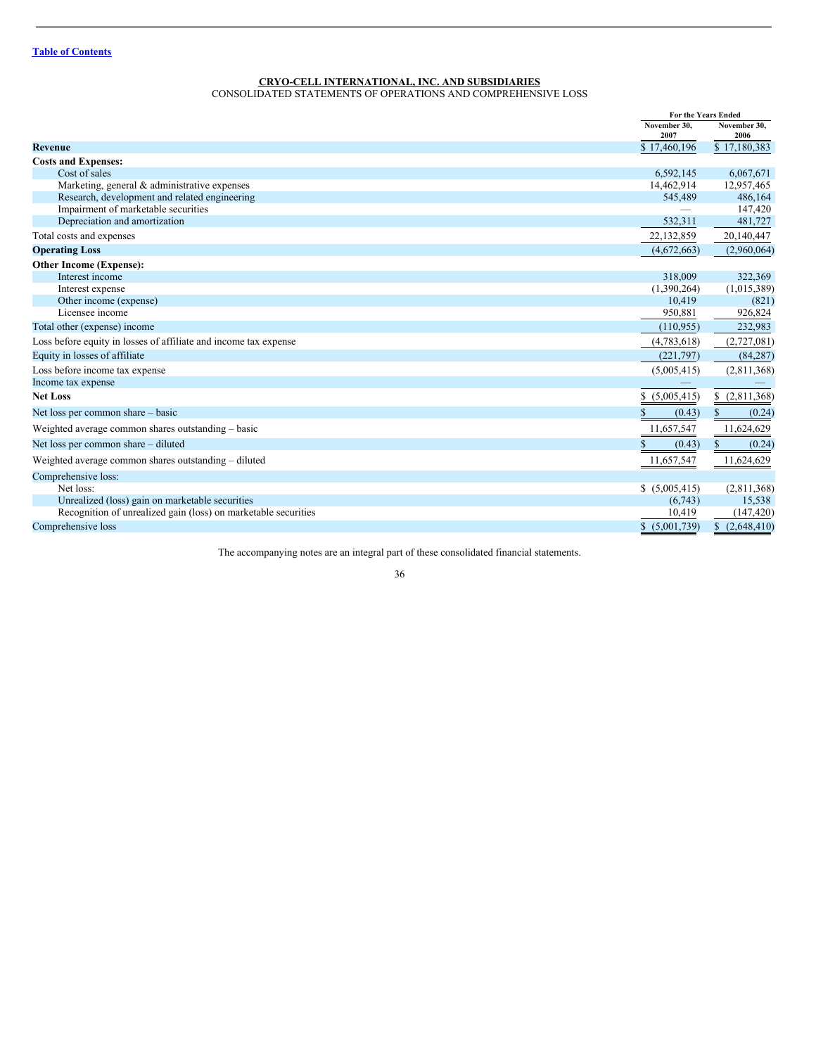[Table of Contents](#)

**CRYO-CELL INTERNATIONAL, INC. AND SUBSIDIARIES**

CONSOLIDATED STATEMENTS OF OPERATIONS AND COMPREHENSIVE LOSS

| | For the Years Ended | |
|---|---|---|
| | November 30, 2007 | November 30, 2006 |
| **Revenue** | $ 17,460,196 | $ 17,180,383 |
| **Costs and Expenses:** | | |
| Cost of sales | 6,592,145 | 6,067,671 |
| Marketing, general & administrative expenses | 14,462,914 | 12,957,465 |
| Research, development and related engineering | 545,489 | 486,164 |
| Impairment of marketable securities | — | 147,420 |
| Depreciation and amortization | 532,311 | 481,727 |
| Total costs and expenses | 22,132,859 | 20,140,447 |
| **Operating Loss** | (4,672,663) | (2,960,064) |
| **Other Income (Expense):** | | |
| Interest income | 318,009 | 322,369 |
| Interest expense | (1,390,264) | (1,015,389) |
| Other income (expense) | 10,419 | (821) |
| Licensee income | 950,881 | 926,824 |
| Total other (expense) income | (110,955) | 232,983 |
| Loss before equity in losses of affiliate and income tax expense | (4,783,618) | (2,727,081) |
| Equity in losses of affiliate | (221,797) | (84,287) |
| Loss before income tax expense | (5,005,415) | (2,811,368) |
| Income tax expense | — | — |
| **Net Loss** | $ (5,005,415) | $ (2,811,368) |
| Net loss per common share – basic | $ (0.43) | $ (0.24) |
| Weighted average common shares outstanding – basic | 11,657,547 | 11,624,629 |
| Net loss per common share – diluted | $ (0.43) | $ (0.24) |
| Weighted average common shares outstanding – diluted | 11,657,547 | 11,624,629 |
| Comprehensive loss: | | |
| Net loss: | $ (5,005,415) | (2,811,368) |
| Unrealized (loss) gain on marketable securities | (6,743) | 15,538 |
| Recognition of unrealized gain (loss) on marketable securities | 10,419 | (147,420) |
| Comprehensive loss | $ (5,001,739) | $ (2,648,410) |

The accompanying notes are an integral part of these consolidated financial statements.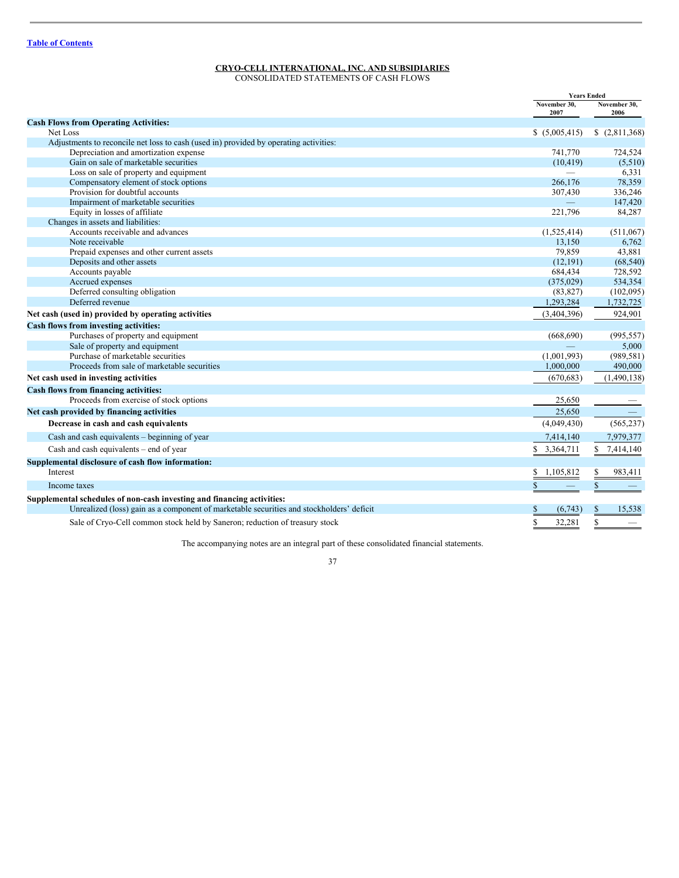**CRYO-CELL INTERNATIONAL, INC. AND SUBSIDIARIES**
CONSOLIDATED STATEMENTS OF CASH FLOWS

| | Years Ended | |
|---|---|---|
| | November 30, 2007 | November 30, 2006 |
| **Cash Flows from Operating Activities:** | | |
| Net Loss | $ (5,005,415) | $ (2,811,368) |
| Adjustments to reconcile net loss to cash (used in) provided by operating activities: | | |
| Depreciation and amortization expense | 741,770 | 724,524 |
| Gain on sale of marketable securities | (10,419) | (5,510) |
| Loss on sale of property and equipment | — | 6,331 |
| Compensatory element of stock options | 266,176 | 78,359 |
| Provision for doubtful accounts | 307,430 | 336,246 |
| Impairment of marketable securities | — | 147,420 |
| Equity in losses of affiliate | 221,796 | 84,287 |
| Changes in assets and liabilities: | | |
| Accounts receivable and advances | (1,525,414) | (511,067) |
| Note receivable | 13,150 | 6,762 |
| Prepaid expenses and other current assets | 79,859 | 43,881 |
| Deposits and other assets | (12,191) | (68,540) |
| Accounts payable | 684,434 | 728,592 |
| Accrued expenses | (375,029) | 534,354 |
| Deferred consulting obligation | (83,827) | (102,095) |
| Deferred revenue | 1,293,284 | 1,732,725 |
| **Net cash (used in) provided by operating activities** | (3,404,396) | 924,901 |
| **Cash flows from investing activities:** | | |
| Purchases of property and equipment | (668,690) | (995,557) |
| Sale of property and equipment | — | 5,000 |
| Purchase of marketable securities | (1,001,993) | (989,581) |
| Proceeds from sale of marketable securities | 1,000,000 | 490,000 |
| **Net cash used in investing activities** | (670,683) | (1,490,138) |
| **Cash flows from financing activities:** | | |
| Proceeds from exercise of stock options | 25,650 | — |
| **Net cash provided by financing activities** | 25,650 | — |
| **Decrease in cash and cash equivalents** | (4,049,430) | (565,237) |
| Cash and cash equivalents – beginning of year | 7,414,140 | 7,979,377 |
| Cash and cash equivalents – end of year | $ 3,364,711 | $ 7,414,140 |
| **Supplemental disclosure of cash flow information:** | | |
| Interest | $ 1,105,812 | $ 983,411 |
| Income taxes | $ — | $ — |
| **Supplemental schedules of non-cash investing and financing activities:** | | |
| Unrealized (loss) gain as a component of marketable securities and stockholders' deficit | $ (6,743) | $ 15,538 |
| Sale of Cryo-Cell common stock held by Saneron; reduction of treasury stock | $ 32,281 | $ — |

The accompanying notes are an integral part of these consolidated financial statements.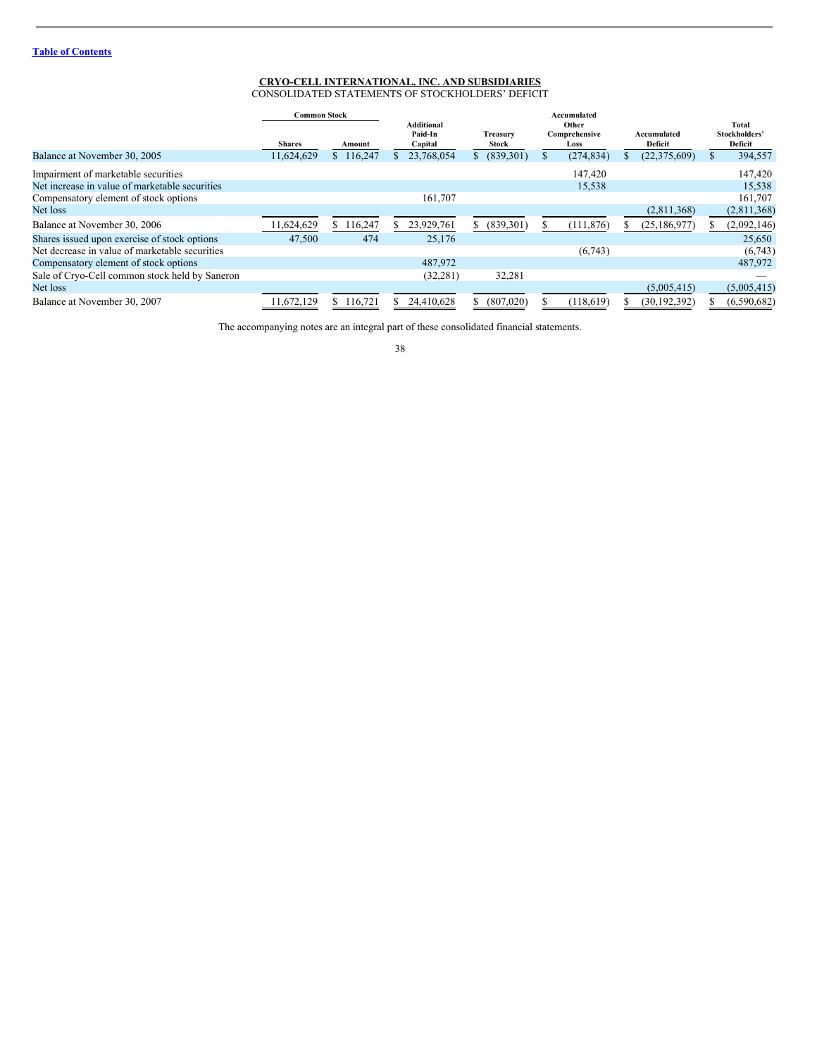[Table of Contents](#)

**CRYO-CELL INTERNATIONAL, INC. AND SUBSIDIARIES**
CONSOLIDATED STATEMENTS OF STOCKHOLDERS' DEFICIT

| | Common Stock | | Additional Paid-In Capital | Treasury Stock | Accumulated Other Comprehensive Loss | Accumulated Deficit | Total Stockholders' Deficit |
|---|---|---|---|---|---|---|---|
| | Shares | Amount | | | | | |
| Balance at November 30, 2005 | 11,624,629 | $ 116,247 | $ 23,768,054 | $ (839,301) | $ (274,834) | $ (22,375,609) | $ 394,557 |
| Impairment of marketable securities | | | | | 147,420 | | 147,420 |
| Net increase in value of marketable securities | | | | | 15,538 | | 15,538 |
| Compensatory element of stock options | | | 161,707 | | | | 161,707 |
| Net loss | | | | | | (2,811,368) | (2,811,368) |
| Balance at November 30, 2006 | 11,624,629 | $ 116,247 | $ 23,929,761 | $ (839,301) | $ (111,876) | $ (25,186,977) | $ (2,092,146) |
| Shares issued upon exercise of stock options | 47,500 | 474 | 25,176 | | | | 25,650 |
| Net decrease in value of marketable securities | | | | | (6,743) | | (6,743) |
| Compensatory element of stock options | | | 487,972 | | | | 487,972 |
| Sale of Cryo-Cell common stock held by Saneron | | | (32,281) | 32,281 | | | — |
| Net loss | | | | | | (5,005,415) | (5,005,415) |
| Balance at November 30, 2007 | 11,672,129 | $ 116,721 | $ 24,410,628 | $ (807,020) | $ (118,619) | $ (30,192,392) | $ (6,590,682) |

The accompanying notes are an integral part of these consolidated financial statements.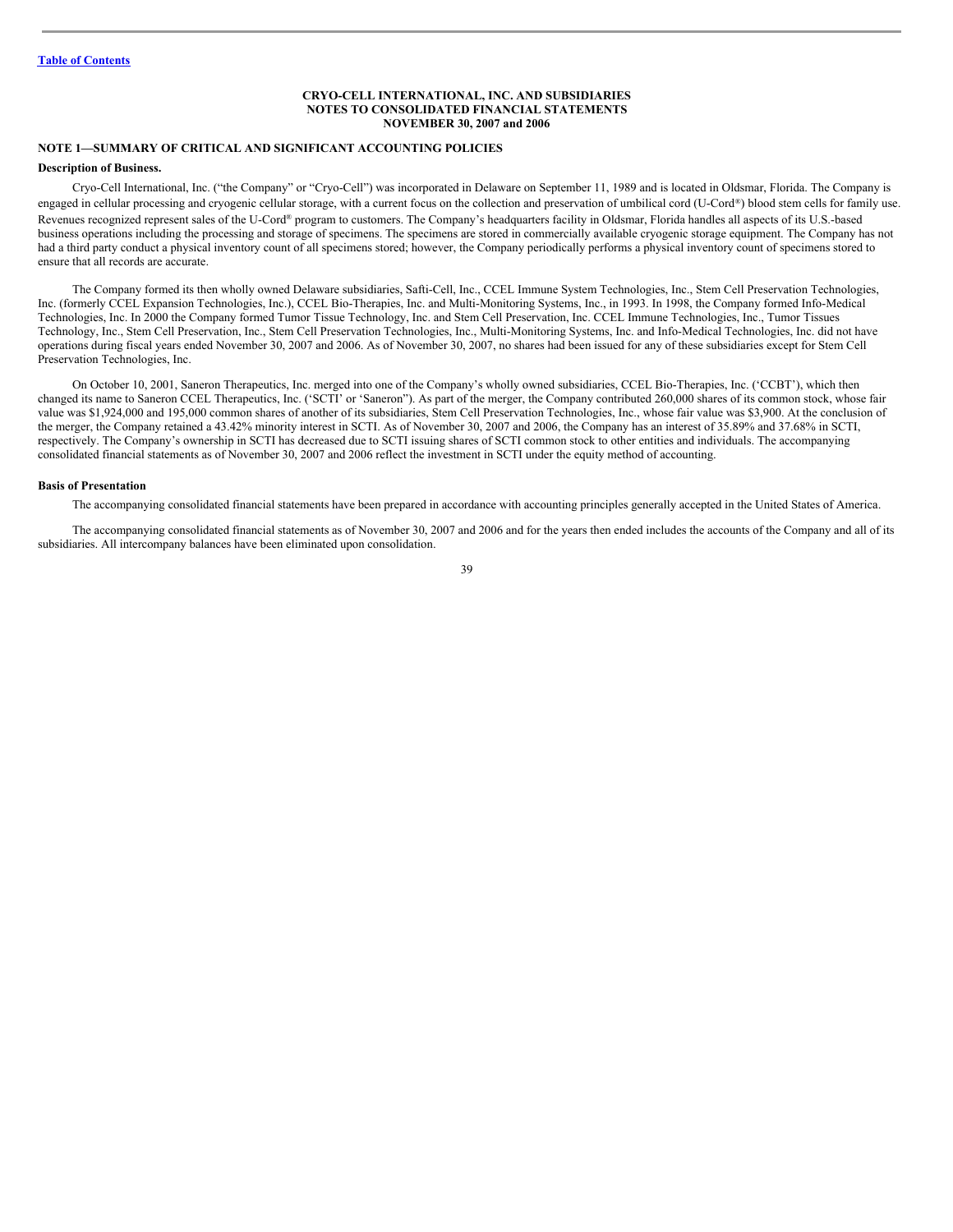# CRYO-CELL INTERNATIONAL, INC. AND SUBSIDIARIES
# NOTES TO CONSOLIDATED FINANCIAL STATEMENTS
# NOVEMBER 30, 2007 and 2006

## NOTE 1—SUMMARY OF CRITICAL AND SIGNIFICANT ACCOUNTING POLICIES

### Description of Business.

Cryo-Cell International, Inc. ("the Company" or "Cryo-Cell") was incorporated in Delaware on September 11, 1989 and is located in Oldsmar, Florida. The Company is engaged in cellular processing and cryogenic cellular storage, with a current focus on the collection and preservation of umbilical cord (U-Cord®) blood stem cells for family use. Revenues recognized represent sales of the U-Cord® program to customers. The Company's headquarters facility in Oldsmar, Florida handles all aspects of its U.S.-based business operations including the processing and storage of specimens. The specimens are stored in commercially available cryogenic storage equipment. The Company has not had a third party conduct a physical inventory count of all specimens stored; however, the Company periodically performs a physical inventory count of specimens stored to ensure that all records are accurate.

The Company formed its then wholly owned Delaware subsidiaries, Safti-Cell, Inc., CCEL Immune System Technologies, Inc., Stem Cell Preservation Technologies, Inc. (formerly CCEL Expansion Technologies, Inc.), CCEL Bio-Therapies, Inc. and Multi-Monitoring Systems, Inc., in 1993. In 1998, the Company formed Info-Medical Technologies, Inc. In 2000 the Company formed Tumor Tissue Technology, Inc. and Stem Cell Preservation, Inc. CCEL Immune Technologies, Inc., Tumor Tissues Technology, Inc., Stem Cell Preservation, Inc., Stem Cell Preservation Technologies, Inc., Multi-Monitoring Systems, Inc. and Info-Medical Technologies, Inc. did not have operations during fiscal years ended November 30, 2007 and 2006. As of November 30, 2007, no shares had been issued for any of these subsidiaries except for Stem Cell Preservation Technologies, Inc.

On October 10, 2001, Saneron Therapeutics, Inc. merged into one of the Company's wholly owned subsidiaries, CCEL Bio-Therapies, Inc. ('CCBT'), which then changed its name to Saneron CCEL Therapeutics, Inc. ('SCTI' or 'Saneron"). As part of the merger, the Company contributed 260,000 shares of its common stock, whose fair value was $1,924,000 and 195,000 common shares of another of its subsidiaries, Stem Cell Preservation Technologies, Inc., whose fair value was $3,900. At the conclusion of the merger, the Company retained a 43.42% minority interest in SCTI. As of November 30, 2007 and 2006, the Company has an interest of 35.89% and 37.68% in SCTI, respectively. The Company's ownership in SCTI has decreased due to SCTI issuing shares of SCTI common stock to other entities and individuals. The accompanying consolidated financial statements as of November 30, 2007 and 2006 reflect the investment in SCTI under the equity method of accounting.

### Basis of Presentation

The accompanying consolidated financial statements have been prepared in accordance with accounting principles generally accepted in the United States of America.

The accompanying consolidated financial statements as of November 30, 2007 and 2006 and for the years then ended includes the accounts of the Company and all of its subsidiaries. All intercompany balances have been eliminated upon consolidation.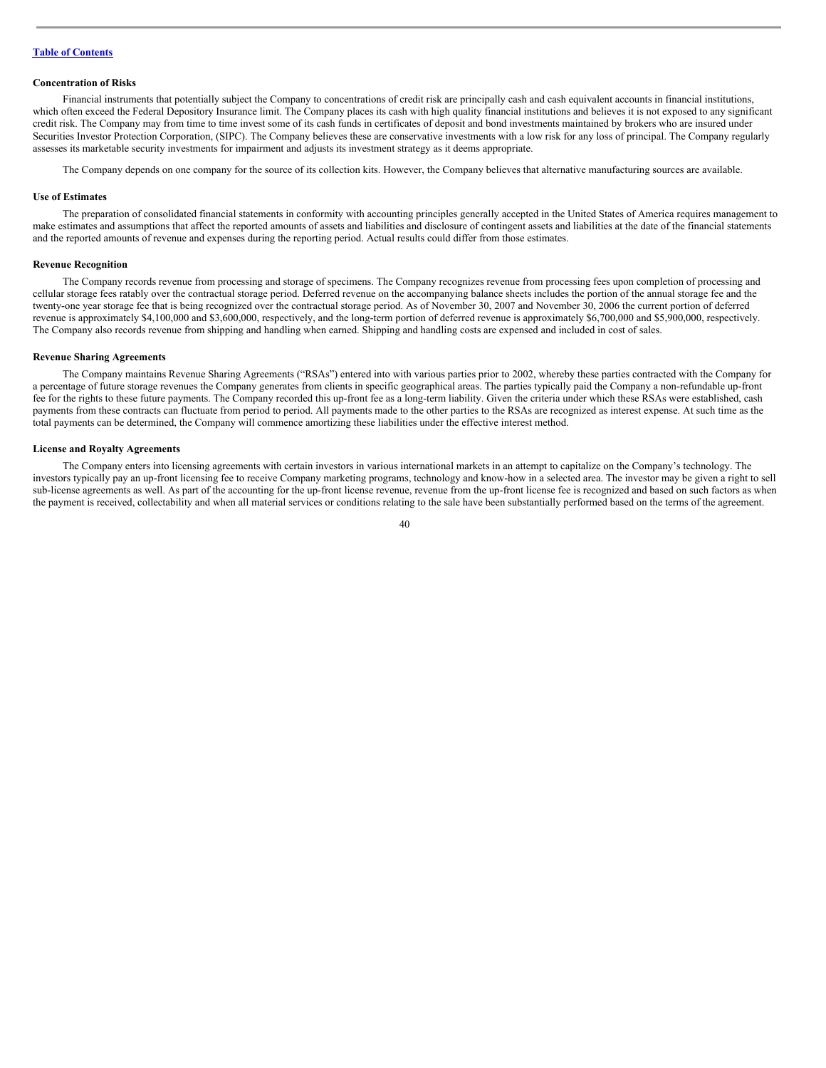#### Concentration of Risks

Financial instruments that potentially subject the Company to concentrations of credit risk are principally cash and cash equivalent accounts in financial institutions, which often exceed the Federal Depository Insurance limit. The Company places its cash with high quality financial institutions and believes it is not exposed to any significant credit risk. The Company may from time to time invest some of its cash funds in certificates of deposit and bond investments maintained by brokers who are insured under Securities Investor Protection Corporation, (SIPC). The Company believes these are conservative investments with a low risk for any loss of principal. The Company regularly assesses its marketable security investments for impairment and adjusts its investment strategy as it deems appropriate.

The Company depends on one company for the source of its collection kits. However, the Company believes that alternative manufacturing sources are available.

#### Use of Estimates

The preparation of consolidated financial statements in conformity with accounting principles generally accepted in the United States of America requires management to make estimates and assumptions that affect the reported amounts of assets and liabilities and disclosure of contingent assets and liabilities at the date of the financial statements and the reported amounts of revenue and expenses during the reporting period. Actual results could differ from those estimates.

#### Revenue Recognition

The Company records revenue from processing and storage of specimens. The Company recognizes revenue from processing fees upon completion of processing and cellular storage fees ratably over the contractual storage period. Deferred revenue on the accompanying balance sheets includes the portion of the annual storage fee and the twenty-one year storage fee that is being recognized over the contractual storage period. As of November 30, 2007 and November 30, 2006 the current portion of deferred revenue is approximately $4,100,000 and $3,600,000, respectively, and the long-term portion of deferred revenue is approximately $6,700,000 and $5,900,000, respectively. The Company also records revenue from shipping and handling when earned. Shipping and handling costs are expensed and included in cost of sales.

#### Revenue Sharing Agreements

The Company maintains Revenue Sharing Agreements ("RSAs") entered into with various parties prior to 2002, whereby these parties contracted with the Company for a percentage of future storage revenues the Company generates from clients in specific geographical areas. The parties typically paid the Company a non-refundable up-front fee for the rights to these future payments. The Company recorded this up-front fee as a long-term liability. Given the criteria under which these RSAs were established, cash payments from these contracts can fluctuate from period to period. All payments made to the other parties to the RSAs are recognized as interest expense. At such time as the total payments can be determined, the Company will commence amortizing these liabilities under the effective interest method.

#### License and Royalty Agreements

The Company enters into licensing agreements with certain investors in various international markets in an attempt to capitalize on the Company's technology. The investors typically pay an up-front licensing fee to receive Company marketing programs, technology and know-how in a selected area. The investor may be given a right to sell sub-license agreements as well. As part of the accounting for the up-front license revenue, revenue from the up-front license fee is recognized and based on such factors as when the payment is received, collectability and when all material services or conditions relating to the sale have been substantially performed based on the terms of the agreement.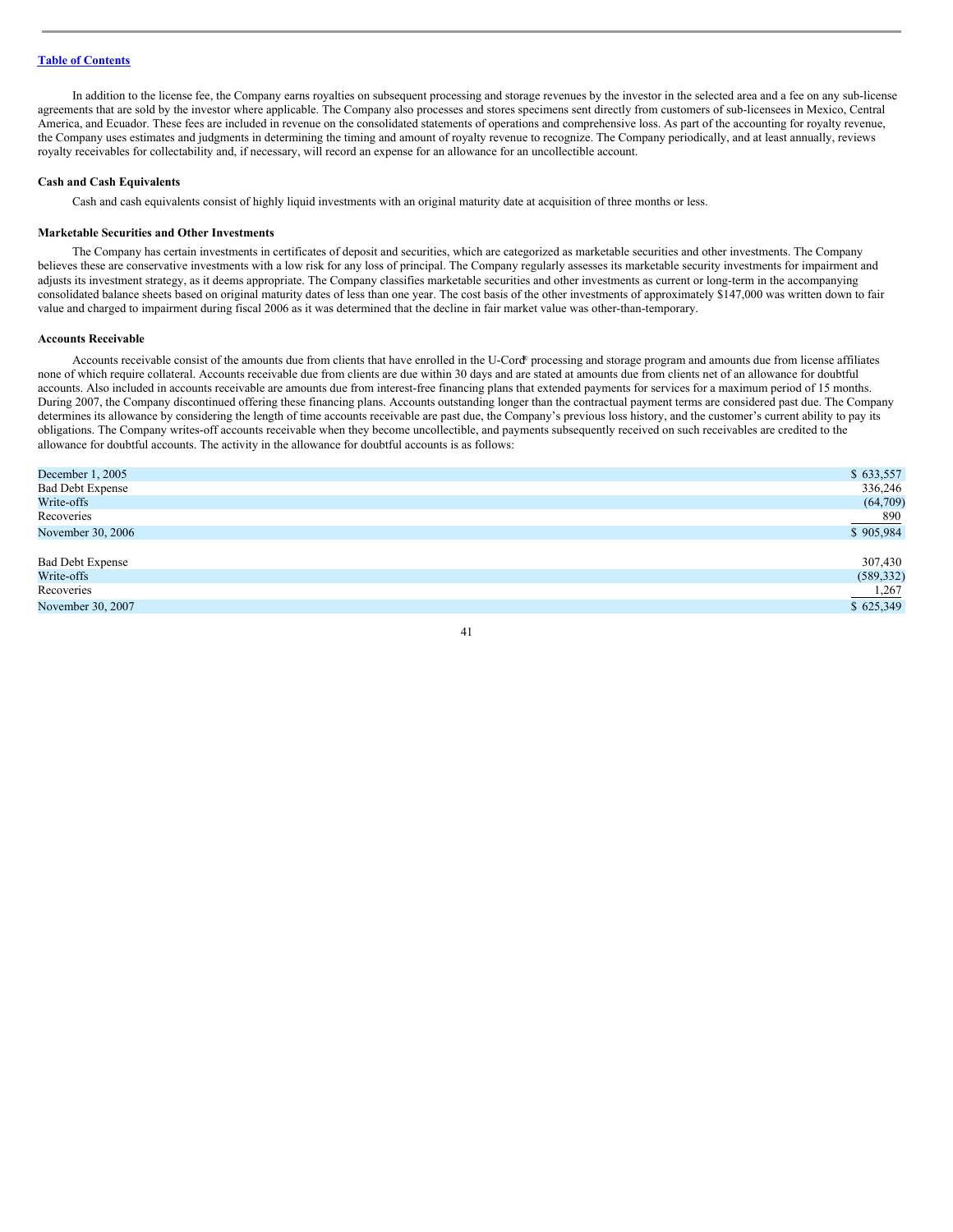In addition to the license fee, the Company earns royalties on subsequent processing and storage revenues by the investor in the selected area and a fee on any sub-license agreements that are sold by the investor where applicable. The Company also processes and stores specimens sent directly from customers of sub-licensees in Mexico, Central America, and Ecuador. These fees are included in revenue on the consolidated statements of operations and comprehensive loss. As part of the accounting for royalty revenue, the Company uses estimates and judgments in determining the timing and amount of royalty revenue to recognize. The Company periodically, and at least annually, reviews royalty receivables for collectability and, if necessary, will record an expense for an allowance for an uncollectible account.

### Cash and Cash Equivalents

Cash and cash equivalents consist of highly liquid investments with an original maturity date at acquisition of three months or less.

### Marketable Securities and Other Investments

The Company has certain investments in certificates of deposit and securities, which are categorized as marketable securities and other investments. The Company believes these are conservative investments with a low risk for any loss of principal. The Company regularly assesses its marketable security investments for impairment and adjusts its investment strategy, as it deems appropriate. The Company classifies marketable securities and other investments as current or long-term in the accompanying consolidated balance sheets based on original maturity dates of less than one year. The cost basis of the other investments of approximately $147,000 was written down to fair value and charged to impairment during fiscal 2006 as it was determined that the decline in fair market value was other-than-temporary.

### Accounts Receivable

Accounts receivable consist of the amounts due from clients that have enrolled in the U-Cord® processing and storage program and amounts due from license affiliates none of which require collateral. Accounts receivable due from clients are due within 30 days and are stated at amounts due from clients net of an allowance for doubtful accounts. Also included in accounts receivable are amounts due from interest-free financing plans that extended payments for services for a maximum period of 15 months. During 2007, the Company discontinued offering these financing plans. Accounts outstanding longer than the contractual payment terms are considered past due. The Company determines its allowance by considering the length of time accounts receivable are past due, the Company's previous loss history, and the customer's current ability to pay its obligations. The Company writes-off accounts receivable when they become uncollectible, and payments subsequently received on such receivables are credited to the allowance for doubtful accounts. The activity in the allowance for doubtful accounts is as follows:

| | |
|---|---|
| December 1, 2005 | $ 633,557 |
| Bad Debt Expense | 336,246 |
| Write-offs | (64,709) |
| Recoveries | 890 |
| November 30, 2006 | $ 905,984 |
| | |
| Bad Debt Expense | 307,430 |
| Write-offs | (589,332) |
| Recoveries | 1,267 |
| November 30, 2007 | $ 625,349 |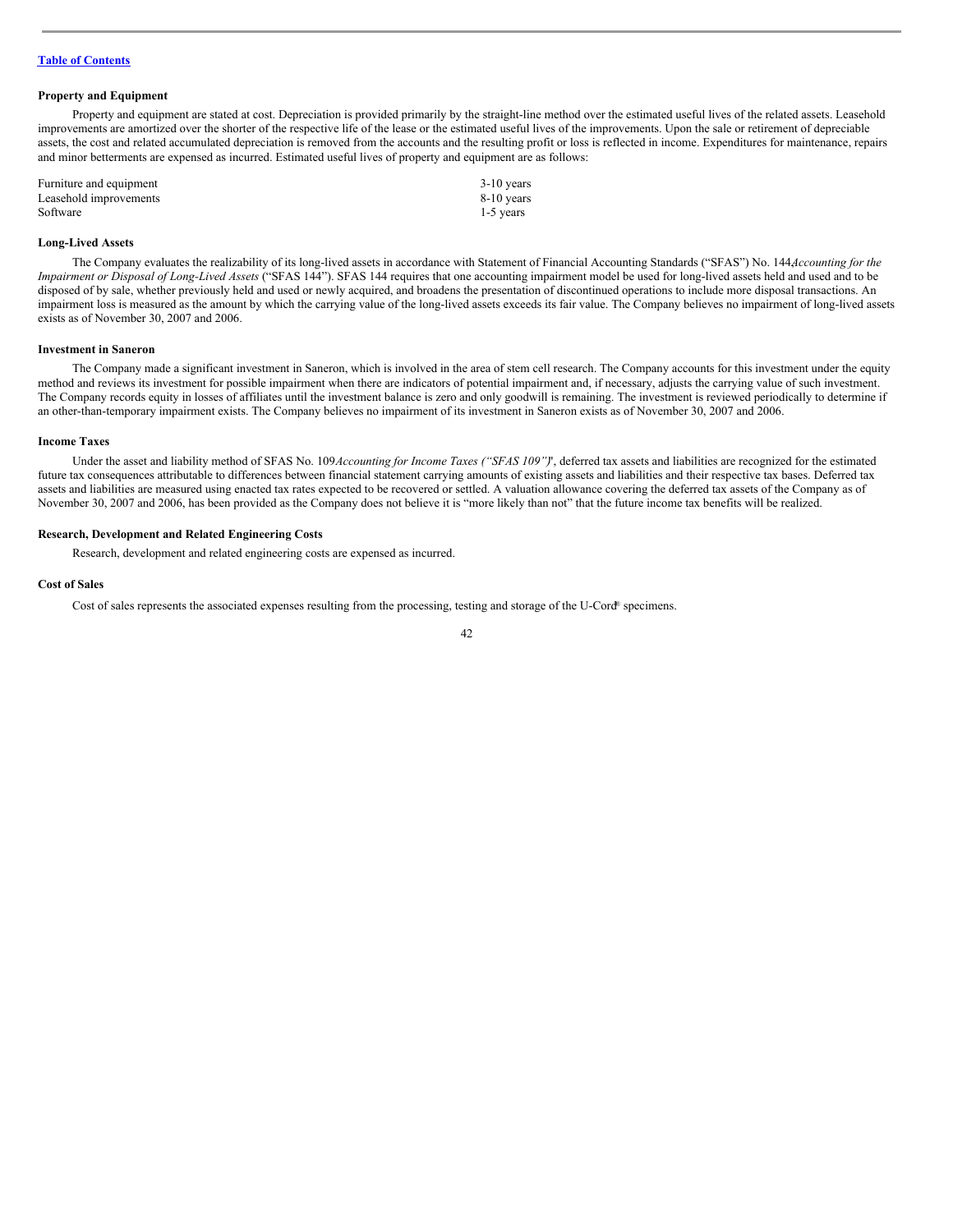[Table of Contents](#)

**Property and Equipment**

Property and equipment are stated at cost. Depreciation is provided primarily by the straight-line method over the estimated useful lives of the related assets. Leasehold improvements are amortized over the shorter of the respective life of the lease or the estimated useful lives of the improvements. Upon the sale or retirement of depreciable assets, the cost and related accumulated depreciation is removed from the accounts and the resulting profit or loss is reflected in income. Expenditures for maintenance, repairs and minor betterments are expensed as incurred. Estimated useful lives of property and equipment are as follows:

| | |
|---|---|
| Furniture and equipment | 3-10 years |
| Leasehold improvements | 8-10 years |
| Software | 1-5 years |

**Long-Lived Assets**

The Company evaluates the realizability of its long-lived assets in accordance with Statement of Financial Accounting Standards ("SFAS") No. 144 *Accounting for the Impairment or Disposal of Long-Lived Assets* ("SFAS 144"). SFAS 144 requires that one accounting impairment model be used for long-lived assets held and used and to be disposed of by sale, whether previously held and used or newly acquired, and broadens the presentation of discontinued operations to include more disposal transactions. An impairment loss is measured as the amount by which the carrying value of the long-lived assets exceeds its fair value. The Company believes no impairment of long-lived assets exists as of November 30, 2007 and 2006.

**Investment in Saneron**

The Company made a significant investment in Saneron, which is involved in the area of stem cell research. The Company accounts for this investment under the equity method and reviews its investment for possible impairment when there are indicators of potential impairment and, if necessary, adjusts the carrying value of such investment. The Company records equity in losses of affiliates until the investment balance is zero and only goodwill is remaining. The investment is reviewed periodically to determine if an other-than-temporary impairment exists. The Company believes no impairment of its investment in Saneron exists as of November 30, 2007 and 2006.

**Income Taxes**

Under the asset and liability method of SFAS No. 109 *Accounting for Income Taxes ("SFAS 109")*, deferred tax assets and liabilities are recognized for the estimated future tax consequences attributable to differences between financial statement carrying amounts of existing assets and liabilities and their respective tax bases. Deferred tax assets and liabilities are measured using enacted tax rates expected to be recovered or settled. A valuation allowance covering the deferred tax assets of the Company as of November 30, 2007 and 2006, has been provided as the Company does not believe it is "more likely than not" that the future income tax benefits will be realized.

**Research, Development and Related Engineering Costs**

Research, development and related engineering costs are expensed as incurred.

**Cost of Sales**

Cost of sales represents the associated expenses resulting from the processing, testing and storage of the U-Cord® specimens.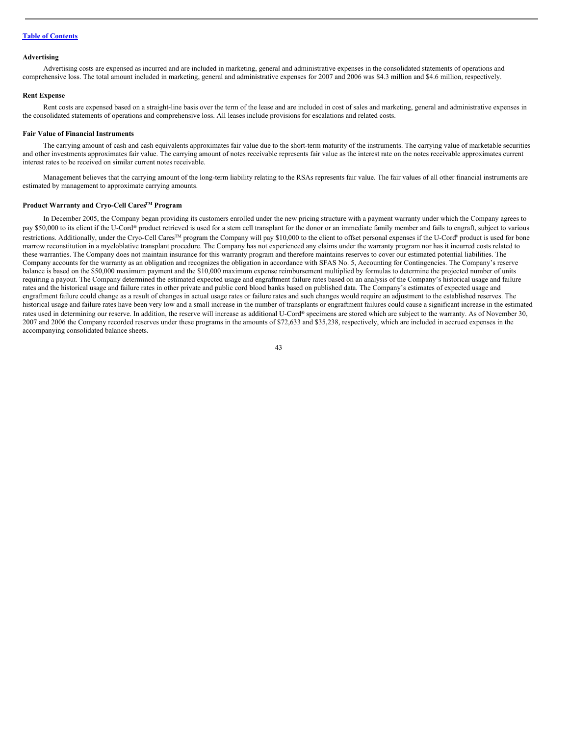[Table of Contents](#)

**Advertising**

Advertising costs are expensed as incurred and are included in marketing, general and administrative expenses in the consolidated statements of operations and comprehensive loss. The total amount included in marketing, general and administrative expenses for 2007 and 2006 was $4.3 million and $4.6 million, respectively.

**Rent Expense**

Rent costs are expensed based on a straight-line basis over the term of the lease and are included in cost of sales and marketing, general and administrative expenses in the consolidated statements of operations and comprehensive loss. All leases include provisions for escalations and related costs.

**Fair Value of Financial Instruments**

The carrying amount of cash and cash equivalents approximates fair value due to the short-term maturity of the instruments. The carrying value of marketable securities and other investments approximates fair value. The carrying amount of notes receivable represents fair value as the interest rate on the notes receivable approximates current interest rates to be received on similar current notes receivable.

Management believes that the carrying amount of the long-term liability relating to the RSAs represents fair value. The fair values of all other financial instruments are estimated by management to approximate carrying amounts.

**Product Warranty and Cryo-Cell Cares™ Program**

In December 2005, the Company began providing its customers enrolled under the new pricing structure with a payment warranty under which the Company agrees to pay $50,000 to its client if the U-Cord® product retrieved is used for a stem cell transplant for the donor or an immediate family member and fails to engraft, subject to various restrictions. Additionally, under the Cryo-Cell Cares™ program the Company will pay $10,000 to the client to offset personal expenses if the U-Cord® product is used for bone marrow reconstitution in a myeloblative transplant procedure. The Company has not experienced any claims under the warranty program nor has it incurred costs related to these warranties. The Company does not maintain insurance for this warranty program and therefore maintains reserves to cover our estimated potential liabilities. The Company accounts for the warranty as an obligation and recognizes the obligation in accordance with SFAS No. 5, Accounting for Contingencies. The Company's reserve balance is based on the $50,000 maximum payment and the $10,000 maximum expense reimbursement multiplied by formulas to determine the projected number of units requiring a payout. The Company determined the estimated expected usage and engraftment failure rates based on an analysis of the Company's historical usage and failure rates and the historical usage and failure rates in other private and public cord blood banks based on published data. The Company's estimates of expected usage and engraftment failure could change as a result of changes in actual usage rates or failure rates and such changes would require an adjustment to the established reserves. The historical usage and failure rates have been very low and a small increase in the number of transplants or engraftment failures could cause a significant increase in the estimated rates used in determining our reserve. In addition, the reserve will increase as additional U-Cord® specimens are stored which are subject to the warranty. As of November 30, 2007 and 2006 the Company recorded reserves under these programs in the amounts of $72,633 and $35,238, respectively, which are included in accrued expenses in the accompanying consolidated balance sheets.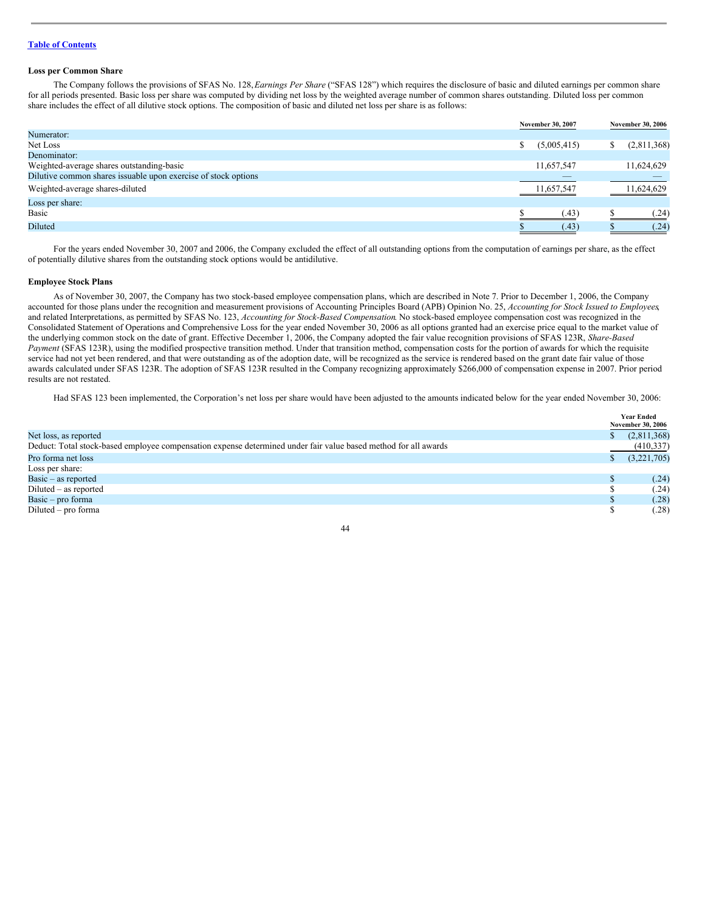Table of Contents

### Loss per Common Share

The Company follows the provisions of SFAS No. 128, *Earnings Per Share* ("SFAS 128") which requires the disclosure of basic and diluted earnings per common share for all periods presented. Basic loss per share was computed by dividing net loss by the weighted average number of common shares outstanding. Diluted loss per common share includes the effect of all dilutive stock options. The composition of basic and diluted net loss per share is as follows:

| | November 30, 2007 | November 30, 2006 |
|---|---|---|
| Numerator: | | |
| Net Loss | $ (5,005,415) | $ (2,811,368) |
| Denominator: | | |
| Weighted-average shares outstanding-basic | 11,657,547 | 11,624,629 |
| Dilutive common shares issuable upon exercise of stock options | — | — |
| Weighted-average shares-diluted | 11,657,547 | 11,624,629 |
| Loss per share: | | |
| Basic | $ (.43) | $ (.24) |
| Diluted | $ (.43) | $ (.24) |

For the years ended November 30, 2007 and 2006, the Company excluded the effect of all outstanding options from the computation of earnings per share, as the effect of potentially dilutive shares from the outstanding stock options would be antidilutive.

### Employee Stock Plans

As of November 30, 2007, the Company has two stock-based employee compensation plans, which are described in Note 7. Prior to December 1, 2006, the Company accounted for those plans under the recognition and measurement provisions of Accounting Principles Board (APB) Opinion No. 25, *Accounting for Stock Issued to Employees*, and related Interpretations, as permitted by SFAS No. 123, *Accounting for Stock-Based Compensation*. No stock-based employee compensation cost was recognized in the Consolidated Statement of Operations and Comprehensive Loss for the year ended November 30, 2006 as all options granted had an exercise price equal to the market value of the underlying common stock on the date of grant. Effective December 1, 2006, the Company adopted the fair value recognition provisions of SFAS 123R, *Share-Based Payment* (SFAS 123R), using the modified prospective transition method. Under that transition method, compensation costs for the portion of awards for which the requisite service had not yet been rendered, and that were outstanding as of the adoption date, will be recognized as the service is rendered based on the grant date fair value of those awards calculated under SFAS 123R. The adoption of SFAS 123R resulted in the Company recognizing approximately $266,000 of compensation expense in 2007. Prior period results are not restated.

Had SFAS 123 been implemented, the Corporation's net loss per share would have been adjusted to the amounts indicated below for the year ended November 30, 2006:

| | Year Ended November 30, 2006 |
|---|---|
| Net loss, as reported | $ (2,811,368) |
| Deduct: Total stock-based employee compensation expense determined under fair value based method for all awards | (410,337) |
| Pro forma net loss | $ (3,221,705) |
| Loss per share: | |
| Basic – as reported | $ (.24) |
| Diluted – as reported | $ (.24) |
| Basic – pro forma | $ (.28) |
| Diluted – pro forma | $ (.28) |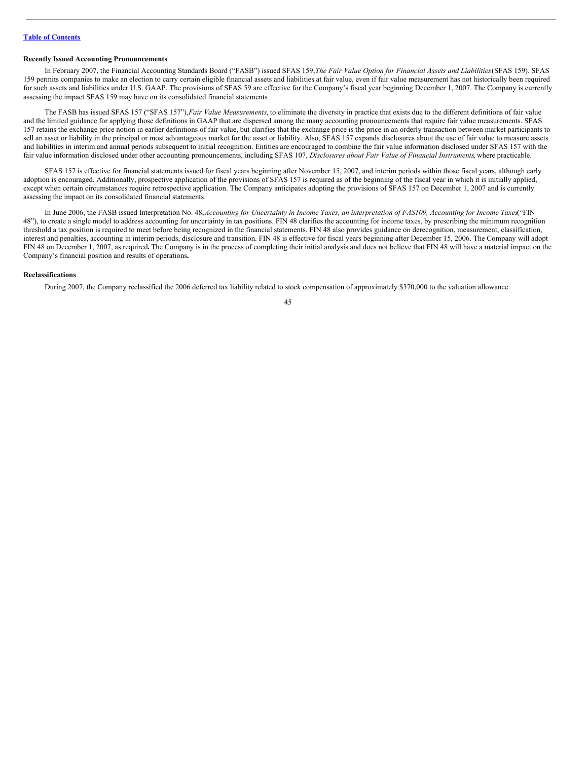[Table of Contents](#)

**Recently Issued Accounting Pronouncements**

In February 2007, the Financial Accounting Standards Board ("FASB") issued SFAS 159,*The Fair Value Option for Financial Assets and Liabilities*(SFAS 159). SFAS 159 permits companies to make an election to carry certain eligible financial assets and liabilities at fair value, even if fair value measurement has not historically been required for such assets and liabilities under U.S. GAAP. The provisions of SFAS 59 are effective for the Company's fiscal year beginning December 1, 2007. The Company is currently assessing the impact SFAS 159 may have on its consolidated financial statements

The FASB has issued SFAS 157 ("SFAS 157"),*Fair Value Measurements*, to eliminate the diversity in practice that exists due to the different definitions of fair value and the limited guidance for applying those definitions in GAAP that are dispersed among the many accounting pronouncements that require fair value measurements. SFAS 157 retains the exchange price notion in earlier definitions of fair value, but clarifies that the exchange price is the price in an orderly transaction between market participants to sell an asset or liability in the principal or most advantageous market for the asset or liability. Also, SFAS 157 expands disclosures about the use of fair value to measure assets and liabilities in interim and annual periods subsequent to initial recognition. Entities are encouraged to combine the fair value information disclosed under SFAS 157 with the fair value information disclosed under other accounting pronouncements, including SFAS 107, *Disclosures about Fair Value of Financial Instruments*, where practicable.

SFAS 157 is effective for financial statements issued for fiscal years beginning after November 15, 2007, and interim periods within those fiscal years, although early adoption is encouraged. Additionally, prospective application of the provisions of SFAS 157 is required as of the beginning of the fiscal year in which it is initially applied, except when certain circumstances require retrospective application. The Company anticipates adopting the provisions of SFAS 157 on December 1, 2007 and is currently assessing the impact on its consolidated financial statements.

In June 2006, the FASB issued Interpretation No. 48,*Accounting for Uncertainty in Income Taxes, an interpretation of FAS109, Accounting for Income Taxes*("FIN 48"), to create a single model to address accounting for uncertainty in tax positions. FIN 48 clarifies the accounting for income taxes, by prescribing the minimum recognition threshold a tax position is required to meet before being recognized in the financial statements. FIN 48 also provides guidance on derecognition, measurement, classification, interest and penalties, accounting in interim periods, disclosure and transition. FIN 48 is effective for fiscal years beginning after December 15, 2006. The Company will adopt FIN 48 on December 1, 2007, as required**.** The Company is in the process of completing their initial analysis and does not believe that FIN 48 will have a material impact on the Company's financial position and results of operations**.**

**Reclassifications**

During 2007, the Company reclassified the 2006 deferred tax liability related to stock compensation of approximately $370,000 to the valuation allowance.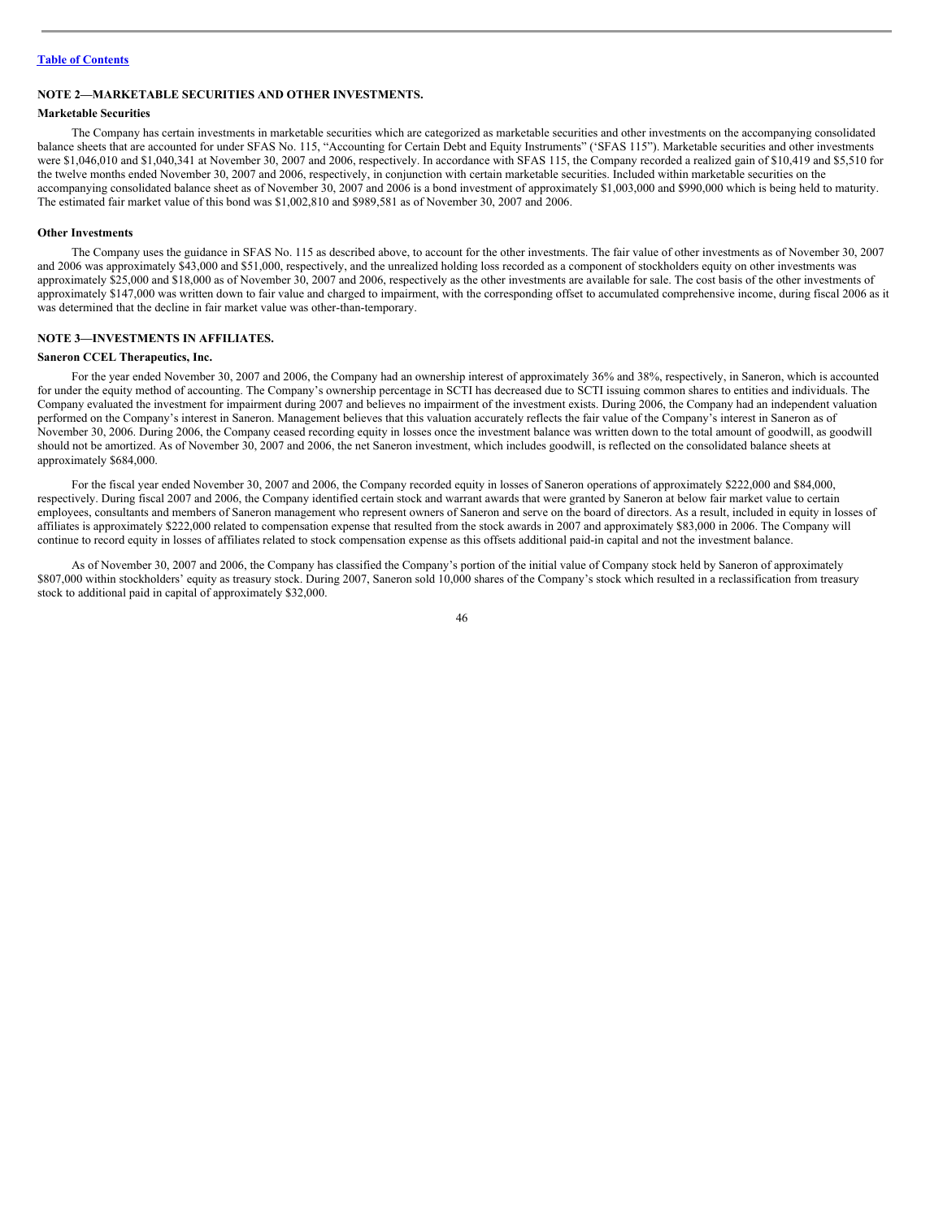### NOTE 2—MARKETABLE SECURITIES AND OTHER INVESTMENTS.

**Marketable Securities**

The Company has certain investments in marketable securities which are categorized as marketable securities and other investments on the accompanying consolidated balance sheets that are accounted for under SFAS No. 115, "Accounting for Certain Debt and Equity Instruments" ('SFAS 115"). Marketable securities and other investments were $1,046,010 and $1,040,341 at November 30, 2007 and 2006, respectively. In accordance with SFAS 115, the Company recorded a realized gain of $10,419 and $5,510 for the twelve months ended November 30, 2007 and 2006, respectively, in conjunction with certain marketable securities. Included within marketable securities on the accompanying consolidated balance sheet as of November 30, 2007 and 2006 is a bond investment of approximately $1,003,000 and $990,000 which is being held to maturity. The estimated fair market value of this bond was $1,002,810 and $989,581 as of November 30, 2007 and 2006.

**Other Investments**

The Company uses the guidance in SFAS No. 115 as described above, to account for the other investments. The fair value of other investments as of November 30, 2007 and 2006 was approximately $43,000 and $51,000, respectively, and the unrealized holding loss recorded as a component of stockholders equity on other investments was approximately $25,000 and $18,000 as of November 30, 2007 and 2006, respectively as the other investments are available for sale. The cost basis of the other investments of approximately $147,000 was written down to fair value and charged to impairment, with the corresponding offset to accumulated comprehensive income, during fiscal 2006 as it was determined that the decline in fair market value was other-than-temporary.

### NOTE 3—INVESTMENTS IN AFFILIATES.

**Saneron CCEL Therapeutics, Inc.**

For the year ended November 30, 2007 and 2006, the Company had an ownership interest of approximately 36% and 38%, respectively, in Saneron, which is accounted for under the equity method of accounting. The Company's ownership percentage in SCTI has decreased due to SCTI issuing common shares to entities and individuals. The Company evaluated the investment for impairment during 2007 and believes no impairment of the investment exists. During 2006, the Company had an independent valuation performed on the Company's interest in Saneron. Management believes that this valuation accurately reflects the fair value of the Company's interest in Saneron as of November 30, 2006. During 2006, the Company ceased recording equity in losses once the investment balance was written down to the total amount of goodwill, as goodwill should not be amortized. As of November 30, 2007 and 2006, the net Saneron investment, which includes goodwill, is reflected on the consolidated balance sheets at approximately $684,000.

For the fiscal year ended November 30, 2007 and 2006, the Company recorded equity in losses of Saneron operations of approximately $222,000 and $84,000, respectively. During fiscal 2007 and 2006, the Company identified certain stock and warrant awards that were granted by Saneron at below fair market value to certain employees, consultants and members of Saneron management who represent owners of Saneron and serve on the board of directors. As a result, included in equity in losses of affiliates is approximately $222,000 related to compensation expense that resulted from the stock awards in 2007 and approximately $83,000 in 2006. The Company will continue to record equity in losses of affiliates related to stock compensation expense as this offsets additional paid-in capital and not the investment balance.

As of November 30, 2007 and 2006, the Company has classified the Company's portion of the initial value of Company stock held by Saneron of approximately $807,000 within stockholders' equity as treasury stock. During 2007, Saneron sold 10,000 shares of the Company's stock which resulted in a reclassification from treasury stock to additional paid in capital of approximately $32,000.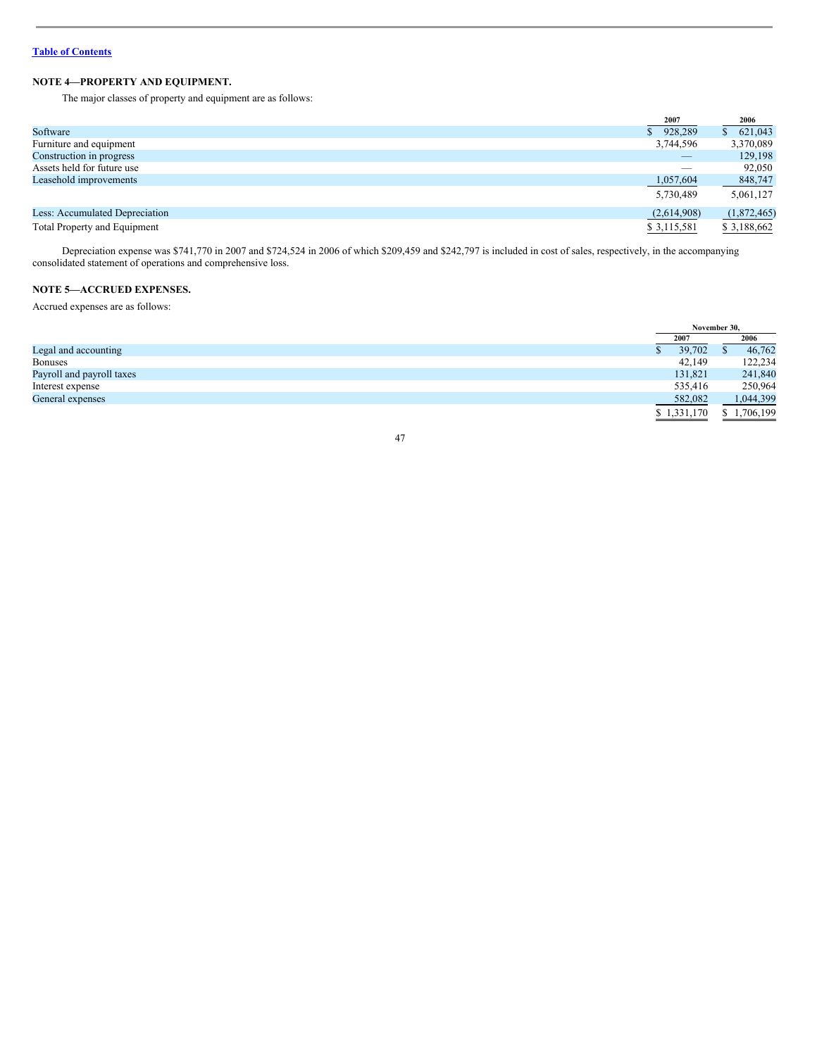[Table of Contents](#)

## NOTE 4—PROPERTY AND EQUIPMENT.

The major classes of property and equipment are as follows:

| | 2007 | 2006 |
|---|---|---|
| Software | $ 928,289 | $ 621,043 |
| Furniture and equipment | 3,744,596 | 3,370,089 |
| Construction in progress | — | 129,198 |
| Assets held for future use | — | 92,050 |
| Leasehold improvements | 1,057,604 | 848,747 |
| | 5,730,489 | 5,061,127 |
| Less: Accumulated Depreciation | (2,614,908) | (1,872,465) |
| Total Property and Equipment | $ 3,115,581 | $ 3,188,662 |

Depreciation expense was $741,770 in 2007 and $724,524 in 2006 of which $209,459 and $242,797 is included in cost of sales, respectively, in the accompanying consolidated statement of operations and comprehensive loss.

## NOTE 5—ACCRUED EXPENSES.

Accrued expenses are as follows:

| | November 30, | |
|---|---|---|
| | 2007 | 2006 |
| Legal and accounting | $ 39,702 | $ 46,762 |
| Bonuses | 42,149 | 122,234 |
| Payroll and payroll taxes | 131,821 | 241,840 |
| Interest expense | 535,416 | 250,964 |
| General expenses | 582,082 | 1,044,399 |
| | $ 1,331,170 | $ 1,706,199 |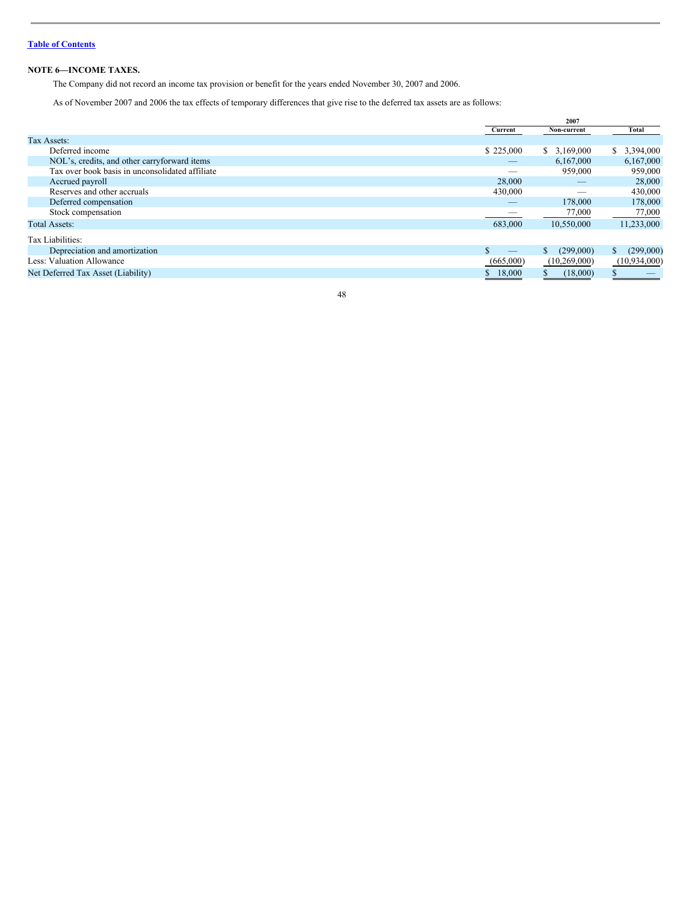[Table of Contents](#)

**NOTE 6—INCOME TAXES.**

The Company did not record an income tax provision or benefit for the years ended November 30, 2007 and 2006.

As of November 2007 and 2006 the tax effects of temporary differences that give rise to the deferred tax assets are as follows:

| | 2007 | | |
|---|---|---|---|
| | Current | Non-current | Total |
| Tax Assets: | | | |
| Deferred income | $ 225,000 | $ 3,169,000 | $ 3,394,000 |
| NOL's, credits, and other carryforward items | — | 6,167,000 | 6,167,000 |
| Tax over book basis in unconsolidated affiliate | — | 959,000 | 959,000 |
| Accrued payroll | 28,000 | — | 28,000 |
| Reserves and other accruals | 430,000 | — | 430,000 |
| Deferred compensation | — | 178,000 | 178,000 |
| Stock compensation | — | 77,000 | 77,000 |
| Total Assets: | 683,000 | 10,550,000 | 11,233,000 |
| Tax Liabilities: | | | |
| Depreciation and amortization | $ — | $ (299,000) | $ (299,000) |
| Less: Valuation Allowance | (665,000) | (10,269,000) | (10,934,000) |
| Net Deferred Tax Asset (Liability) | $ 18,000 | $ (18,000) | $ — |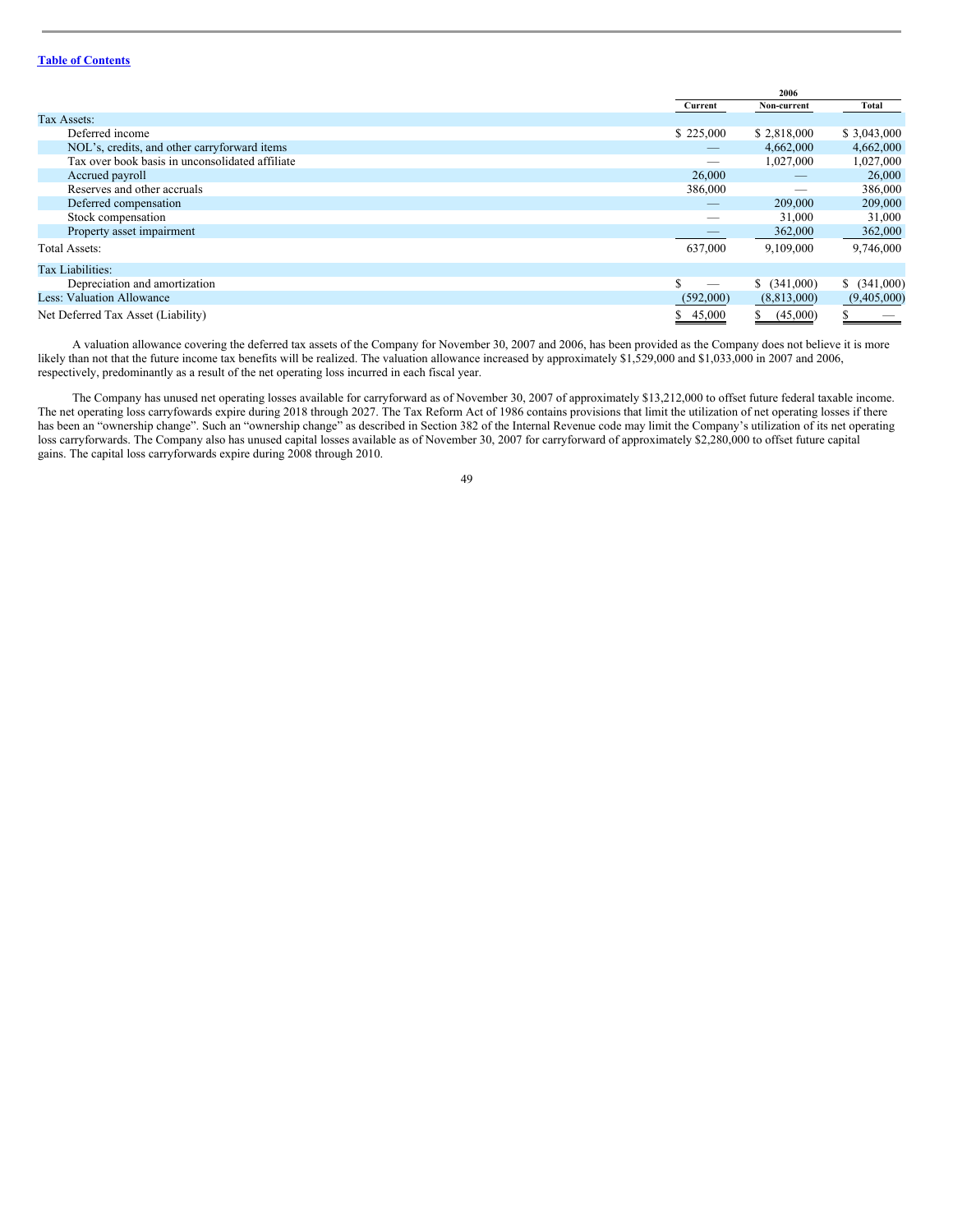|  | 2006 |  |  |
|---|---|---|---|
|  | Current | Non-current | Total |
| Tax Assets: |  |  |  |
| Deferred income | $ 225,000 | $ 2,818,000 | $ 3,043,000 |
| NOL's, credits, and other carryforward items | — | 4,662,000 | 4,662,000 |
| Tax over book basis in unconsolidated affiliate | — | 1,027,000 | 1,027,000 |
| Accrued payroll | 26,000 | — | 26,000 |
| Reserves and other accruals | 386,000 | — | 386,000 |
| Deferred compensation | — | 209,000 | 209,000 |
| Stock compensation | — | 31,000 | 31,000 |
| Property asset impairment | — | 362,000 | 362,000 |
| Total Assets: | 637,000 | 9,109,000 | 9,746,000 |
| Tax Liabilities: |  |  |  |
| Depreciation and amortization | $ — | $ (341,000) | $ (341,000) |
| Less: Valuation Allowance | (592,000) | (8,813,000) | (9,405,000) |
| Net Deferred Tax Asset (Liability) | $ 45,000 | $ (45,000) | $ — |

A valuation allowance covering the deferred tax assets of the Company for November 30, 2007 and 2006, has been provided as the Company does not believe it is more likely than not that the future income tax benefits will be realized. The valuation allowance increased by approximately $1,529,000 and $1,033,000 in 2007 and 2006, respectively, predominantly as a result of the net operating loss incurred in each fiscal year.

The Company has unused net operating losses available for carryforward as of November 30, 2007 of approximately $13,212,000 to offset future federal taxable income. The net operating loss carryfowards expire during 2018 through 2027. The Tax Reform Act of 1986 contains provisions that limit the utilization of net operating losses if there has been an "ownership change". Such an "ownership change" as described in Section 382 of the Internal Revenue code may limit the Company's utilization of its net operating loss carryforwards. The Company also has unused capital losses available as of November 30, 2007 for carryforward of approximately $2,280,000 to offset future capital gains. The capital loss carryforwards expire during 2008 through 2010.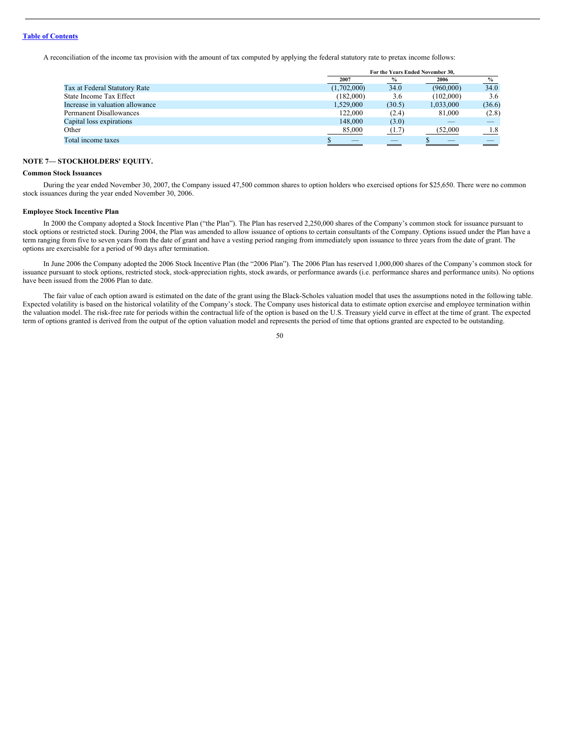[Table of Contents]

A reconciliation of the income tax provision with the amount of tax computed by applying the federal statutory rate to pretax income follows:

| | For the Years Ended November 30, | | | |
|---|---|---|---|---|
| | 2007 | % | 2006 | % |
| Tax at Federal Statutory Rate | (1,702,000) | 34.0 | (960,000) | 34.0 |
| State Income Tax Effect | (182,000) | 3.6 | (102,000) | 3.6 |
| Increase in valuation allowance | 1,529,000 | (30.5) | 1,033,000 | (36.6) |
| Permanent Disallowances | 122,000 | (2.4) | 81,000 | (2.8) |
| Capital loss expirations | 148,000 | (3.0) | — | — |
| Other | 85,000 | (1.7) | (52,000 | 1.8 |
| Total income taxes | $ — | — | $ — | — |

## NOTE 7— STOCKHOLDERS' EQUITY.

### Common Stock Issuances

During the year ended November 30, 2007, the Company issued 47,500 common shares to option holders who exercised options for $25,650. There were no common stock issuances during the year ended November 30, 2006.

### Employee Stock Incentive Plan

In 2000 the Company adopted a Stock Incentive Plan ("the Plan"). The Plan has reserved 2,250,000 shares of the Company's common stock for issuance pursuant to stock options or restricted stock. During 2004, the Plan was amended to allow issuance of options to certain consultants of the Company. Options issued under the Plan have a term ranging from five to seven years from the date of grant and have a vesting period ranging from immediately upon issuance to three years from the date of grant. The options are exercisable for a period of 90 days after termination.

In June 2006 the Company adopted the 2006 Stock Incentive Plan (the "2006 Plan"). The 2006 Plan has reserved 1,000,000 shares of the Company's common stock for issuance pursuant to stock options, restricted stock, stock-appreciation rights, stock awards, or performance awards (i.e. performance shares and performance units). No options have been issued from the 2006 Plan to date.

The fair value of each option award is estimated on the date of the grant using the Black-Scholes valuation model that uses the assumptions noted in the following table. Expected volatility is based on the historical volatility of the Company's stock. The Company uses historical data to estimate option exercise and employee termination within the valuation model. The risk-free rate for periods within the contractual life of the option is based on the U.S. Treasury yield curve in effect at the time of grant. The expected term of options granted is derived from the output of the option valuation model and represents the period of time that options granted are expected to be outstanding.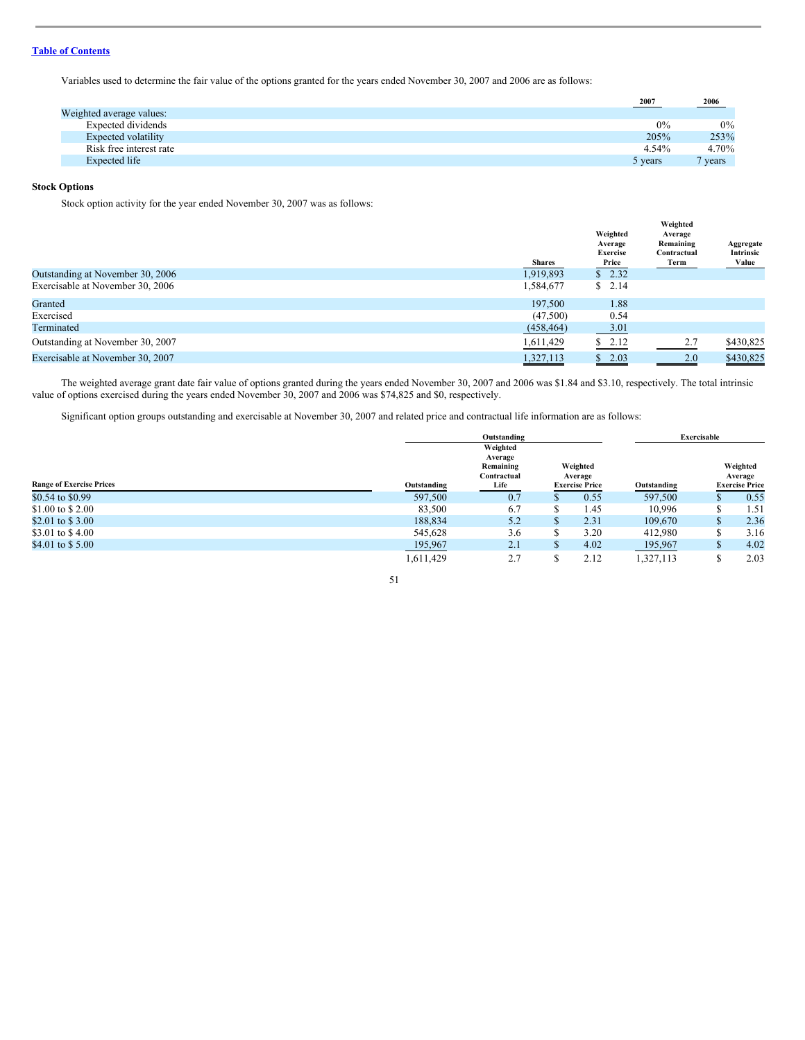[Table of Contents](#)

Variables used to determine the fair value of the options granted for the years ended November 30, 2007 and 2006 are as follows:

| | 2007 | 2006 |
|---|---|---|
| Weighted average values: | | |
| Expected dividends | 0% | 0% |
| Expected volatility | 205% | 253% |
| Risk free interest rate | 4.54% | 4.70% |
| Expected life | 5 years | 7 years |

**Stock Options**

Stock option activity for the year ended November 30, 2007 was as follows:

| | Shares | Weighted Average Exercise Price | Weighted Average Remaining Contractual Term | Aggregate Intrinsic Value |
|---|---|---|---|---|
| Outstanding at November 30, 2006 | 1,919,893 | $ 2.32 | | |
| Exercisable at November 30, 2006 | 1,584,677 | $ 2.14 | | |
| Granted | 197,500 | 1.88 | | |
| Exercised | (47,500) | 0.54 | | |
| Terminated | (458,464) | 3.01 | | |
| Outstanding at November 30, 2007 | 1,611,429 | $ 2.12 | 2.7 | $430,825 |
| Exercisable at November 30, 2007 | 1,327,113 | $ 2.03 | 2.0 | $430,825 |

The weighted average grant date fair value of options granted during the years ended November 30, 2007 and 2006 was $1.84 and $3.10, respectively. The total intrinsic value of options exercised during the years ended November 30, 2007 and 2006 was $74,825 and $0, respectively.

Significant option groups outstanding and exercisable at November 30, 2007 and related price and contractual life information are as follows:

| | Outstanding | | | Exercisable | |
|---|---|---|---|---|---|
| Range of Exercise Prices | Outstanding | Weighted Average Remaining Contractual Life | Weighted Average Exercise Price | Outstanding | Weighted Average Exercise Price |
| $0.54 to $0.99 | 597,500 | 0.7 | $ 0.55 | 597,500 | $ 0.55 |
| $1.00 to $ 2.00 | 83,500 | 6.7 | $ 1.45 | 10,996 | $ 1.51 |
| $2.01 to $ 3.00 | 188,834 | 5.2 | $ 2.31 | 109,670 | $ 2.36 |
| $3.01 to $ 4.00 | 545,628 | 3.6 | $ 3.20 | 412,980 | $ 3.16 |
| $4.01 to $ 5.00 | 195,967 | 2.1 | $ 4.02 | 195,967 | $ 4.02 |
| | 1,611,429 | 2.7 | $ 2.12 | 1,327,113 | $ 2.03 |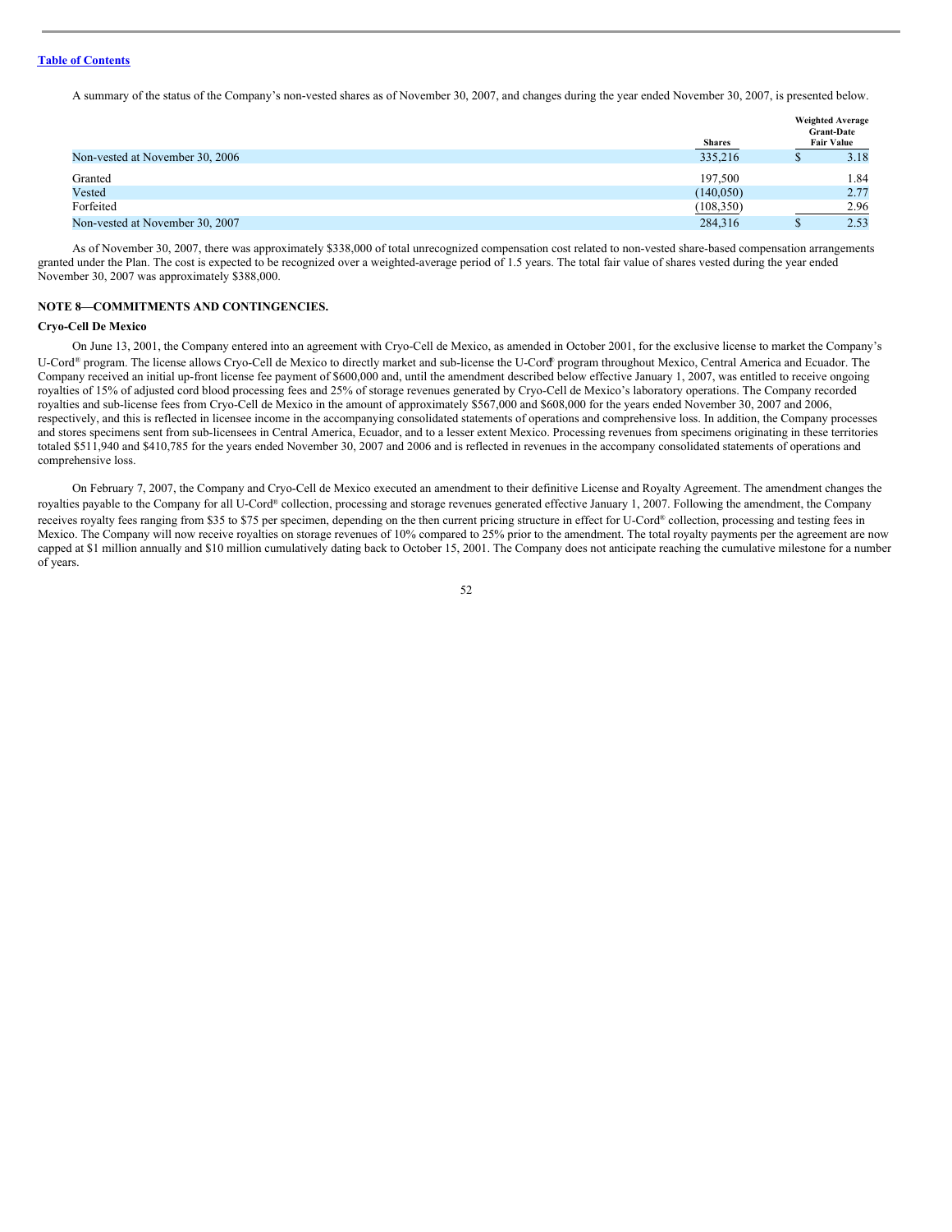A summary of the status of the Company's non-vested shares as of November 30, 2007, and changes during the year ended November 30, 2007, is presented below.

| | Shares | Weighted Average Grant-Date Fair Value |
|---|---|---|
| Non-vested at November 30, 2006 | 335,216 | $ 3.18 |
| Granted | 197,500 | 1.84 |
| Vested | (140,050) | 2.77 |
| Forfeited | (108,350) | 2.96 |
| Non-vested at November 30, 2007 | 284,316 | $ 2.53 |

As of November 30, 2007, there was approximately $338,000 of total unrecognized compensation cost related to non-vested share-based compensation arrangements granted under the Plan. The cost is expected to be recognized over a weighted-average period of 1.5 years. The total fair value of shares vested during the year ended November 30, 2007 was approximately $388,000.

## NOTE 8—COMMITMENTS AND CONTINGENCIES.

### Cryo-Cell De Mexico

On June 13, 2001, the Company entered into an agreement with Cryo-Cell de Mexico, as amended in October 2001, for the exclusive license to market the Company's U-Cord® program. The license allows Cryo-Cell de Mexico to directly market and sub-license the U-Cord® program throughout Mexico, Central America and Ecuador. The Company received an initial up-front license fee payment of $600,000 and, until the amendment described below effective January 1, 2007, was entitled to receive ongoing royalties of 15% of adjusted cord blood processing fees and 25% of storage revenues generated by Cryo-Cell de Mexico's laboratory operations. The Company recorded royalties and sub-license fees from Cryo-Cell de Mexico in the amount of approximately $567,000 and $608,000 for the years ended November 30, 2007 and 2006, respectively, and this is reflected in licensee income in the accompanying consolidated statements of operations and comprehensive loss. In addition, the Company processes and stores specimens sent from sub-licensees in Central America, Ecuador, and to a lesser extent Mexico. Processing revenues from specimens originating in these territories totaled $511,940 and $410,785 for the years ended November 30, 2007 and 2006 and is reflected in revenues in the accompany consolidated statements of operations and comprehensive loss.

On February 7, 2007, the Company and Cryo-Cell de Mexico executed an amendment to their definitive License and Royalty Agreement. The amendment changes the royalties payable to the Company for all U-Cord® collection, processing and storage revenues generated effective January 1, 2007. Following the amendment, the Company receives royalty fees ranging from $35 to $75 per specimen, depending on the then current pricing structure in effect for U-Cord® collection, processing and testing fees in Mexico. The Company will now receive royalties on storage revenues of 10% compared to 25% prior to the amendment. The total royalty payments per the agreement are now capped at $1 million annually and $10 million cumulatively dating back to October 15, 2001. The Company does not anticipate reaching the cumulative milestone for a number of years.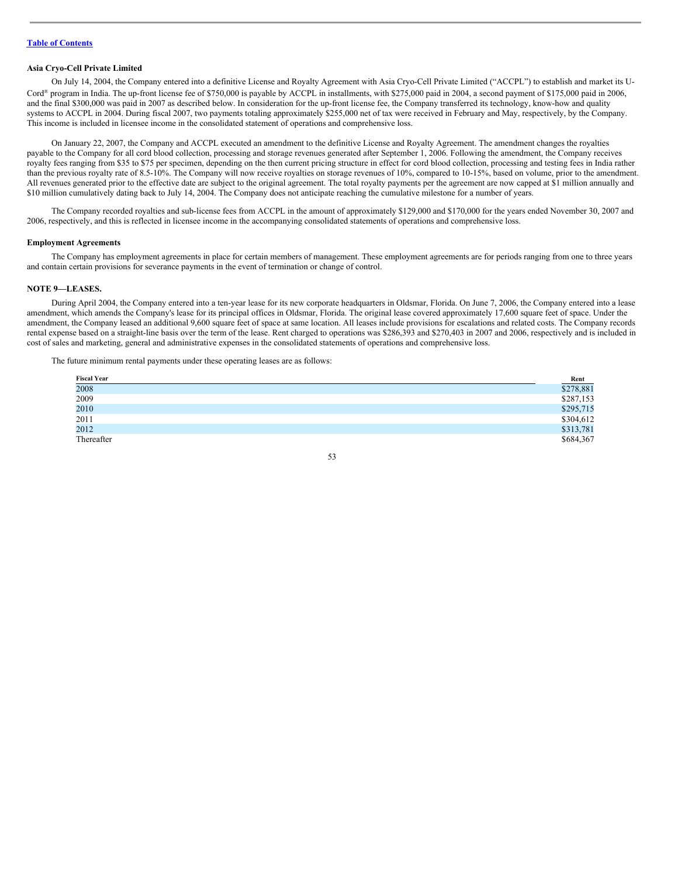### Asia Cryo-Cell Private Limited

On July 14, 2004, the Company entered into a definitive License and Royalty Agreement with Asia Cryo-Cell Private Limited ("ACCPL") to establish and market its U-Cord® program in India. The up-front license fee of $750,000 is payable by ACCPL in installments, with $275,000 paid in 2004, a second payment of $175,000 paid in 2006, and the final $300,000 was paid in 2007 as described below. In consideration for the up-front license fee, the Company transferred its technology, know-how and quality systems to ACCPL in 2004. During fiscal 2007, two payments totaling approximately $255,000 net of tax were received in February and May, respectively, by the Company. This income is included in licensee income in the consolidated statement of operations and comprehensive loss.

On January 22, 2007, the Company and ACCPL executed an amendment to the definitive License and Royalty Agreement. The amendment changes the royalties payable to the Company for all cord blood collection, processing and storage revenues generated after September 1, 2006. Following the amendment, the Company receives royalty fees ranging from $35 to $75 per specimen, depending on the then current pricing structure in effect for cord blood collection, processing and testing fees in India rather than the previous royalty rate of 8.5-10%. The Company will now receive royalties on storage revenues of 10%, compared to 10-15%, based on volume, prior to the amendment. All revenues generated prior to the effective date are subject to the original agreement. The total royalty payments per the agreement are now capped at $1 million annually and $10 million cumulatively dating back to July 14, 2004. The Company does not anticipate reaching the cumulative milestone for a number of years.

The Company recorded royalties and sub-license fees from ACCPL in the amount of approximately $129,000 and $170,000 for the years ended November 30, 2007 and 2006, respectively, and this is reflected in licensee income in the accompanying consolidated statements of operations and comprehensive loss.

### Employment Agreements

The Company has employment agreements in place for certain members of management. These employment agreements are for periods ranging from one to three years and contain certain provisions for severance payments in the event of termination or change of control.

### NOTE 9—LEASES.

During April 2004, the Company entered into a ten-year lease for its new corporate headquarters in Oldsmar, Florida. On June 7, 2006, the Company entered into a lease amendment, which amends the Company's lease for its principal offices in Oldsmar, Florida. The original lease covered approximately 17,600 square feet of space. Under the amendment, the Company leased an additional 9,600 square feet of space at same location. All leases include provisions for escalations and related costs. The Company records rental expense based on a straight-line basis over the term of the lease. Rent charged to operations was $286,393 and $270,403 in 2007 and 2006, respectively and is included in cost of sales and marketing, general and administrative expenses in the consolidated statements of operations and comprehensive loss.

The future minimum rental payments under these operating leases are as follows:

| Fiscal Year | Rent |
|---|---|
| 2008 | $278,881 |
| 2009 | $287,153 |
| 2010 | $295,715 |
| 2011 | $304,612 |
| 2012 | $313,781 |
| Thereafter | $684,367 |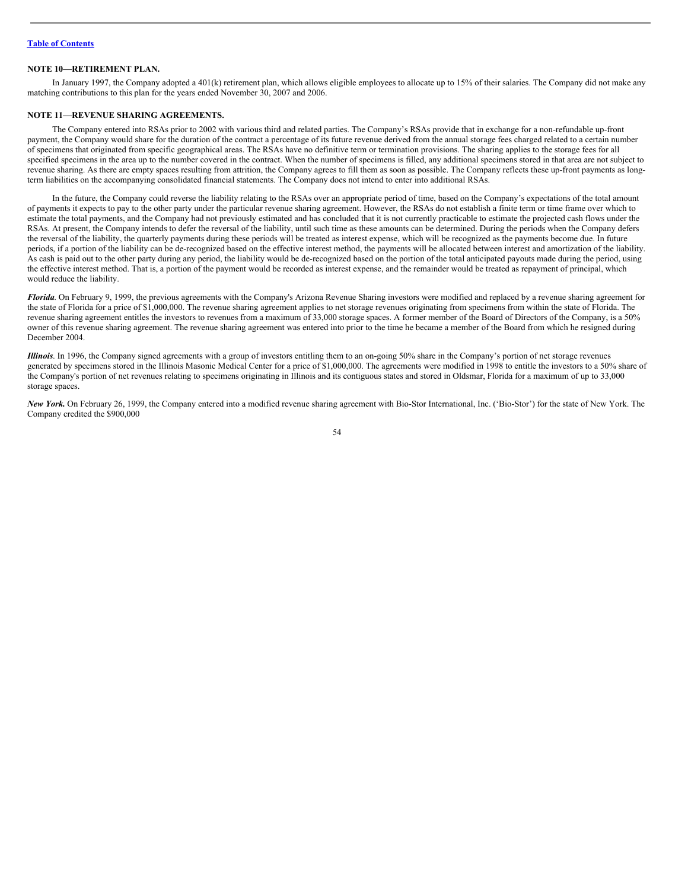**NOTE 10—RETIREMENT PLAN.**

In January 1997, the Company adopted a 401(k) retirement plan, which allows eligible employees to allocate up to 15% of their salaries. The Company did not make any matching contributions to this plan for the years ended November 30, 2007 and 2006.

**NOTE 11—REVENUE SHARING AGREEMENTS.**

The Company entered into RSAs prior to 2002 with various third and related parties. The Company's RSAs provide that in exchange for a non-refundable up-front payment, the Company would share for the duration of the contract a percentage of its future revenue derived from the annual storage fees charged related to a certain number of specimens that originated from specific geographical areas. The RSAs have no definitive term or termination provisions. The sharing applies to the storage fees for all specified specimens in the area up to the number covered in the contract. When the number of specimens is filled, any additional specimens stored in that area are not subject to revenue sharing. As there are empty spaces resulting from attrition, the Company agrees to fill them as soon as possible. The Company reflects these up-front payments as long-term liabilities on the accompanying consolidated financial statements. The Company does not intend to enter into additional RSAs.

In the future, the Company could reverse the liability relating to the RSAs over an appropriate period of time, based on the Company's expectations of the total amount of payments it expects to pay to the other party under the particular revenue sharing agreement. However, the RSAs do not establish a finite term or time frame over which to estimate the total payments, and the Company had not previously estimated and has concluded that it is not currently practicable to estimate the projected cash flows under the RSAs. At present, the Company intends to defer the reversal of the liability, until such time as these amounts can be determined. During the periods when the Company defers the reversal of the liability, the quarterly payments during these periods will be treated as interest expense, which will be recognized as the payments become due. In future periods, if a portion of the liability can be de-recognized based on the effective interest method, the payments will be allocated between interest and amortization of the liability. As cash is paid out to the other party during any period, the liability would be de-recognized based on the portion of the total anticipated payouts made during the period, using the effective interest method. That is, a portion of the payment would be recorded as interest expense, and the remainder would be treated as repayment of principal, which would reduce the liability.

***Florida***. On February 9, 1999, the previous agreements with the Company's Arizona Revenue Sharing investors were modified and replaced by a revenue sharing agreement for the state of Florida for a price of $1,000,000. The revenue sharing agreement applies to net storage revenues originating from specimens from within the state of Florida. The revenue sharing agreement entitles the investors to revenues from a maximum of 33,000 storage spaces. A former member of the Board of Directors of the Company, is a 50% owner of this revenue sharing agreement. The revenue sharing agreement was entered into prior to the time he became a member of the Board from which he resigned during December 2004.

***Illinois***. In 1996, the Company signed agreements with a group of investors entitling them to an on-going 50% share in the Company's portion of net storage revenues generated by specimens stored in the Illinois Masonic Medical Center for a price of $1,000,000. The agreements were modified in 1998 to entitle the investors to a 50% share of the Company's portion of net revenues relating to specimens originating in Illinois and its contiguous states and stored in Oldsmar, Florida for a maximum of up to 33,000 storage spaces.

***New York.*** On February 26, 1999, the Company entered into a modified revenue sharing agreement with Bio-Stor International, Inc. ('Bio-Stor') for the state of New York. The Company credited the $900,000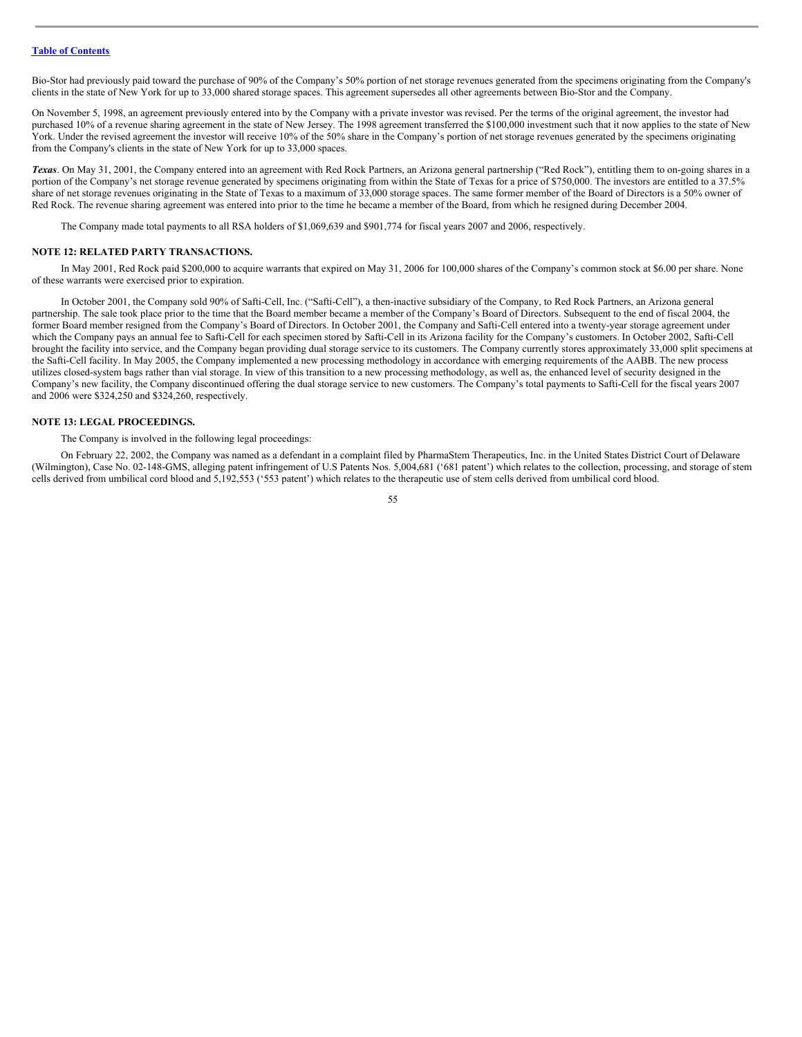Bio-Stor had previously paid toward the purchase of 90% of the Company's 50% portion of net storage revenues generated from the specimens originating from the Company's clients in the state of New York for up to 33,000 shared storage spaces. This agreement supersedes all other agreements between Bio-Stor and the Company.

On November 5, 1998, an agreement previously entered into by the Company with a private investor was revised. Per the terms of the original agreement, the investor had purchased 10% of a revenue sharing agreement in the state of New Jersey. The 1998 agreement transferred the $100,000 investment such that it now applies to the state of New York. Under the revised agreement the investor will receive 10% of the 50% share in the Company's portion of net storage revenues generated by the specimens originating from the Company's clients in the state of New York for up to 33,000 spaces.

***Texas***. On May 31, 2001, the Company entered into an agreement with Red Rock Partners, an Arizona general partnership ("Red Rock"), entitling them to on-going shares in a portion of the Company's net storage revenue generated by specimens originating from within the State of Texas for a price of $750,000. The investors are entitled to a 37.5% share of net storage revenues originating in the State of Texas to a maximum of 33,000 storage spaces. The same former member of the Board of Directors is a 50% owner of Red Rock. The revenue sharing agreement was entered into prior to the time he became a member of the Board, from which he resigned during December 2004.

The Company made total payments to all RSA holders of $1,069,639 and $901,774 for fiscal years 2007 and 2006, respectively.

**NOTE 12: RELATED PARTY TRANSACTIONS.**

In May 2001, Red Rock paid $200,000 to acquire warrants that expired on May 31, 2006 for 100,000 shares of the Company's common stock at $6.00 per share. None of these warrants were exercised prior to expiration.

In October 2001, the Company sold 90% of Safti-Cell, Inc. ("Safti-Cell"), a then-inactive subsidiary of the Company, to Red Rock Partners, an Arizona general partnership. The sale took place prior to the time that the Board member became a member of the Company's Board of Directors. Subsequent to the end of fiscal 2004, the former Board member resigned from the Company's Board of Directors. In October 2001, the Company and Safti-Cell entered into a twenty-year storage agreement under which the Company pays an annual fee to Safti-Cell for each specimen stored by Safti-Cell in its Arizona facility for the Company's customers. In October 2002, Safti-Cell brought the facility into service, and the Company began providing dual storage service to its customers. The Company currently stores approximately 33,000 split specimens at the Safti-Cell facility. In May 2005, the Company implemented a new processing methodology in accordance with emerging requirements of the AABB. The new process utilizes closed-system bags rather than vial storage. In view of this transition to a new processing methodology, as well as, the enhanced level of security designed in the Company's new facility, the Company discontinued offering the dual storage service to new customers. The Company's total payments to Safti-Cell for the fiscal years 2007 and 2006 were $324,250 and $324,260, respectively.

**NOTE 13: LEGAL PROCEEDINGS.**

The Company is involved in the following legal proceedings:

On February 22, 2002, the Company was named as a defendant in a complaint filed by PharmaStem Therapeutics, Inc. in the United States District Court of Delaware (Wilmington), Case No. 02-148-GMS, alleging patent infringement of U.S Patents Nos. 5,004,681 ('681 patent') which relates to the collection, processing, and storage of stem cells derived from umbilical cord blood and 5,192,553 ('553 patent') which relates to the therapeutic use of stem cells derived from umbilical cord blood.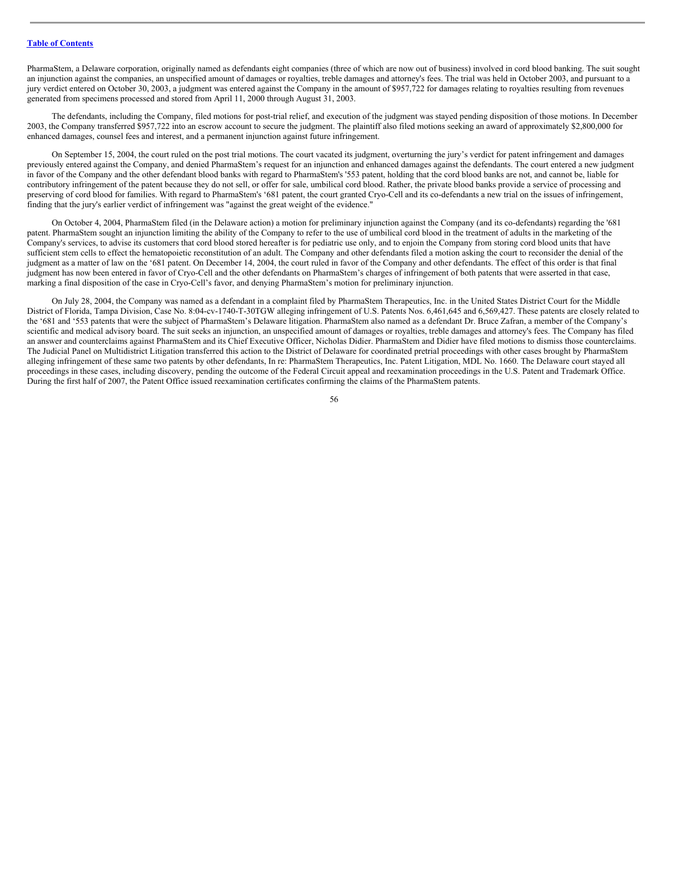PharmaStem, a Delaware corporation, originally named as defendants eight companies (three of which are now out of business) involved in cord blood banking. The suit sought an injunction against the companies, an unspecified amount of damages or royalties, treble damages and attorney's fees. The trial was held in October 2003, and pursuant to a jury verdict entered on October 30, 2003, a judgment was entered against the Company in the amount of $957,722 for damages relating to royalties resulting from revenues generated from specimens processed and stored from April 11, 2000 through August 31, 2003.

The defendants, including the Company, filed motions for post-trial relief, and execution of the judgment was stayed pending disposition of those motions. In December 2003, the Company transferred $957,722 into an escrow account to secure the judgment. The plaintiff also filed motions seeking an award of approximately $2,800,000 for enhanced damages, counsel fees and interest, and a permanent injunction against future infringement.

On September 15, 2004, the court ruled on the post trial motions. The court vacated its judgment, overturning the jury's verdict for patent infringement and damages previously entered against the Company, and denied PharmaStem's request for an injunction and enhanced damages against the defendants. The court entered a new judgment in favor of the Company and the other defendant blood banks with regard to PharmaStem's '553 patent, holding that the cord blood banks are not, and cannot be, liable for contributory infringement of the patent because they do not sell, or offer for sale, umbilical cord blood. Rather, the private blood banks provide a service of processing and preserving of cord blood for families. With regard to PharmaStem's '681 patent, the court granted Cryo-Cell and its co-defendants a new trial on the issues of infringement, finding that the jury's earlier verdict of infringement was "against the great weight of the evidence."

On October 4, 2004, PharmaStem filed (in the Delaware action) a motion for preliminary injunction against the Company (and its co-defendants) regarding the '681 patent. PharmaStem sought an injunction limiting the ability of the Company to refer to the use of umbilical cord blood in the treatment of adults in the marketing of the Company's services, to advise its customers that cord blood stored hereafter is for pediatric use only, and to enjoin the Company from storing cord blood units that have sufficient stem cells to effect the hematopoietic reconstitution of an adult. The Company and other defendants filed a motion asking the court to reconsider the denial of the judgment as a matter of law on the '681 patent. On December 14, 2004, the court ruled in favor of the Company and other defendants. The effect of this order is that final judgment has now been entered in favor of Cryo-Cell and the other defendants on PharmaStem's charges of infringement of both patents that were asserted in that case, marking a final disposition of the case in Cryo-Cell's favor, and denying PharmaStem's motion for preliminary injunction.

On July 28, 2004, the Company was named as a defendant in a complaint filed by PharmaStem Therapeutics, Inc. in the United States District Court for the Middle District of Florida, Tampa Division, Case No. 8:04-cv-1740-T-30TGW alleging infringement of U.S. Patents Nos. 6,461,645 and 6,569,427. These patents are closely related to the '681 and '553 patents that were the subject of PharmaStem's Delaware litigation. PharmaStem also named as a defendant Dr. Bruce Zafran, a member of the Company's scientific and medical advisory board. The suit seeks an injunction, an unspecified amount of damages or royalties, treble damages and attorney's fees. The Company has filed an answer and counterclaims against PharmaStem and its Chief Executive Officer, Nicholas Didier. PharmaStem and Didier have filed motions to dismiss those counterclaims. The Judicial Panel on Multidistrict Litigation transferred this action to the District of Delaware for coordinated pretrial proceedings with other cases brought by PharmaStem alleging infringement of these same two patents by other defendants, In re: PharmaStem Therapeutics, Inc. Patent Litigation, MDL No. 1660. The Delaware court stayed all proceedings in these cases, including discovery, pending the outcome of the Federal Circuit appeal and reexamination proceedings in the U.S. Patent and Trademark Office. During the first half of 2007, the Patent Office issued reexamination certificates confirming the claims of the PharmaStem patents.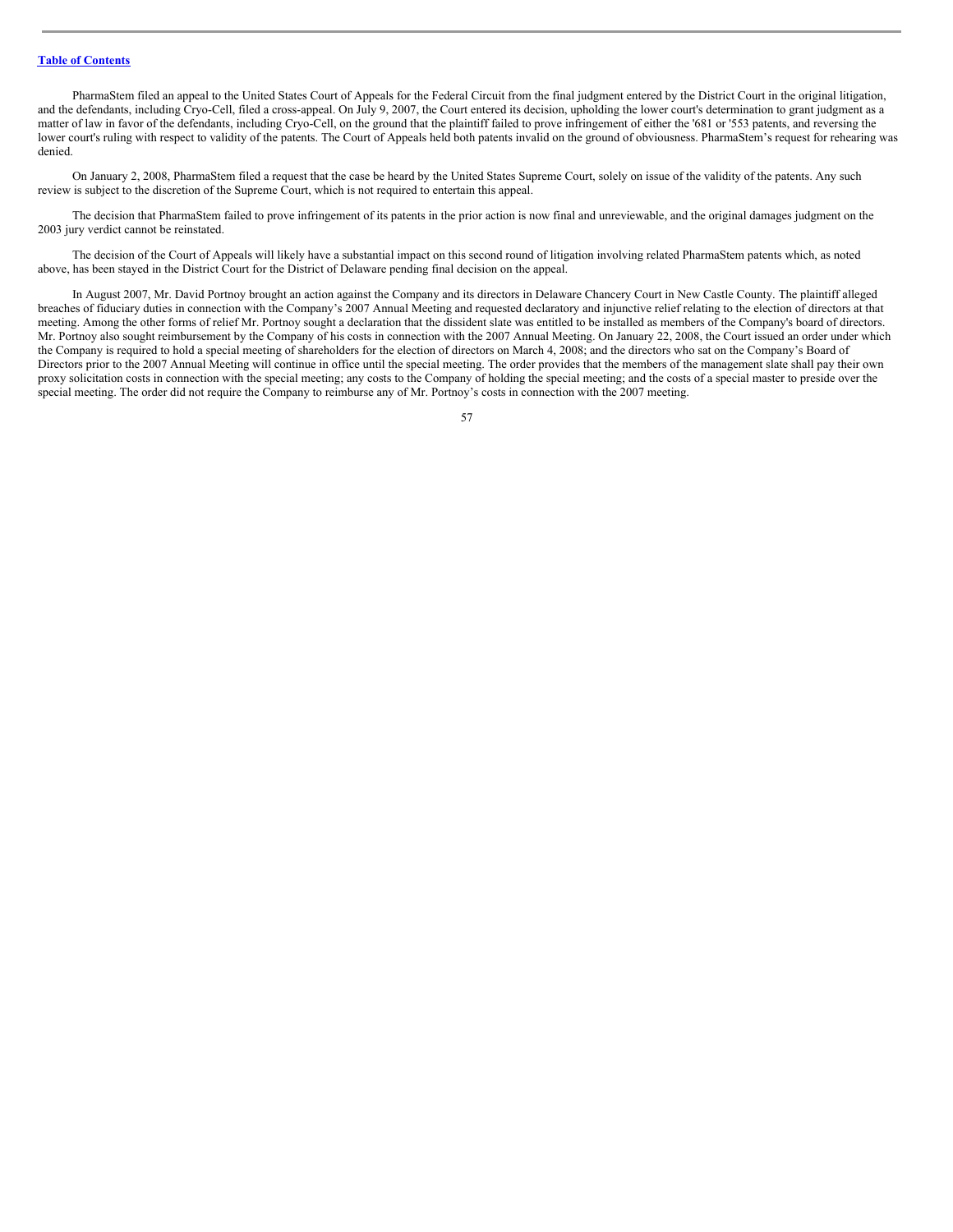PharmaStem filed an appeal to the United States Court of Appeals for the Federal Circuit from the final judgment entered by the District Court in the original litigation, and the defendants, including Cryo-Cell, filed a cross-appeal. On July 9, 2007, the Court entered its decision, upholding the lower court's determination to grant judgment as a matter of law in favor of the defendants, including Cryo-Cell, on the ground that the plaintiff failed to prove infringement of either the '681 or '553 patents, and reversing the lower court's ruling with respect to validity of the patents. The Court of Appeals held both patents invalid on the ground of obviousness. PharmaStem's request for rehearing was denied.

On January 2, 2008, PharmaStem filed a request that the case be heard by the United States Supreme Court, solely on issue of the validity of the patents. Any such review is subject to the discretion of the Supreme Court, which is not required to entertain this appeal.

The decision that PharmaStem failed to prove infringement of its patents in the prior action is now final and unreviewable, and the original damages judgment on the 2003 jury verdict cannot be reinstated.

The decision of the Court of Appeals will likely have a substantial impact on this second round of litigation involving related PharmaStem patents which, as noted above, has been stayed in the District Court for the District of Delaware pending final decision on the appeal.

In August 2007, Mr. David Portnoy brought an action against the Company and its directors in Delaware Chancery Court in New Castle County. The plaintiff alleged breaches of fiduciary duties in connection with the Company's 2007 Annual Meeting and requested declaratory and injunctive relief relating to the election of directors at that meeting. Among the other forms of relief Mr. Portnoy sought a declaration that the dissident slate was entitled to be installed as members of the Company's board of directors. Mr. Portnoy also sought reimbursement by the Company of his costs in connection with the 2007 Annual Meeting. On January 22, 2008, the Court issued an order under which the Company is required to hold a special meeting of shareholders for the election of directors on March 4, 2008; and the directors who sat on the Company's Board of Directors prior to the 2007 Annual Meeting will continue in office until the special meeting. The order provides that the members of the management slate shall pay their own proxy solicitation costs in connection with the special meeting; any costs to the Company of holding the special meeting; and the costs of a special master to preside over the special meeting. The order did not require the Company to reimburse any of Mr. Portnoy's costs in connection with the 2007 meeting.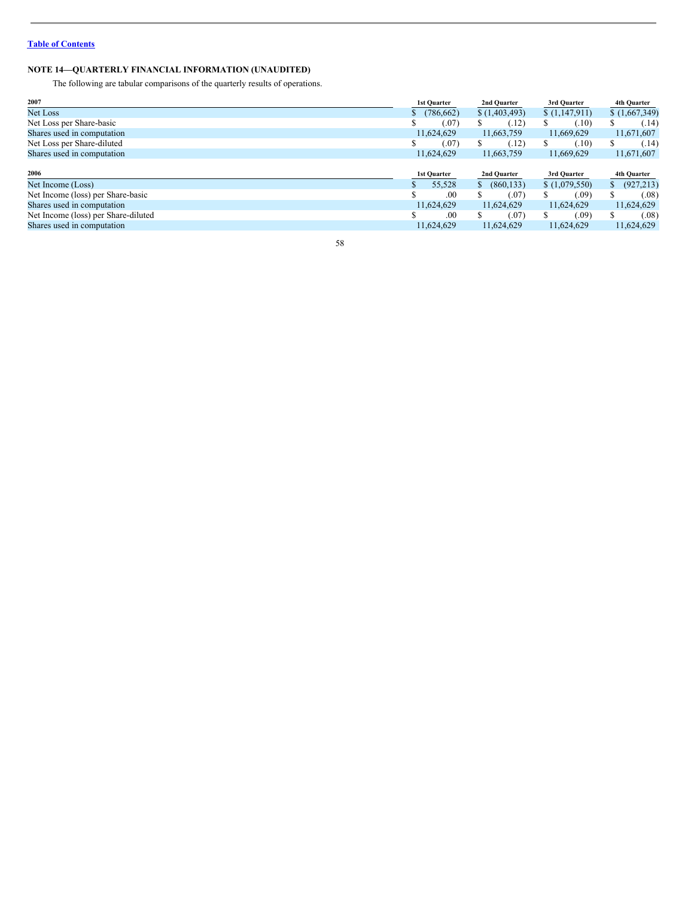## NOTE 14—QUARTERLY FINANCIAL INFORMATION (UNAUDITED)

The following are tabular comparisons of the quarterly results of operations.

| 2007 | 1st Quarter | 2nd Quarter | 3rd Quarter | 4th Quarter |
|---|---|---|---|---|
| Net Loss | $ (786,662) | $ (1,403,493) | $ (1,147,911) | $ (1,667,349) |
| Net Loss per Share-basic | $ (.07) | $ (.12) | $ (.10) | $ (.14) |
| Shares used in computation | 11,624,629 | 11,663,759 | 11,669,629 | 11,671,607 |
| Net Loss per Share-diluted | $ (.07) | $ (.12) | $ (.10) | $ (.14) |
| Shares used in computation | 11,624,629 | 11,663,759 | 11,669,629 | 11,671,607 |

| 2006 | 1st Quarter | 2nd Quarter | 3rd Quarter | 4th Quarter |
|---|---|---|---|---|
| Net Income (Loss) | $ 55,528 | $ (860,133) | $ (1,079,550) | $ (927,213) |
| Net Income (loss) per Share-basic | $ .00 | $ (.07) | $ (.09) | $ (.08) |
| Shares used in computation | 11,624,629 | 11,624,629 | 11,624,629 | 11,624,629 |
| Net Income (loss) per Share-diluted | $ .00 | $ (.07) | $ (.09) | $ (.08) |
| Shares used in computation | 11,624,629 | 11,624,629 | 11,624,629 | 11,624,629 |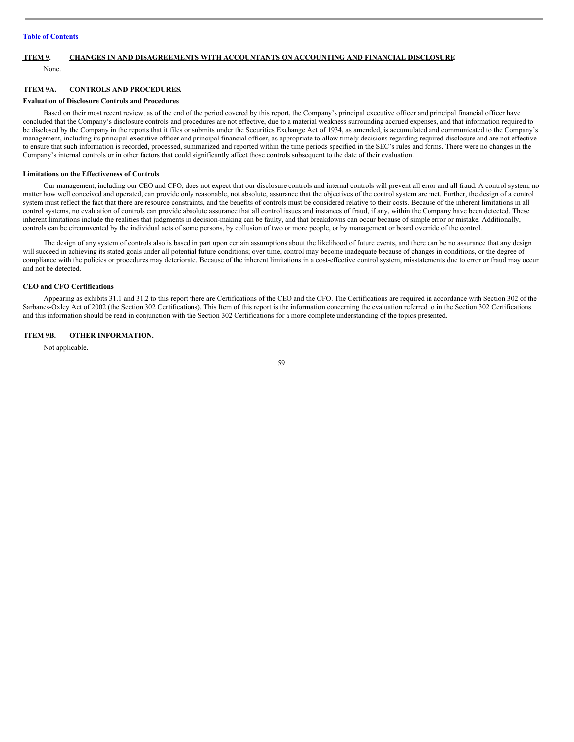## ITEM 9. CHANGES IN AND DISAGREEMENTS WITH ACCOUNTANTS ON ACCOUNTING AND FINANCIAL DISCLOSURE.

None.

## ITEM 9A. CONTROLS AND PROCEDURES.

**Evaluation of Disclosure Controls and Procedures**

Based on their most recent review, as of the end of the period covered by this report, the Company's principal executive officer and principal financial officer have concluded that the Company's disclosure controls and procedures are not effective, due to a material weakness surrounding accrued expenses, and that information required to be disclosed by the Company in the reports that it files or submits under the Securities Exchange Act of 1934, as amended, is accumulated and communicated to the Company's management, including its principal executive officer and principal financial officer, as appropriate to allow timely decisions regarding required disclosure and are not effective to ensure that such information is recorded, processed, summarized and reported within the time periods specified in the SEC's rules and forms. There were no changes in the Company's internal controls or in other factors that could significantly affect those controls subsequent to the date of their evaluation.

**Limitations on the Effectiveness of Controls**

Our management, including our CEO and CFO, does not expect that our disclosure controls and internal controls will prevent all error and all fraud. A control system, no matter how well conceived and operated, can provide only reasonable, not absolute, assurance that the objectives of the control system are met. Further, the design of a control system must reflect the fact that there are resource constraints, and the benefits of controls must be considered relative to their costs. Because of the inherent limitations in all control systems, no evaluation of controls can provide absolute assurance that all control issues and instances of fraud, if any, within the Company have been detected. These inherent limitations include the realities that judgments in decision-making can be faulty, and that breakdowns can occur because of simple error or mistake. Additionally, controls can be circumvented by the individual acts of some persons, by collusion of two or more people, or by management or board override of the control.

The design of any system of controls also is based in part upon certain assumptions about the likelihood of future events, and there can be no assurance that any design will succeed in achieving its stated goals under all potential future conditions; over time, control may become inadequate because of changes in conditions, or the degree of compliance with the policies or procedures may deteriorate. Because of the inherent limitations in a cost-effective control system, misstatements due to error or fraud may occur and not be detected.

**CEO and CFO Certifications**

Appearing as exhibits 31.1 and 31.2 to this report there are Certifications of the CEO and the CFO. The Certifications are required in accordance with Section 302 of the Sarbanes-Oxley Act of 2002 (the Section 302 Certifications). This Item of this report is the information concerning the evaluation referred to in the Section 302 Certifications and this information should be read in conjunction with the Section 302 Certifications for a more complete understanding of the topics presented.

## ITEM 9B. OTHER INFORMATION.

Not applicable.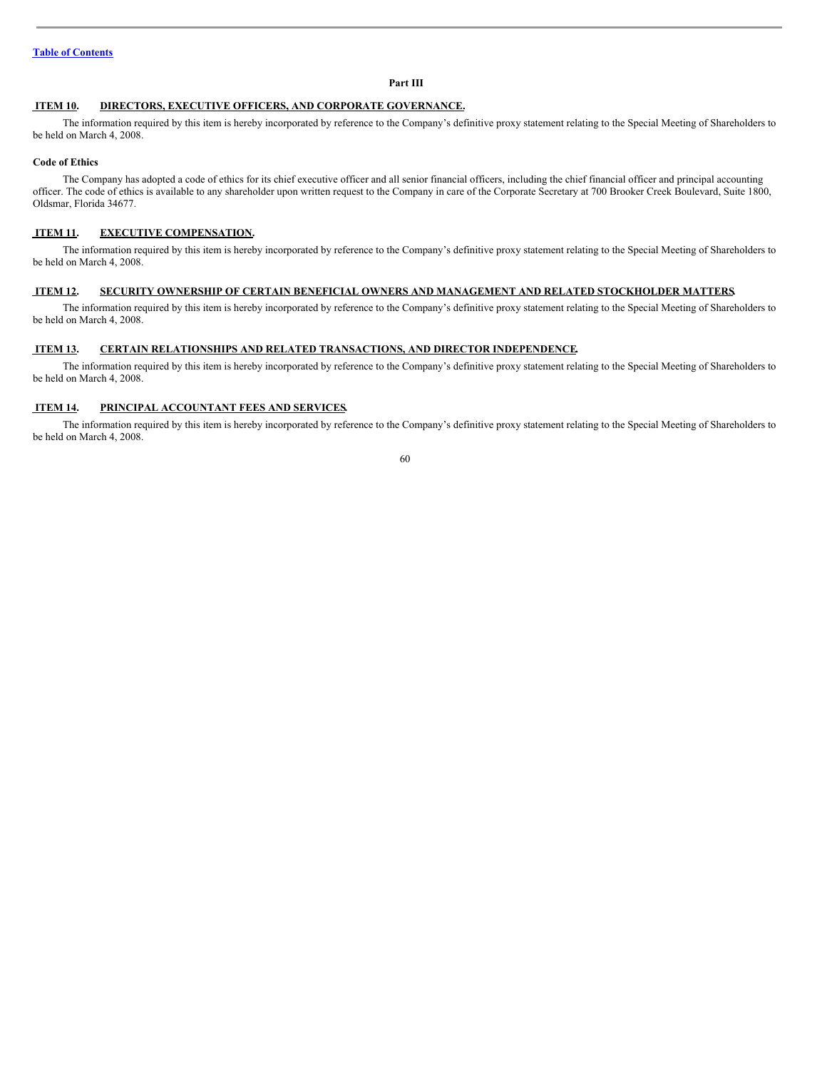[Table of Contents](#)

## Part III

### ITEM 10. DIRECTORS, EXECUTIVE OFFICERS, AND CORPORATE GOVERNANCE.

The information required by this item is hereby incorporated by reference to the Company's definitive proxy statement relating to the Special Meeting of Shareholders to be held on March 4, 2008.

**Code of Ethics**

The Company has adopted a code of ethics for its chief executive officer and all senior financial officers, including the chief financial officer and principal accounting officer. The code of ethics is available to any shareholder upon written request to the Company in care of the Corporate Secretary at 700 Brooker Creek Boulevard, Suite 1800, Oldsmar, Florida 34677.

### ITEM 11. EXECUTIVE COMPENSATION.

The information required by this item is hereby incorporated by reference to the Company's definitive proxy statement relating to the Special Meeting of Shareholders to be held on March 4, 2008.

### ITEM 12. SECURITY OWNERSHIP OF CERTAIN BENEFICIAL OWNERS AND MANAGEMENT AND RELATED STOCKHOLDER MATTERS.

The information required by this item is hereby incorporated by reference to the Company's definitive proxy statement relating to the Special Meeting of Shareholders to be held on March 4, 2008.

### ITEM 13. CERTAIN RELATIONSHIPS AND RELATED TRANSACTIONS, AND DIRECTOR INDEPENDENCE.

The information required by this item is hereby incorporated by reference to the Company's definitive proxy statement relating to the Special Meeting of Shareholders to be held on March 4, 2008.

### ITEM 14. PRINCIPAL ACCOUNTANT FEES AND SERVICES.

The information required by this item is hereby incorporated by reference to the Company's definitive proxy statement relating to the Special Meeting of Shareholders to be held on March 4, 2008.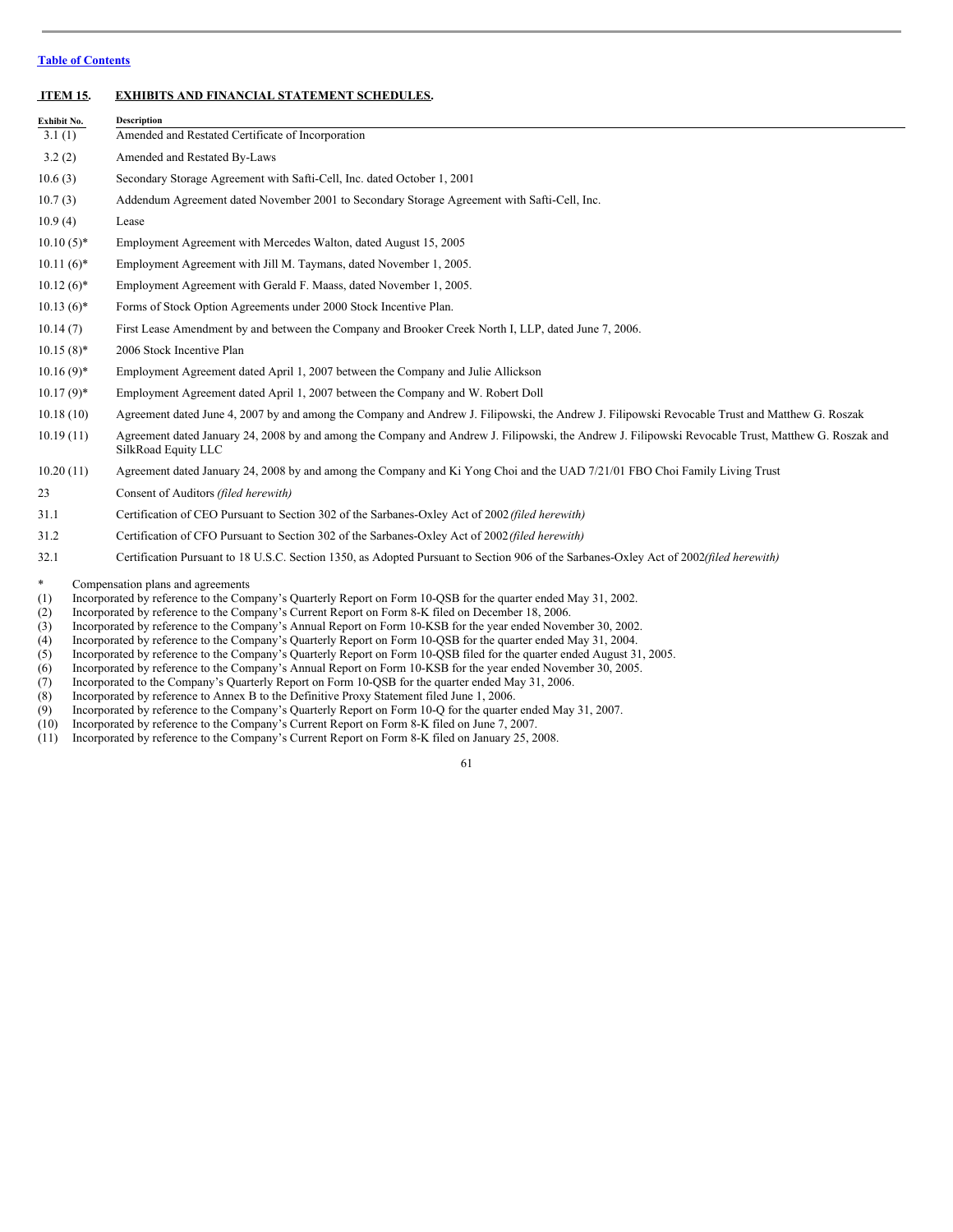[Table of Contents](#)

## ITEM 15. EXHIBITS AND FINANCIAL STATEMENT SCHEDULES.

| Exhibit No. | Description |
|---|---|
| 3.1 (1) | Amended and Restated Certificate of Incorporation |
| 3.2 (2) | Amended and Restated By-Laws |
| 10.6 (3) | Secondary Storage Agreement with Safti-Cell, Inc. dated October 1, 2001 |
| 10.7 (3) | Addendum Agreement dated November 2001 to Secondary Storage Agreement with Safti-Cell, Inc. |
| 10.9 (4) | Lease |
| 10.10 (5)* | Employment Agreement with Mercedes Walton, dated August 15, 2005 |
| 10.11 (6)* | Employment Agreement with Jill M. Taymans, dated November 1, 2005. |
| 10.12 (6)* | Employment Agreement with Gerald F. Maass, dated November 1, 2005. |
| 10.13 (6)* | Forms of Stock Option Agreements under 2000 Stock Incentive Plan. |
| 10.14 (7) | First Lease Amendment by and between the Company and Brooker Creek North I, LLP, dated June 7, 2006. |
| 10.15 (8)* | 2006 Stock Incentive Plan |
| 10.16 (9)* | Employment Agreement dated April 1, 2007 between the Company and Julie Allickson |
| 10.17 (9)* | Employment Agreement dated April 1, 2007 between the Company and W. Robert Doll |
| 10.18 (10) | Agreement dated June 4, 2007 by and among the Company and Andrew J. Filipowski, the Andrew J. Filipowski Revocable Trust and Matthew G. Roszak |
| 10.19 (11) | Agreement dated January 24, 2008 by and among the Company and Andrew J. Filipowski, the Andrew J. Filipowski Revocable Trust, Matthew G. Roszak and SilkRoad Equity LLC |
| 10.20 (11) | Agreement dated January 24, 2008 by and among the Company and Ki Yong Choi and the UAD 7/21/01 FBO Choi Family Living Trust |
| 23 | Consent of Auditors *(filed herewith)* |
| 31.1 | Certification of CEO Pursuant to Section 302 of the Sarbanes-Oxley Act of 2002 *(filed herewith)* |
| 31.2 | Certification of CFO Pursuant to Section 302 of the Sarbanes-Oxley Act of 2002 *(filed herewith)* |
| 32.1 | Certification Pursuant to 18 U.S.C. Section 1350, as Adopted Pursuant to Section 906 of the Sarbanes-Oxley Act of 2002 *(filed herewith)* |

\* Compensation plans and agreements

(1) Incorporated by reference to the Company's Quarterly Report on Form 10-QSB for the quarter ended May 31, 2002.

(2) Incorporated by reference to the Company's Current Report on Form 8-K filed on December 18, 2006.

(3) Incorporated by reference to the Company's Annual Report on Form 10-KSB for the year ended November 30, 2002.

(4) Incorporated by reference to the Company's Quarterly Report on Form 10-QSB for the quarter ended May 31, 2004.

(5) Incorporated by reference to the Company's Quarterly Report on Form 10-QSB filed for the quarter ended August 31, 2005.

(6) Incorporated by reference to the Company's Annual Report on Form 10-KSB for the year ended November 30, 2005.

(7) Incorporated to the Company's Quarterly Report on Form 10-QSB for the quarter ended May 31, 2006.

(8) Incorporated by reference to Annex B to the Definitive Proxy Statement filed June 1, 2006.

(9) Incorporated by reference to the Company's Quarterly Report on Form 10-Q for the quarter ended May 31, 2007.

(10) Incorporated by reference to the Company's Current Report on Form 8-K filed on June 7, 2007.

(11) Incorporated by reference to the Company's Current Report on Form 8-K filed on January 25, 2008.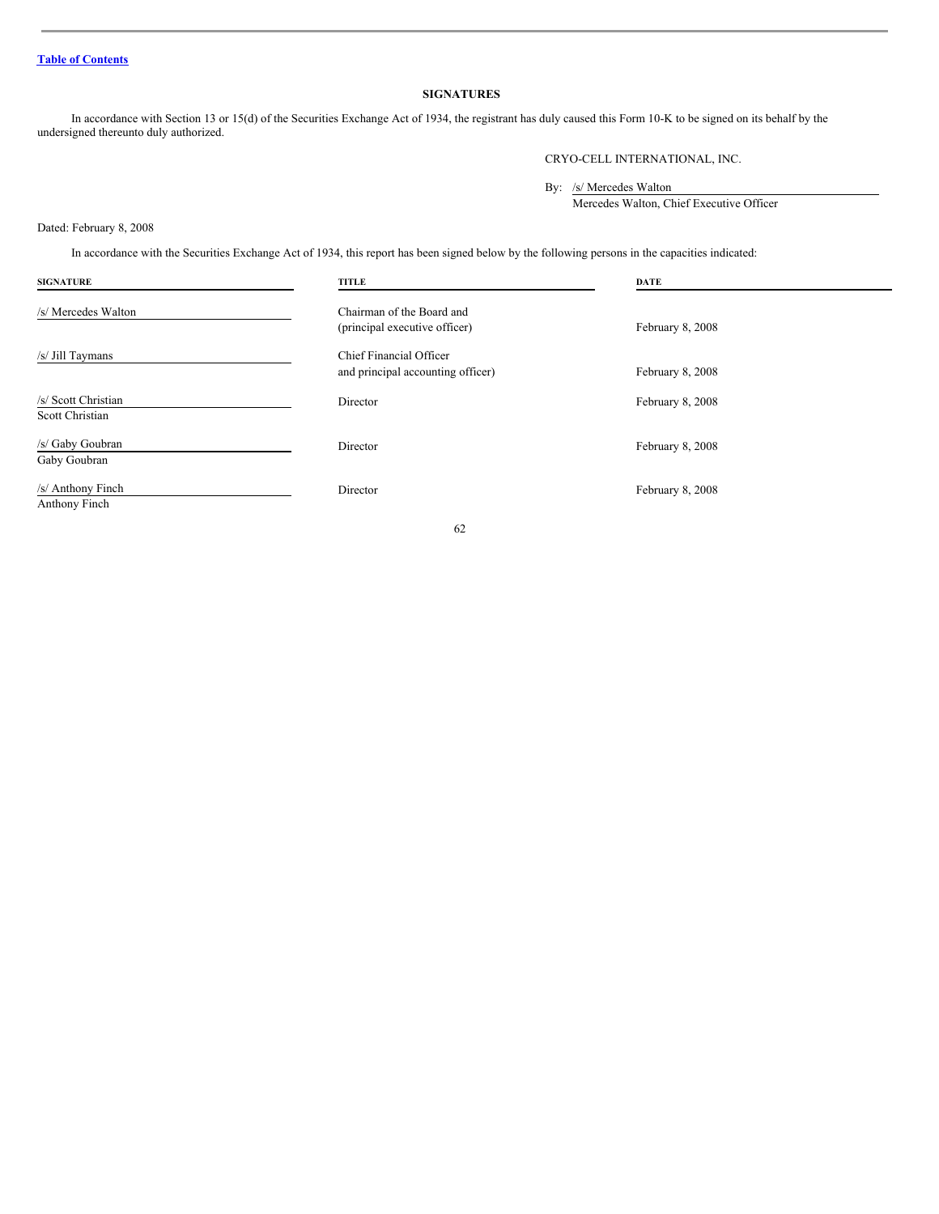[Table of Contents](#)

## SIGNATURES

In accordance with Section 13 or 15(d) of the Securities Exchange Act of 1934, the registrant has duly caused this Form 10-K to be signed on its behalf by the undersigned thereunto duly authorized.

CRYO-CELL INTERNATIONAL, INC.

By: /s/ Mercedes Walton
Mercedes Walton, Chief Executive Officer

Dated: February 8, 2008

In accordance with the Securities Exchange Act of 1934, this report has been signed below by the following persons in the capacities indicated:

| SIGNATURE | TITLE | DATE |
|---|---|---|
| /s/ Mercedes Walton | Chairman of the Board and (principal executive officer) | February 8, 2008 |
| /s/ Jill Taymans | Chief Financial Officer and principal accounting officer) | February 8, 2008 |
| /s/ Scott Christian<br>Scott Christian | Director | February 8, 2008 |
| /s/ Gaby Goubran<br>Gaby Goubran | Director | February 8, 2008 |
| /s/ Anthony Finch<br>Anthony Finch | Director | February 8, 2008 |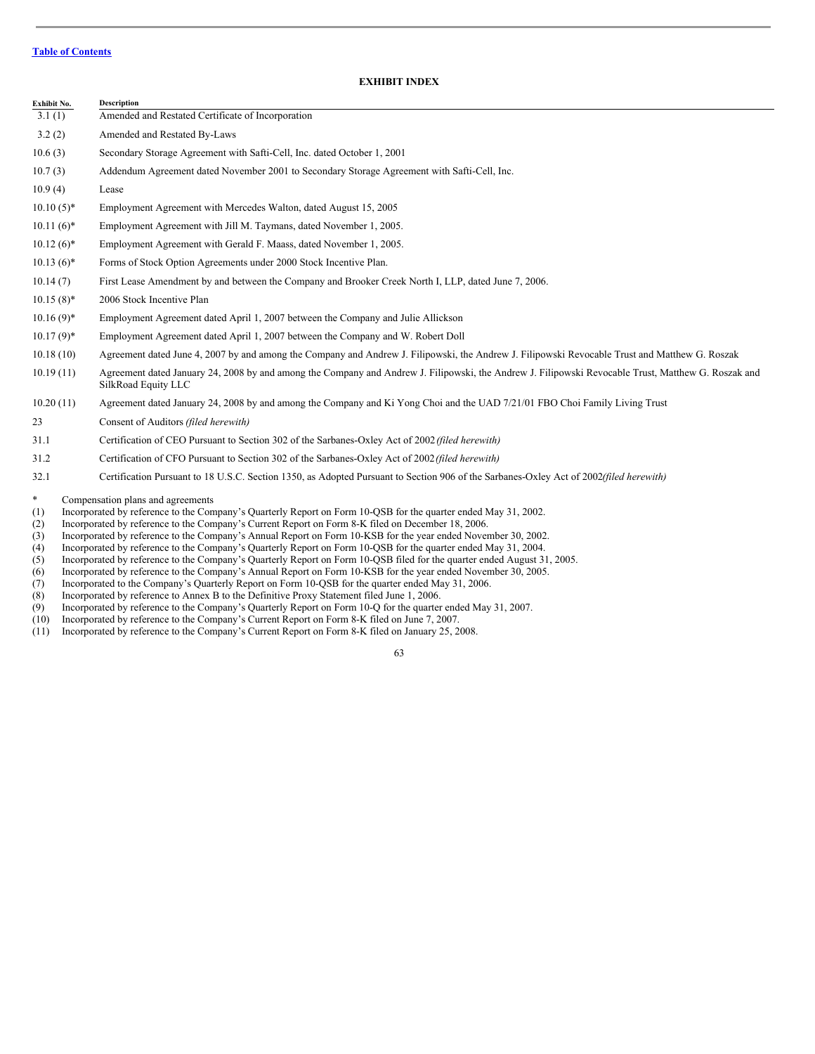[Table of Contents](#)

## EXHIBIT INDEX

| Exhibit No. | Description |
|---|---|
| 3.1 (1) | Amended and Restated Certificate of Incorporation |
| 3.2 (2) | Amended and Restated By-Laws |
| 10.6 (3) | Secondary Storage Agreement with Safti-Cell, Inc. dated October 1, 2001 |
| 10.7 (3) | Addendum Agreement dated November 2001 to Secondary Storage Agreement with Safti-Cell, Inc. |
| 10.9 (4) | Lease |
| 10.10 (5)* | Employment Agreement with Mercedes Walton, dated August 15, 2005 |
| 10.11 (6)* | Employment Agreement with Jill M. Taymans, dated November 1, 2005. |
| 10.12 (6)* | Employment Agreement with Gerald F. Maass, dated November 1, 2005. |
| 10.13 (6)* | Forms of Stock Option Agreements under 2000 Stock Incentive Plan. |
| 10.14 (7) | First Lease Amendment by and between the Company and Brooker Creek North I, LLP, dated June 7, 2006. |
| 10.15 (8)* | 2006 Stock Incentive Plan |
| 10.16 (9)* | Employment Agreement dated April 1, 2007 between the Company and Julie Allickson |
| 10.17 (9)* | Employment Agreement dated April 1, 2007 between the Company and W. Robert Doll |
| 10.18 (10) | Agreement dated June 4, 2007 by and among the Company and Andrew J. Filipowski, the Andrew J. Filipowski Revocable Trust and Matthew G. Roszak |
| 10.19 (11) | Agreement dated January 24, 2008 by and among the Company and Andrew J. Filipowski, the Andrew J. Filipowski Revocable Trust, Matthew G. Roszak and SilkRoad Equity LLC |
| 10.20 (11) | Agreement dated January 24, 2008 by and among the Company and Ki Yong Choi and the UAD 7/21/01 FBO Choi Family Living Trust |
| 23 | Consent of Auditors *(filed herewith)* |
| 31.1 | Certification of CEO Pursuant to Section 302 of the Sarbanes-Oxley Act of 2002 *(filed herewith)* |
| 31.2 | Certification of CFO Pursuant to Section 302 of the Sarbanes-Oxley Act of 2002 *(filed herewith)* |
| 32.1 | Certification Pursuant to 18 U.S.C. Section 1350, as Adopted Pursuant to Section 906 of the Sarbanes-Oxley Act of 2002 *(filed herewith)* |

\* Compensation plans and agreements

(1) Incorporated by reference to the Company's Quarterly Report on Form 10-QSB for the quarter ended May 31, 2002.
(2) Incorporated by reference to the Company's Current Report on Form 8-K filed on December 18, 2006.
(3) Incorporated by reference to the Company's Annual Report on Form 10-KSB for the year ended November 30, 2002.
(4) Incorporated by reference to the Company's Quarterly Report on Form 10-QSB for the quarter ended May 31, 2004.
(5) Incorporated by reference to the Company's Quarterly Report on Form 10-QSB filed for the quarter ended August 31, 2005.
(6) Incorporated by reference to the Company's Annual Report on Form 10-KSB for the year ended November 30, 2005.
(7) Incorporated to the Company's Quarterly Report on Form 10-QSB for the quarter ended May 31, 2006.
(8) Incorporated by reference to Annex B to the Definitive Proxy Statement filed June 1, 2006.
(9) Incorporated by reference to the Company's Quarterly Report on Form 10-Q for the quarter ended May 31, 2007.
(10) Incorporated by reference to the Company's Current Report on Form 8-K filed on June 7, 2007.
(11) Incorporated by reference to the Company's Current Report on Form 8-K filed on January 25, 2008.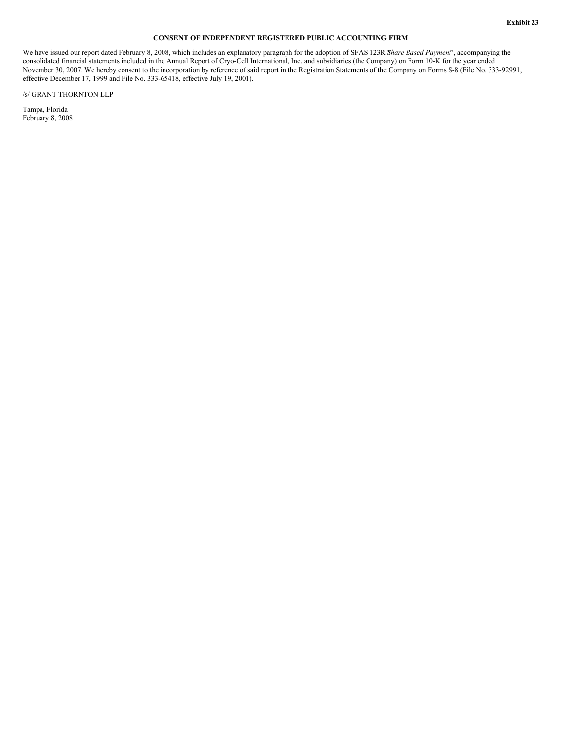Exhibit 23

# CONSENT OF INDEPENDENT REGISTERED PUBLIC ACCOUNTING FIRM

We have issued our report dated February 8, 2008, which includes an explanatory paragraph for the adoption of SFAS 123R "*Share Based Payment*", accompanying the consolidated financial statements included in the Annual Report of Cryo-Cell International, Inc. and subsidiaries (the Company) on Form 10-K for the year ended November 30, 2007. We hereby consent to the incorporation by reference of said report in the Registration Statements of the Company on Forms S-8 (File No. 333-92991, effective December 17, 1999 and File No. 333-65418, effective July 19, 2001).

/s/ GRANT THORNTON LLP

Tampa, Florida
February 8, 2008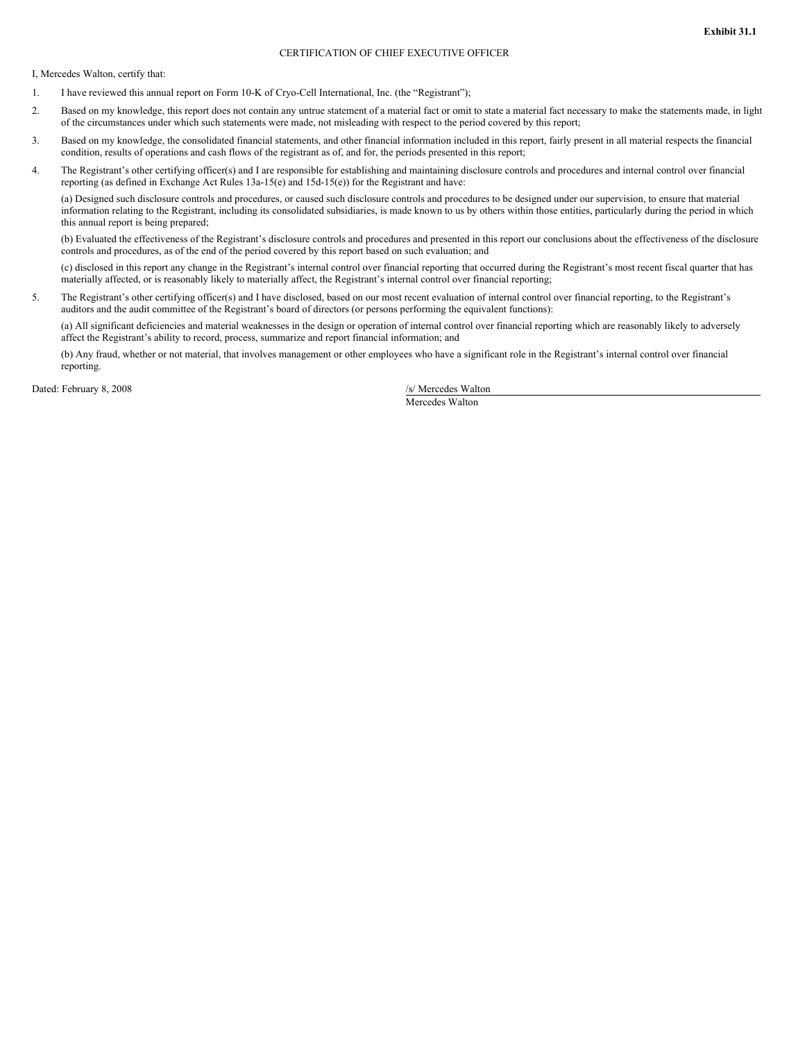**Exhibit 31.1**

CERTIFICATION OF CHIEF EXECUTIVE OFFICER

I, Mercedes Walton, certify that:

1. I have reviewed this annual report on Form 10-K of Cryo-Cell International, Inc. (the "Registrant");

2. Based on my knowledge, this report does not contain any untrue statement of a material fact or omit to state a material fact necessary to make the statements made, in light of the circumstances under which such statements were made, not misleading with respect to the period covered by this report;

3. Based on my knowledge, the consolidated financial statements, and other financial information included in this report, fairly present in all material respects the financial condition, results of operations and cash flows of the registrant as of, and for, the periods presented in this report;

4. The Registrant's other certifying officer(s) and I are responsible for establishing and maintaining disclosure controls and procedures and internal control over financial reporting (as defined in Exchange Act Rules 13a-15(e) and 15d-15(e)) for the Registrant and have:

   (a) Designed such disclosure controls and procedures, or caused such disclosure controls and procedures to be designed under our supervision, to ensure that material information relating to the Registrant, including its consolidated subsidiaries, is made known to us by others within those entities, particularly during the period in which this annual report is being prepared;

   (b) Evaluated the effectiveness of the Registrant's disclosure controls and procedures and presented in this report our conclusions about the effectiveness of the disclosure controls and procedures, as of the end of the period covered by this report based on such evaluation; and

   (c) disclosed in this report any change in the Registrant's internal control over financial reporting that occurred during the Registrant's most recent fiscal quarter that has materially affected, or is reasonably likely to materially affect, the Registrant's internal control over financial reporting;

5. The Registrant's other certifying officer(s) and I have disclosed, based on our most recent evaluation of internal control over financial reporting, to the Registrant's auditors and the audit committee of the Registrant's board of directors (or persons performing the equivalent functions):

   (a) All significant deficiencies and material weaknesses in the design or operation of internal control over financial reporting which are reasonably likely to adversely affect the Registrant's ability to record, process, summarize and report financial information; and

   (b) Any fraud, whether or not material, that involves management or other employees who have a significant role in the Registrant's internal control over financial reporting.

Dated: February 8, 2008

/s/ Mercedes Walton

Mercedes Walton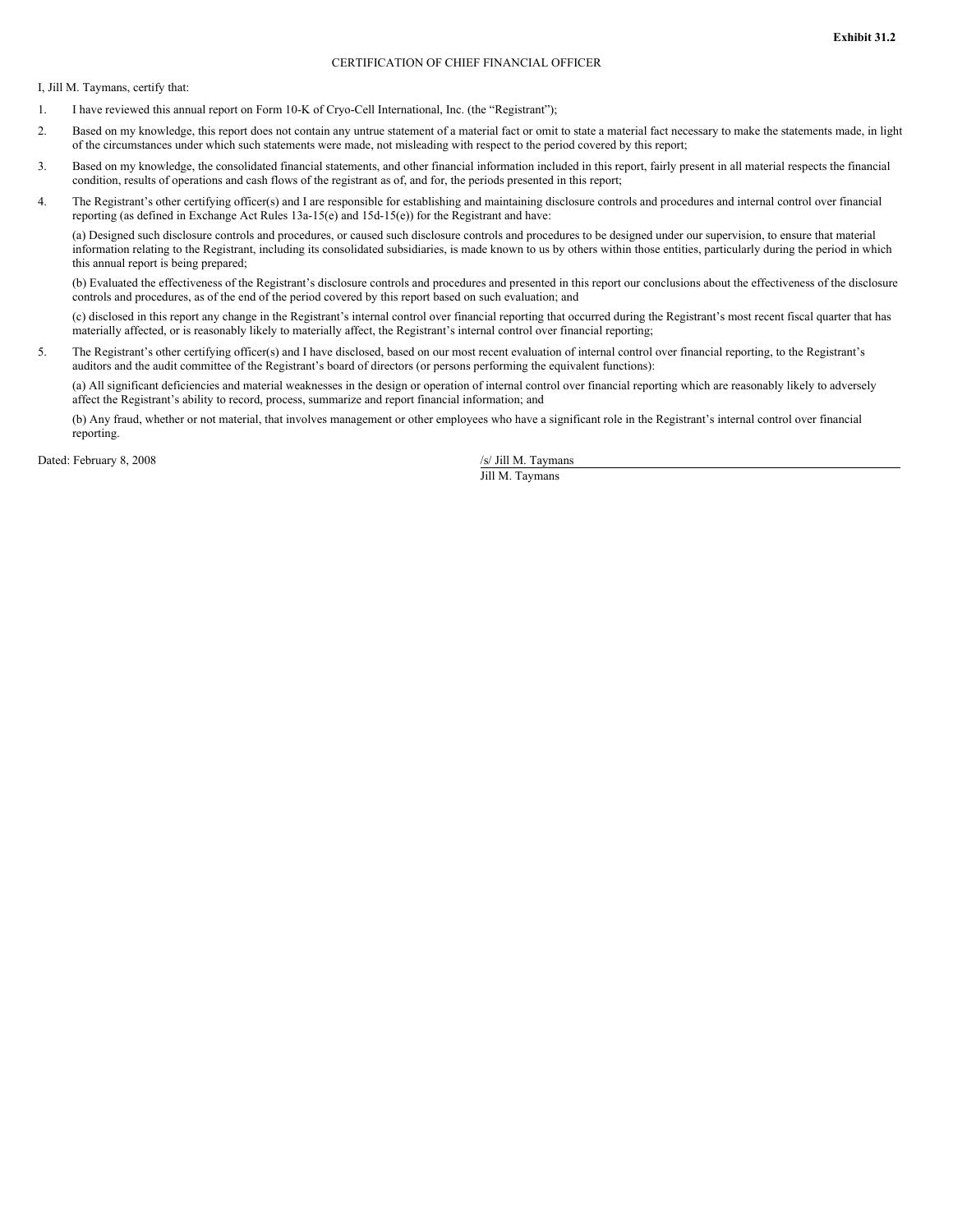**Exhibit 31.2**

CERTIFICATION OF CHIEF FINANCIAL OFFICER

I, Jill M. Taymans, certify that:

1. I have reviewed this annual report on Form 10-K of Cryo-Cell International, Inc. (the "Registrant");

2. Based on my knowledge, this report does not contain any untrue statement of a material fact or omit to state a material fact necessary to make the statements made, in light of the circumstances under which such statements were made, not misleading with respect to the period covered by this report;

3. Based on my knowledge, the consolidated financial statements, and other financial information included in this report, fairly present in all material respects the financial condition, results of operations and cash flows of the registrant as of, and for, the periods presented in this report;

4. The Registrant's other certifying officer(s) and I are responsible for establishing and maintaining disclosure controls and procedures and internal control over financial reporting (as defined in Exchange Act Rules 13a-15(e) and 15d-15(e)) for the Registrant and have:

   (a) Designed such disclosure controls and procedures, or caused such disclosure controls and procedures to be designed under our supervision, to ensure that material information relating to the Registrant, including its consolidated subsidiaries, is made known to us by others within those entities, particularly during the period in which this annual report is being prepared;

   (b) Evaluated the effectiveness of the Registrant's disclosure controls and procedures and presented in this report our conclusions about the effectiveness of the disclosure controls and procedures, as of the end of the period covered by this report based on such evaluation; and

   (c) disclosed in this report any change in the Registrant's internal control over financial reporting that occurred during the Registrant's most recent fiscal quarter that has materially affected, or is reasonably likely to materially affect, the Registrant's internal control over financial reporting;

5. The Registrant's other certifying officer(s) and I have disclosed, based on our most recent evaluation of internal control over financial reporting, to the Registrant's auditors and the audit committee of the Registrant's board of directors (or persons performing the equivalent functions):

   (a) All significant deficiencies and material weaknesses in the design or operation of internal control over financial reporting which are reasonably likely to adversely affect the Registrant's ability to record, process, summarize and report financial information; and

   (b) Any fraud, whether or not material, that involves management or other employees who have a significant role in the Registrant's internal control over financial reporting.

Dated: February 8, 2008

/s/ Jill M. Taymans

Jill M. Taymans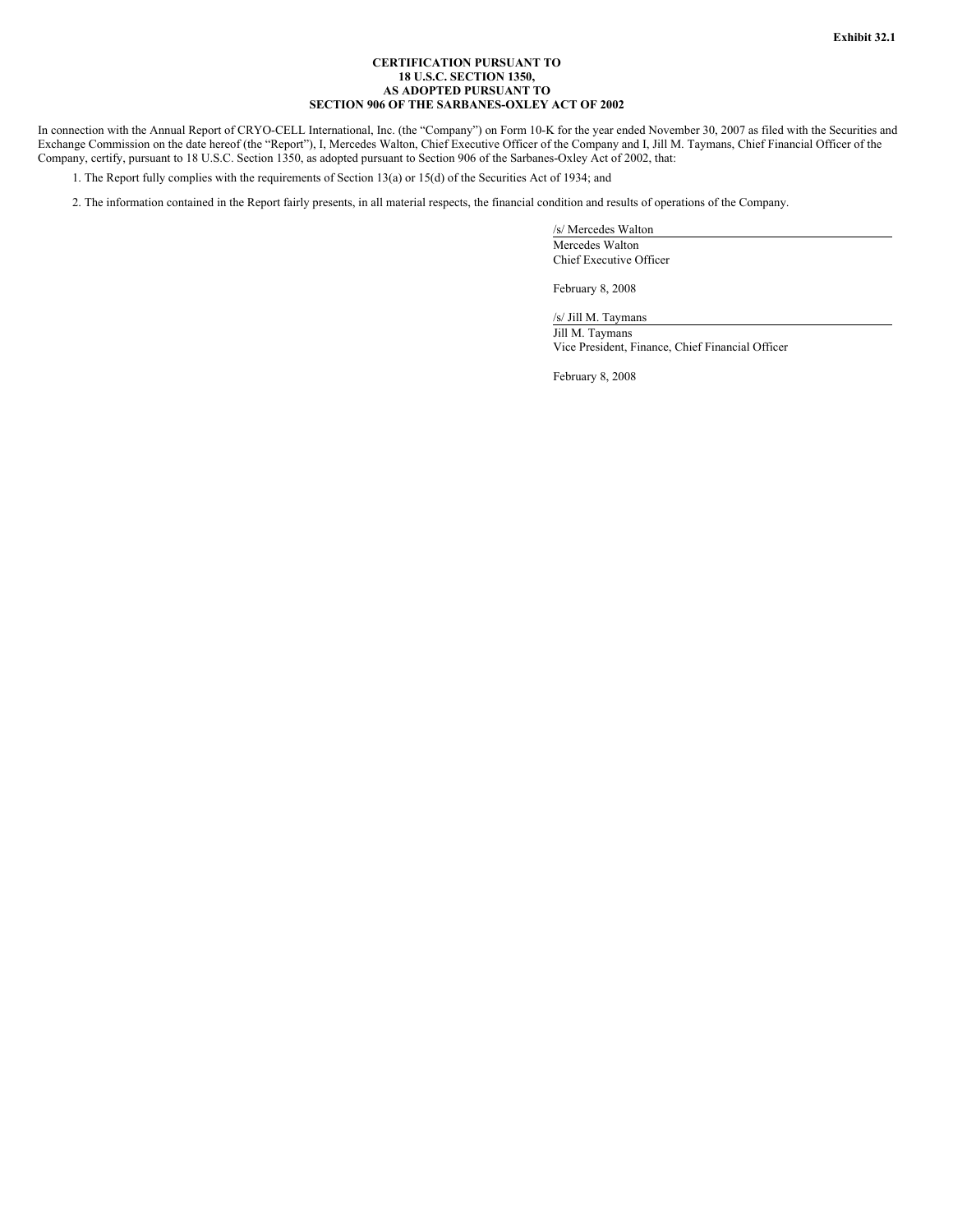**Exhibit 32.1**

**CERTIFICATION PURSUANT TO**
**18 U.S.C. SECTION 1350,**
**AS ADOPTED PURSUANT TO**
**SECTION 906 OF THE SARBANES-OXLEY ACT OF 2002**

In connection with the Annual Report of CRYO-CELL International, Inc. (the "Company") on Form 10-K for the year ended November 30, 2007 as filed with the Securities and Exchange Commission on the date hereof (the "Report"), I, Mercedes Walton, Chief Executive Officer of the Company and I, Jill M. Taymans, Chief Financial Officer of the Company, certify, pursuant to 18 U.S.C. Section 1350, as adopted pursuant to Section 906 of the Sarbanes-Oxley Act of 2002, that:

1. The Report fully complies with the requirements of Section 13(a) or 15(d) of the Securities Act of 1934; and

2. The information contained in the Report fairly presents, in all material respects, the financial condition and results of operations of the Company.

/s/ Mercedes Walton
Mercedes Walton
Chief Executive Officer

February 8, 2008

/s/ Jill M. Taymans
Jill M. Taymans
Vice President, Finance, Chief Financial Officer

February 8, 2008